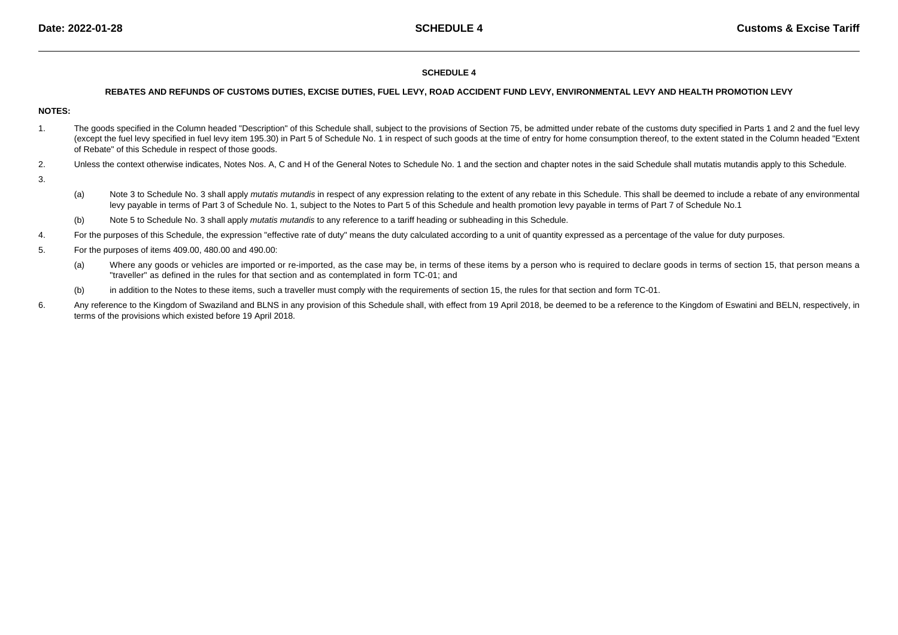# SCHEDULE 4

## REBATES AND REFUNDS OF CUSTOMS DUTIES, EXCISE DUTIES, FUEL LEVY, ROAD ACCIDENT FUND LEVY, ENVIRONMENTAL LEVY AND HEALTH PROMOTION LEVY

**NOTES:**

1. The goods specified in the Column headed "Description" of this Schedule shall, subject to the provisions of Section 75, be admitted under rebate of the customs duty specified in Parts 1 and 2 and the fuel levy (except the fuel levy specified in fuel levy item 195.30) in Part 5 of Schedule No. 1 in respect of such goods at the time of entry for home consumption thereof, to the extent stated in the Column headed "Extent of Rebate" of this Schedule in respect of those goods.

2. Unless the context otherwise indicates, Notes Nos. A, C and H of the General Notes to Schedule No. 1 and the section and chapter notes in the said Schedule shall mutatis mutandis apply to this Schedule.

3.
   (a) Note 3 to Schedule No. 3 shall apply *mutatis mutandis* in respect of any expression relating to the extent of any rebate in this Schedule. This shall be deemed to include a rebate of any environmental levy payable in terms of Part 3 of Schedule No. 1, subject to the Notes to Part 5 of this Schedule and health promotion levy payable in terms of Part 7 of Schedule No.1

   (b) Note 5 to Schedule No. 3 shall apply *mutatis mutandis* to any reference to a tariff heading or subheading in this Schedule.

4. For the purposes of this Schedule, the expression "effective rate of duty" means the duty calculated according to a unit of quantity expressed as a percentage of the value for duty purposes.

5. For the purposes of items 409.00, 480.00 and 490.00:

   (a) Where any goods or vehicles are imported or re-imported, as the case may be, in terms of these items by a person who is required to declare goods in terms of section 15, that person means a "traveller" as defined in the rules for that section and as contemplated in form TC-01; and

   (b) in addition to the Notes to these items, such a traveller must comply with the requirements of section 15, the rules for that section and form TC-01.

6. Any reference to the Kingdom of Swaziland and BLNS in any provision of this Schedule shall, with effect from 19 April 2018, be deemed to be a reference to the Kingdom of Eswatini and BELN, respectively, in terms of the provisions which existed before 19 April 2018.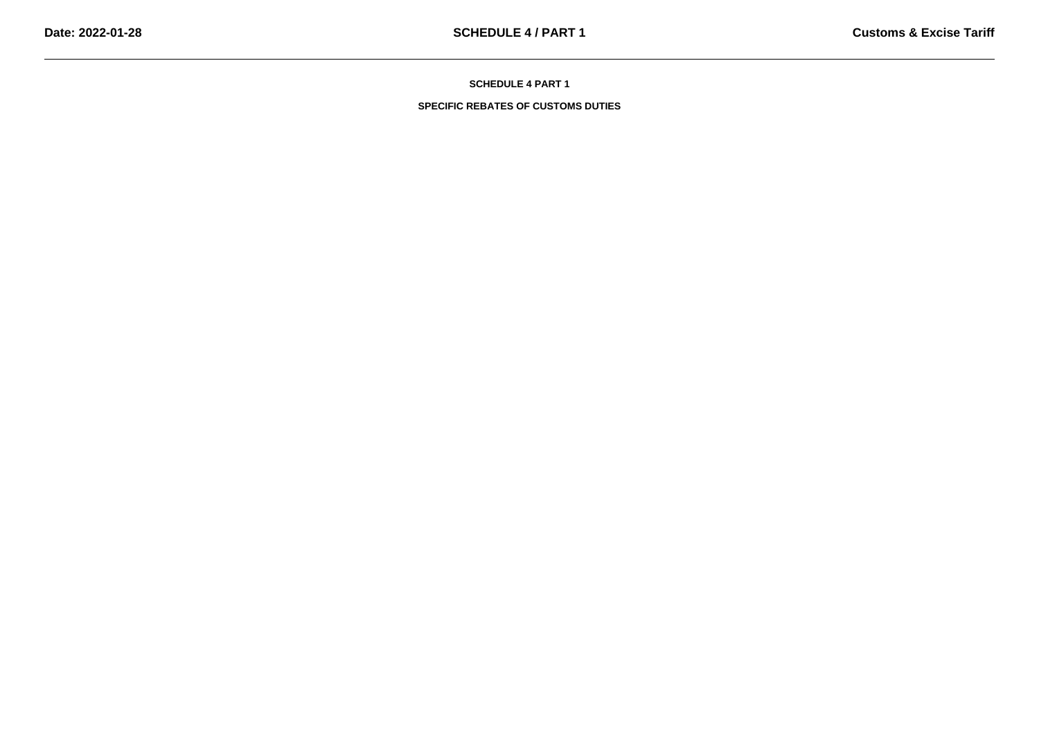# SCHEDULE 4 PART 1

## SPECIFIC REBATES OF CUSTOMS DUTIES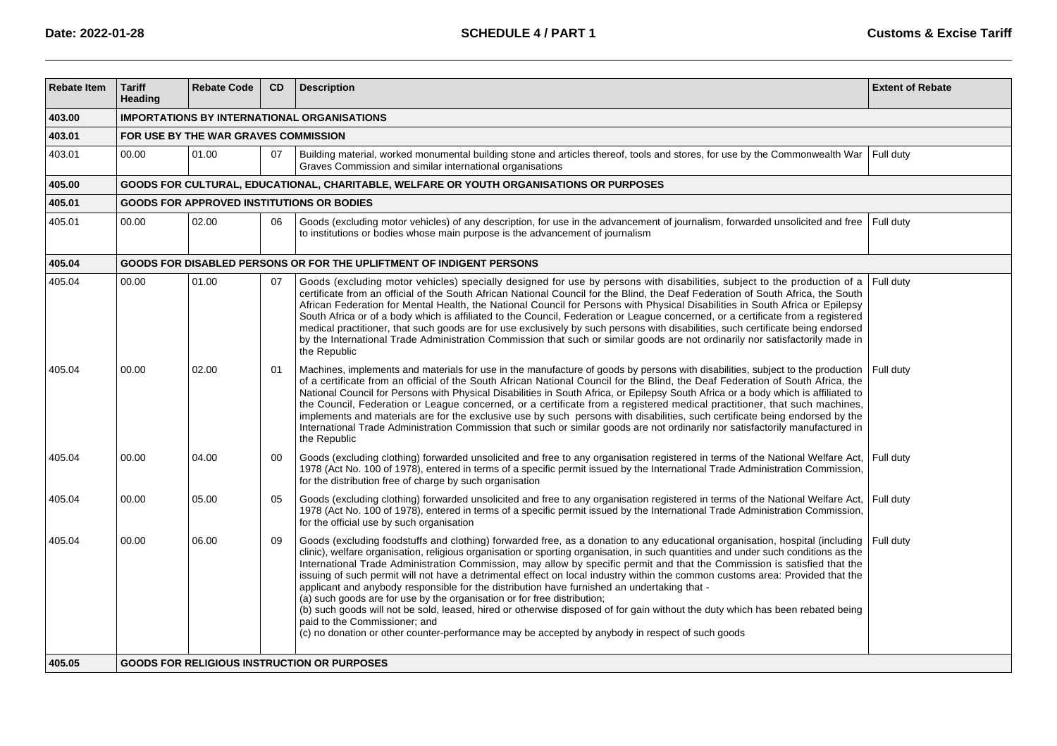| Rebate Item | Tariff Heading | Rebate Code | CD | Description | Extent of Rebate |
|---|---|---|---|---|---|
| **403.00** | **IMPORTATIONS BY INTERNATIONAL ORGANISATIONS** | | | | |
| **403.01** | **FOR USE BY THE WAR GRAVES COMMISSION** | | | | |
| 403.01 | 00.00 | 01.00 | 07 | Building material, worked monumental building stone and articles thereof, tools and stores, for use by the Commonwealth War Graves Commission and similar international organisations | Full duty |
| **405.00** | **GOODS FOR CULTURAL, EDUCATIONAL, CHARITABLE, WELFARE OR YOUTH ORGANISATIONS OR PURPOSES** | | | | |
| **405.01** | **GOODS FOR APPROVED INSTITUTIONS OR BODIES** | | | | |
| 405.01 | 00.00 | 02.00 | 06 | Goods (excluding motor vehicles) of any description, for use in the advancement of journalism, forwarded unsolicited and free to institutions or bodies whose main purpose is the advancement of journalism | Full duty |
| **405.04** | **GOODS FOR DISABLED PERSONS OR FOR THE UPLIFTMENT OF INDIGENT PERSONS** | | | | |
| 405.04 | 00.00 | 01.00 | 07 | Goods (excluding motor vehicles) specially designed for use by persons with disabilities, subject to the production of a certificate from an official of the South African National Council for the Blind, the Deaf Federation of South Africa, the South African Federation for Mental Health, the National Council for Persons with Physical Disabilities in South Africa or Epilepsy South Africa or of a body which is affiliated to the Council, Federation or League concerned, or a certificate from a registered medical practitioner, that such goods are for use exclusively by such persons with disabilities, such certificate being endorsed by the International Trade Administration Commission that such or similar goods are not ordinarily nor satisfactorily made in the Republic | Full duty |
| 405.04 | 00.00 | 02.00 | 01 | Machines, implements and materials for use in the manufacture of goods by persons with disabilities, subject to the production of a certificate from an official of the South African National Council for the Blind, the Deaf Federation of South Africa, the National Council for Persons with Physical Disabilities in South Africa, or Epilepsy South Africa or a body which is affiliated to the Council, Federation or League concerned, or a certificate from a registered medical practitioner, that such machines, implements and materials are for the exclusive use by such persons with disabilities, such certificate being endorsed by the International Trade Administration Commission that such or similar goods are not ordinarily nor satisfactorily manufactured in the Republic | Full duty |
| 405.04 | 00.00 | 04.00 | 00 | Goods (excluding clothing) forwarded unsolicited and free to any organisation registered in terms of the National Welfare Act, 1978 (Act No. 100 of 1978), entered in terms of a specific permit issued by the International Trade Administration Commission, for the distribution free of charge by such organisation | Full duty |
| 405.04 | 00.00 | 05.00 | 05 | Goods (excluding clothing) forwarded unsolicited and free to any organisation registered in terms of the National Welfare Act, 1978 (Act No. 100 of 1978), entered in terms of a specific permit issued by the International Trade Administration Commission, for the official use by such organisation | Full duty |
| 405.04 | 00.00 | 06.00 | 09 | Goods (excluding foodstuffs and clothing) forwarded free, as a donation to any educational organisation, hospital (including clinic), welfare organisation, religious organisation or sporting organisation, in such quantities and under such conditions as the International Trade Administration Commission, may allow by specific permit and that the Commission is satisfied that the issuing of such permit will not have a detrimental effect on local industry within the common customs area: Provided that the applicant and anybody responsible for the distribution have furnished an undertaking that -<br>(a) such goods are for use by the organisation or for free distribution;<br>(b) such goods will not be sold, leased, hired or otherwise disposed of for gain without the duty which has been rebated being paid to the Commissioner; and<br>(c) no donation or other counter-performance may be accepted by anybody in respect of such goods | Full duty |
| **405.05** | **GOODS FOR RELIGIOUS INSTRUCTION OR PURPOSES** | | | | |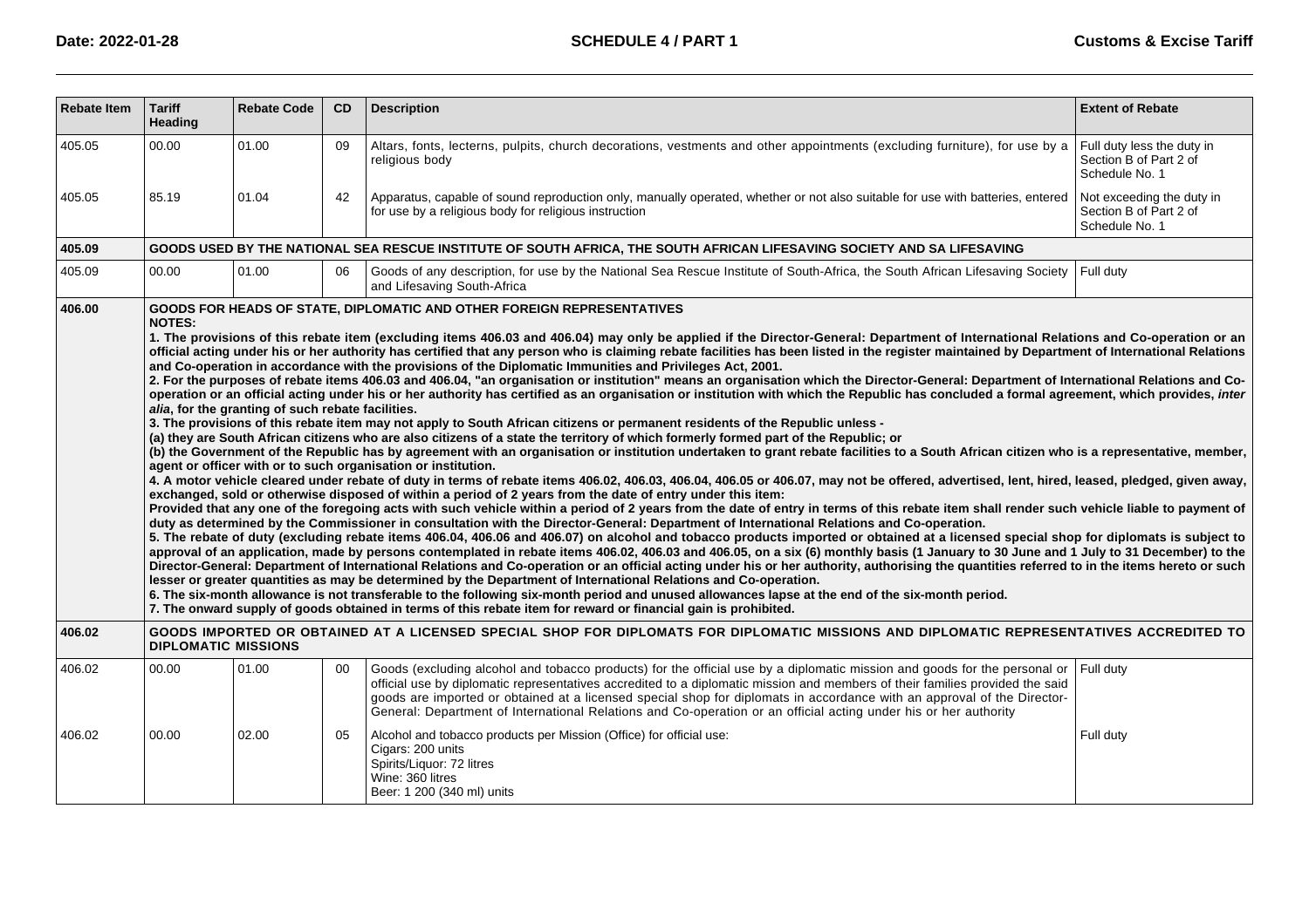| Rebate Item | Tariff Heading | Rebate Code | CD | Description | Extent of Rebate |
|---|---|---|---|---|---|
| 405.05 | 00.00 | 01.00 | 09 | Altars, fonts, lecterns, pulpits, church decorations, vestments and other appointments (excluding furniture), for use by a religious body | Full duty less the duty in Section B of Part 2 of Schedule No. 1 |
| 405.05 | 85.19 | 01.04 | 42 | Apparatus, capable of sound reproduction only, manually operated, whether or not also suitable for use with batteries, entered for use by a religious body for religious instruction | Not exceeding the duty in Section B of Part 2 of Schedule No. 1 |
| **405.09** | **GOODS USED BY THE NATIONAL SEA RESCUE INSTITUTE OF SOUTH AFRICA, THE SOUTH AFRICAN LIFESAVING SOCIETY AND SA LIFESAVING** | | | | |
| 405.09 | 00.00 | 01.00 | 06 | Goods of any description, for use by the National Sea Rescue Institute of South-Africa, the South African Lifesaving Society and Lifesaving South-Africa | Full duty |
| **406.00** | **GOODS FOR HEADS OF STATE, DIPLOMATIC AND OTHER FOREIGN REPRESENTATIVES**<br>**NOTES:**<br>**1. The provisions of this rebate item (excluding items 406.03 and 406.04) may only be applied if the Director-General: Department of International Relations and Co-operation or an official acting under his or her authority has certified that any person who is claiming rebate facilities has been listed in the register maintained by Department of International Relations and Co-operation in accordance with the provisions of the Diplomatic Immunities and Privileges Act, 2001.**<br>**2. For the purposes of rebate items 406.03 and 406.04, "an organisation or institution" means an organisation which the Director-General: Department of International Relations and Co-operation or an official acting under his or her authority has certified as an organisation or institution with which the Republic has concluded a formal agreement, which provides, *inter alia*, for the granting of such rebate facilities.**<br>**3. The provisions of this rebate item may not apply to South African citizens or permanent residents of the Republic unless -**<br>**(a) they are South African citizens who are also citizens of a state the territory of which formerly formed part of the Republic; or**<br>**(b) the Government of the Republic has by agreement with an organisation or institution undertaken to grant rebate facilities to a South African citizen who is a representative, member, agent or officer with or to such organisation or institution.**<br>**4. A motor vehicle cleared under rebate of duty in terms of rebate items 406.02, 406.03, 406.04, 406.05 or 406.07, may not be offered, advertised, lent, hired, leased, pledged, given away, exchanged, sold or otherwise disposed of within a period of 2 years from the date of entry under this item:**<br>**Provided that any one of the foregoing acts with such vehicle within a period of 2 years from the date of entry in terms of this rebate item shall render such vehicle liable to payment of duty as determined by the Commissioner in consultation with the Director-General: Department of International Relations and Co-operation.**<br>**5. The rebate of duty (excluding rebate items 406.04, 406.06 and 406.07) on alcohol and tobacco products imported or obtained at a licensed special shop for diplomats is subject to approval of an application, made by persons contemplated in rebate items 406.02, 406.03 and 406.05, on a six (6) monthly basis (1 January to 30 June and 1 July to 31 December) to the Director-General: Department of International Relations and Co-operation or an official acting under his or her authority, authorising the quantities referred to in the items hereto or such lesser or greater quantities as may be determined by the Department of International Relations and Co-operation.**<br>**6. The six-month allowance is not transferable to the following six-month period and unused allowances lapse at the end of the six-month period.**<br>**7. The onward supply of goods obtained in terms of this rebate item for reward or financial gain is prohibited.** | | | | |
| **406.02** | **GOODS IMPORTED OR OBTAINED AT A LICENSED SPECIAL SHOP FOR DIPLOMATS FOR DIPLOMATIC MISSIONS AND DIPLOMATIC REPRESENTATIVES ACCREDITED TO DIPLOMATIC MISSIONS** | | | | |
| 406.02 | 00.00 | 01.00 | 00 | Goods (excluding alcohol and tobacco products) for the official use by a diplomatic mission and goods for the personal or official use by diplomatic representatives accredited to a diplomatic mission and members of their families provided the said goods are imported or obtained at a licensed special shop for diplomats in accordance with an approval of the Director-General: Department of International Relations and Co-operation or an official acting under his or her authority | Full duty |
| 406.02 | 00.00 | 02.00 | 05 | Alcohol and tobacco products per Mission (Office) for official use:<br>Cigars: 200 units<br>Spirits/Liquor: 72 litres<br>Wine: 360 litres<br>Beer: 1 200 (340 ml) units | Full duty |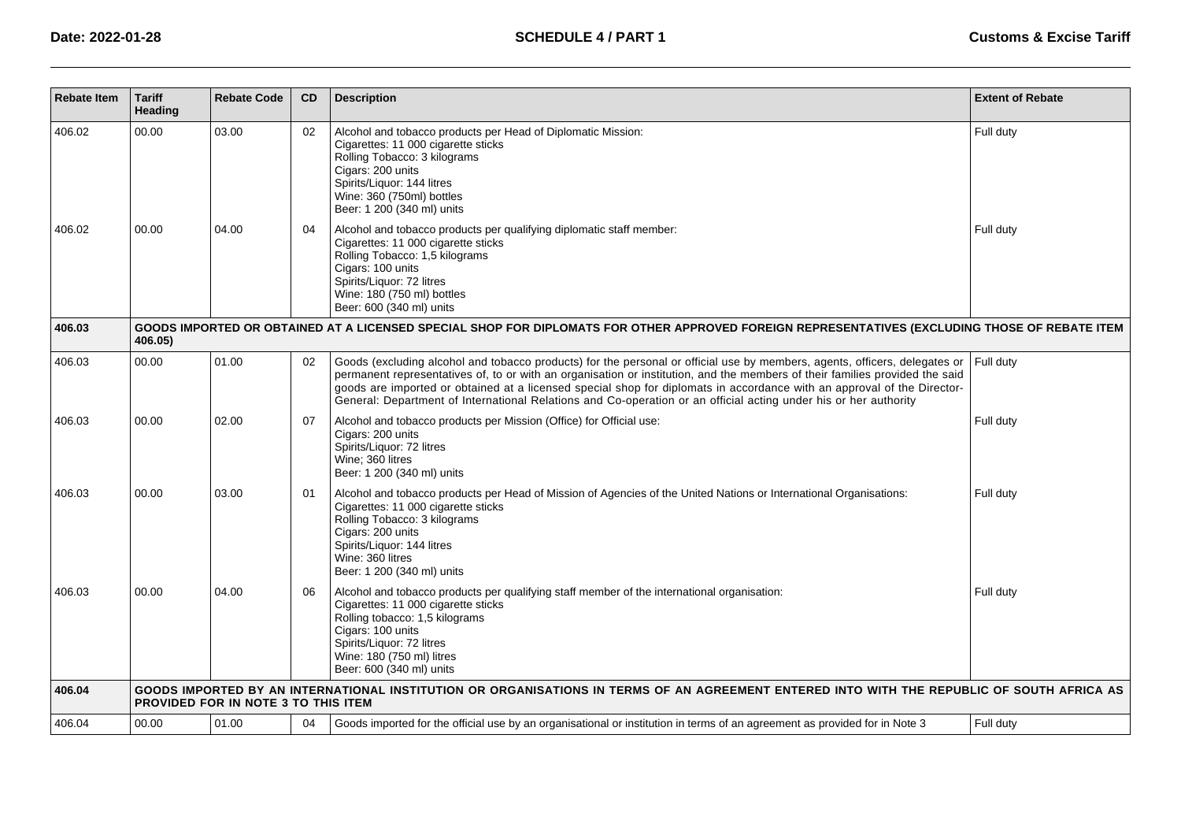| Rebate Item | Tariff Heading | Rebate Code | CD | Description | Extent of Rebate |
|---|---|---|---|---|---|
| 406.02 | 00.00 | 03.00 | 02 | Alcohol and tobacco products per Head of Diplomatic Mission:<br>Cigarettes: 11 000 cigarette sticks<br>Rolling Tobacco: 3 kilograms<br>Cigars: 200 units<br>Spirits/Liquor: 144 litres<br>Wine: 360 (750ml) bottles<br>Beer: 1 200 (340 ml) units | Full duty |
| 406.02 | 00.00 | 04.00 | 04 | Alcohol and tobacco products per qualifying diplomatic staff member:<br>Cigarettes: 11 000 cigarette sticks<br>Rolling Tobacco: 1,5 kilograms<br>Cigars: 100 units<br>Spirits/Liquor: 72 litres<br>Wine: 180 (750 ml) bottles<br>Beer: 600 (340 ml) units | Full duty |
| **406.03** | **GOODS IMPORTED OR OBTAINED AT A LICENSED SPECIAL SHOP FOR DIPLOMATS FOR OTHER APPROVED FOREIGN REPRESENTATIVES (EXCLUDING THOSE OF REBATE ITEM 406.05)** | | | | |
| 406.03 | 00.00 | 01.00 | 02 | Goods (excluding alcohol and tobacco products) for the personal or official use by members, agents, officers, delegates or permanent representatives of, to or with an organisation or institution, and the members of their families provided the said goods are imported or obtained at a licensed special shop for diplomats in accordance with an approval of the Director-General: Department of International Relations and Co-operation or an official acting under his or her authority | Full duty |
| 406.03 | 00.00 | 02.00 | 07 | Alcohol and tobacco products per Mission (Office) for Official use:<br>Cigars: 200 units<br>Spirits/Liquor: 72 litres<br>Wine; 360 litres<br>Beer: 1 200 (340 ml) units | Full duty |
| 406.03 | 00.00 | 03.00 | 01 | Alcohol and tobacco products per Head of Mission of Agencies of the United Nations or International Organisations:<br>Cigarettes: 11 000 cigarette sticks<br>Rolling Tobacco: 3 kilograms<br>Cigars: 200 units<br>Spirits/Liquor: 144 litres<br>Wine: 360 litres<br>Beer: 1 200 (340 ml) units | Full duty |
| 406.03 | 00.00 | 04.00 | 06 | Alcohol and tobacco products per qualifying staff member of the international organisation:<br>Cigarettes: 11 000 cigarette sticks<br>Rolling tobacco: 1,5 kilograms<br>Cigars: 100 units<br>Spirits/Liquor: 72 litres<br>Wine: 180 (750 ml) litres<br>Beer: 600 (340 ml) units | Full duty |
| **406.04** | **GOODS IMPORTED BY AN INTERNATIONAL INSTITUTION OR ORGANISATIONS IN TERMS OF AN AGREEMENT ENTERED INTO WITH THE REPUBLIC OF SOUTH AFRICA AS PROVIDED FOR IN NOTE 3 TO THIS ITEM** | | | | |
| 406.04 | 00.00 | 01.00 | 04 | Goods imported for the official use by an organisational or institution in terms of an agreement as provided for in Note 3 | Full duty |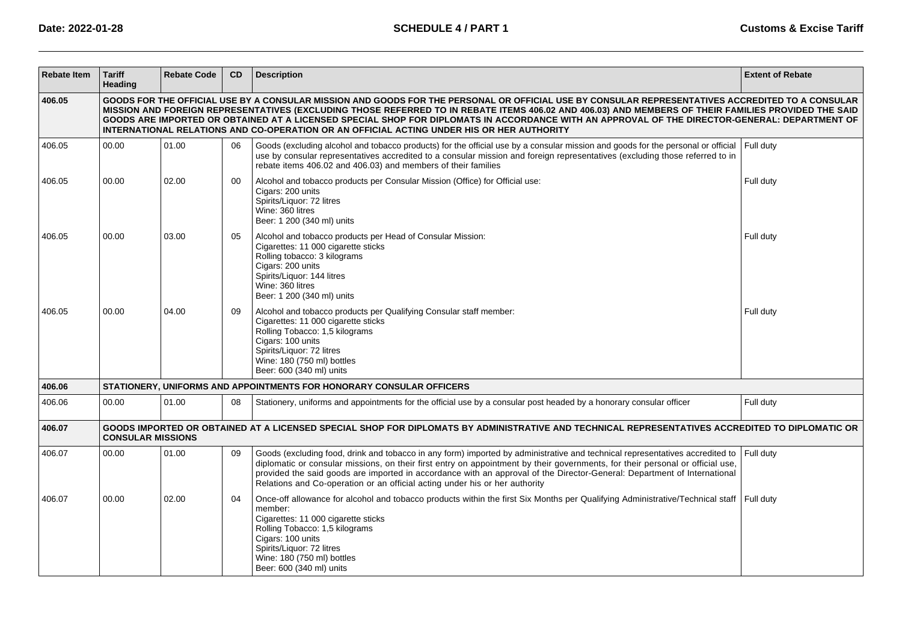| Rebate Item | Tariff Heading | Rebate Code | CD | Description | Extent of Rebate |
|---|---|---|---|---|---|
| **406.05** | **GOODS FOR THE OFFICIAL USE BY A CONSULAR MISSION AND GOODS FOR THE PERSONAL OR OFFICIAL USE BY CONSULAR REPRESENTATIVES ACCREDITED TO A CONSULAR MISSION AND FOREIGN REPRESENTATIVES (EXCLUDING THOSE REFERRED TO IN REBATE ITEMS 406.02 AND 406.03) AND MEMBERS OF THEIR FAMILIES PROVIDED THE SAID GOODS ARE IMPORTED OR OBTAINED AT A LICENSED SPECIAL SHOP FOR DIPLOMATS IN ACCORDANCE WITH AN APPROVAL OF THE DIRECTOR-GENERAL: DEPARTMENT OF INTERNATIONAL RELATIONS AND CO-OPERATION OR AN OFFICIAL ACTING UNDER HIS OR HER AUTHORITY** | | | | | |
| 406.05 | 00.00 | 01.00 | 06 | Goods (excluding alcohol and tobacco products) for the official use by a consular mission and goods for the personal or official use by consular representatives accredited to a consular mission and foreign representatives (excluding those referred to in rebate items 406.02 and 406.03) and members of their families | Full duty |
| 406.05 | 00.00 | 02.00 | 00 | Alcohol and tobacco products per Consular Mission (Office) for Official use:<br>Cigars: 200 units<br>Spirits/Liquor: 72 litres<br>Wine: 360 litres<br>Beer: 1 200 (340 ml) units | Full duty |
| 406.05 | 00.00 | 03.00 | 05 | Alcohol and tobacco products per Head of Consular Mission:<br>Cigarettes: 11 000 cigarette sticks<br>Rolling tobacco: 3 kilograms<br>Cigars: 200 units<br>Spirits/Liquor: 144 litres<br>Wine: 360 litres<br>Beer: 1 200 (340 ml) units | Full duty |
| 406.05 | 00.00 | 04.00 | 09 | Alcohol and tobacco products per Qualifying Consular staff member:<br>Cigarettes: 11 000 cigarette sticks<br>Rolling Tobacco: 1,5 kilograms<br>Cigars: 100 units<br>Spirits/Liquor: 72 litres<br>Wine: 180 (750 ml) bottles<br>Beer: 600 (340 ml) units | Full duty |
| **406.06** | **STATIONERY, UNIFORMS AND APPOINTMENTS FOR HONORARY CONSULAR OFFICERS** | | | | |
| 406.06 | 00.00 | 01.00 | 08 | Stationery, uniforms and appointments for the official use by a consular post headed by a honorary consular officer | Full duty |
| **406.07** | **GOODS IMPORTED OR OBTAINED AT A LICENSED SPECIAL SHOP FOR DIPLOMATS BY ADMINISTRATIVE AND TECHNICAL REPRESENTATIVES ACCREDITED TO DIPLOMATIC OR CONSULAR MISSIONS** | | | | |
| 406.07 | 00.00 | 01.00 | 09 | Goods (excluding food, drink and tobacco in any form) imported by administrative and technical representatives accredited to diplomatic or consular missions, on their first entry on appointment by their governments, for their personal or official use, provided the said goods are imported in accordance with an approval of the Director-General: Department of International Relations and Co-operation or an official acting under his or her authority | Full duty |
| 406.07 | 00.00 | 02.00 | 04 | Once-off allowance for alcohol and tobacco products within the first Six Months per Qualifying Administrative/Technical staff member:<br>Cigarettes: 11 000 cigarette sticks<br>Rolling Tobacco: 1,5 kilograms<br>Cigars: 100 units<br>Spirits/Liquor: 72 litres<br>Wine: 180 (750 ml) bottles<br>Beer: 600 (340 ml) units | Full duty |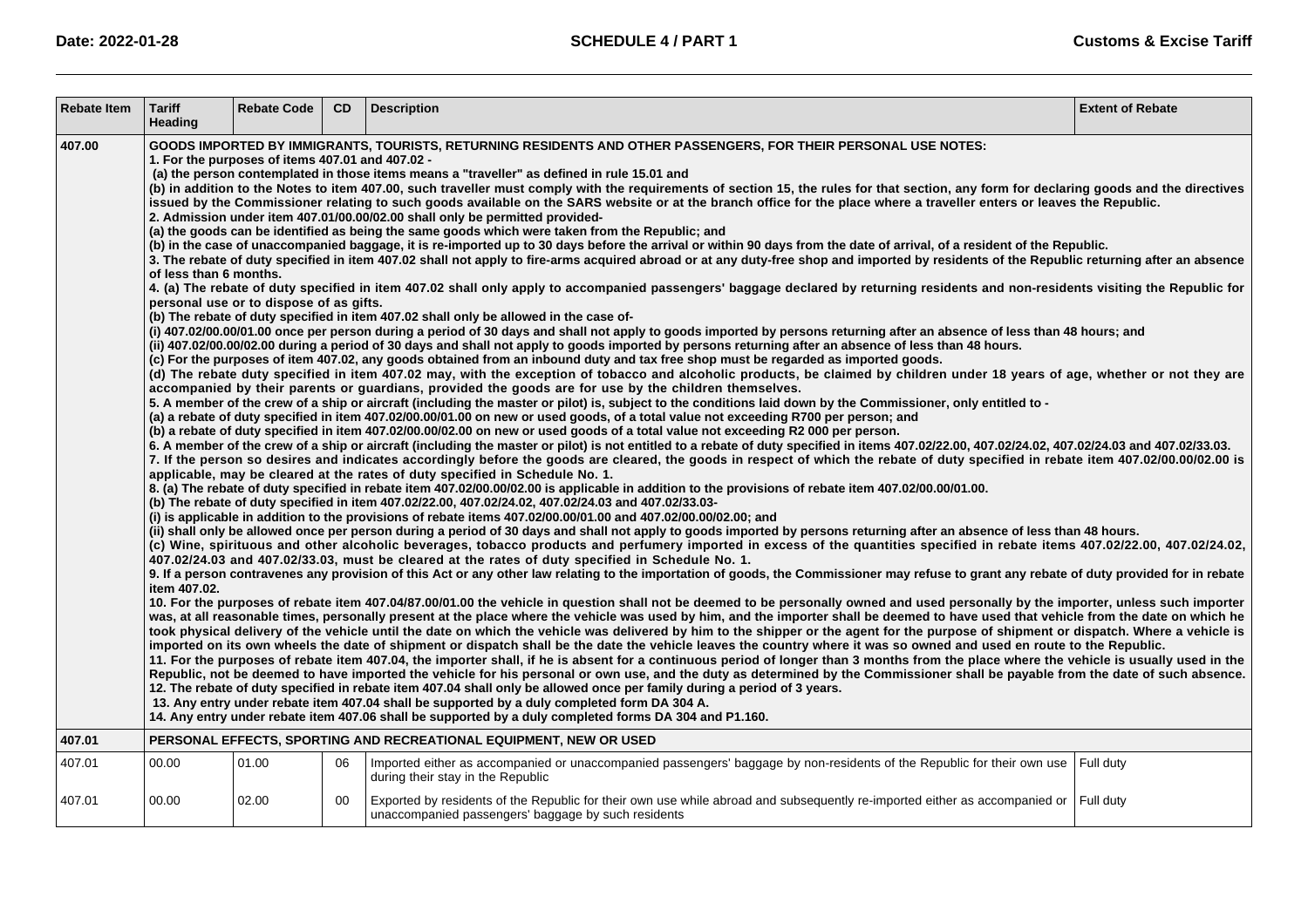| Rebate Item | Tariff Heading | Rebate Code | CD | Description | Extent of Rebate |
|---|---|---|---|---|---|
| **407.00** | **GOODS IMPORTED BY IMMIGRANTS, TOURISTS, RETURNING RESIDENTS AND OTHER PASSENGERS, FOR THEIR PERSONAL USE NOTES:** | | | | |
| | **1. For the purposes of items 407.01 and 407.02 -** | | | | |
| | **(a) the person contemplated in those items means a "traveller" as defined in rule 15.01 and** | | | | |
| | **(b) in addition to the Notes to item 407.00, such traveller must comply with the requirements of section 15, the rules for that section, any form for declaring goods and the directives issued by the Commissioner relating to such goods available on the SARS website or at the branch office for the place where a traveller enters or leaves the Republic.** | | | | |
| | **2. Admission under item 407.01/00.00/02.00 shall only be permitted provided-** | | | | |
| | **(a) the goods can be identified as being the same goods which were taken from the Republic; and** | | | | |
| | **(b) in the case of unaccompanied baggage, it is re-imported up to 30 days before the arrival or within 90 days from the date of arrival, of a resident of the Republic.** | | | | |
| | **3. The rebate of duty specified in item 407.02 shall not apply to fire-arms acquired abroad or at any duty-free shop and imported by residents of the Republic returning after an absence of less than 6 months.** | | | | |
| | **4. (a) The rebate of duty specified in item 407.02 shall only apply to accompanied passengers' baggage declared by returning residents and non-residents visiting the Republic for personal use or to dispose of as gifts.** | | | | |
| | **(b) The rebate of duty specified in item 407.02 shall only be allowed in the case of-** | | | | |
| | **(i) 407.02/00.00/01.00 once per person during a period of 30 days and shall not apply to goods imported by persons returning after an absence of less than 48 hours; and** | | | | |
| | **(ii) 407.02/00.00/02.00 during a period of 30 days and shall not apply to goods imported by persons returning after an absence of less than 48 hours.** | | | | |
| | **(c) For the purposes of item 407.02, any goods obtained from an inbound duty and tax free shop must be regarded as imported goods.** | | | | |
| | **(d) The rebate duty specified in item 407.02 may, with the exception of tobacco and alcoholic products, be claimed by children under 18 years of age, whether or not they are accompanied by their parents or guardians, provided the goods are for use by the children themselves.** | | | | |
| | **5. A member of the crew of a ship or aircraft (including the master or pilot) is, subject to the conditions laid down by the Commissioner, only entitled to -** | | | | |
| | **(a) a rebate of duty specified in item 407.02/00.00/01.00 on new or used goods, of a total value not exceeding R700 per person; and** | | | | |
| | **(b) a rebate of duty specified in item 407.02/00.00/02.00 on new or used goods of a total value not exceeding R2 000 per person.** | | | | |
| | **6. A member of the crew of a ship or aircraft (including the master or pilot) is not entitled to a rebate of duty specified in items 407.02/22.00, 407.02/24.02, 407.02/24.03 and 407.02/33.03.** | | | | |
| | **7. If the person so desires and indicates accordingly before the goods are cleared, the goods in respect of which the rebate of duty specified in rebate item 407.02/00.00/02.00 is applicable, may be cleared at the rates of duty specified in Schedule No. 1.** | | | | |
| | **8. (a) The rebate of duty specified in rebate item 407.02/00.00/02.00 is applicable in addition to the provisions of rebate item 407.02/00.00/01.00.** | | | | |
| | **(b) The rebate of duty specified in item 407.02/22.00, 407.02/24.02, 407.02/24.03 and 407.02/33.03-** | | | | |
| | **(i) is applicable in addition to the provisions of rebate items 407.02/00.00/01.00 and 407.02/00.00/02.00; and** | | | | |
| | **(ii) shall only be allowed once per person during a period of 30 days and shall not apply to goods imported by persons returning after an absence of less than 48 hours.** | | | | |
| | **(c) Wine, spirituous and other alcoholic beverages, tobacco products and perfumery imported in excess of the quantities specified in rebate items 407.02/22.00, 407.02/24.02, 407.02/24.03 and 407.02/33.03, must be cleared at the rates of duty specified in Schedule No. 1.** | | | | |
| | **9. If a person contravenes any provision of this Act or any other law relating to the importation of goods, the Commissioner may refuse to grant any rebate of duty provided for in rebate item 407.02.** | | | | |
| | **10. For the purposes of rebate item 407.04/87.00/01.00 the vehicle in question shall not be deemed to be personally owned and used personally by the importer, unless such importer was, at all reasonable times, personally present at the place where the vehicle was used by him, and the importer shall be deemed to have used that vehicle from the date on which he took physical delivery of the vehicle until the date on which the vehicle was delivered by him to the shipper or the agent for the purpose of shipment or dispatch. Where a vehicle is imported on its own wheels the date of shipment or dispatch shall be the date the vehicle leaves the country where it was so owned and used en route to the Republic.** | | | | |
| | **11. For the purposes of rebate item 407.04, the importer shall, if he is absent for a continuous period of longer than 3 months from the place where the vehicle is usually used in the Republic, not be deemed to have imported the vehicle for his personal or own use, and the duty as determined by the Commissioner shall be payable from the date of such absence.** | | | | |
| | **12. The rebate of duty specified in rebate item 407.04 shall only be allowed once per family during a period of 3 years.** | | | | |
| | **13. Any entry under rebate item 407.04 shall be supported by a duly completed form DA 304 A.** | | | | |
| | **14. Any entry under rebate item 407.06 shall be supported by a duly completed forms DA 304 and P1.160.** | | | | |
| **407.01** | **PERSONAL EFFECTS, SPORTING AND RECREATIONAL EQUIPMENT, NEW OR USED** | | | | |
| 407.01 | 00.00 | 01.00 | 06 | Imported either as accompanied or unaccompanied passengers' baggage by non-residents of the Republic for their own use during their stay in the Republic | Full duty |
| 407.01 | 00.00 | 02.00 | 00 | Exported by residents of the Republic for their own use while abroad and subsequently re-imported either as accompanied or unaccompanied passengers' baggage by such residents | Full duty |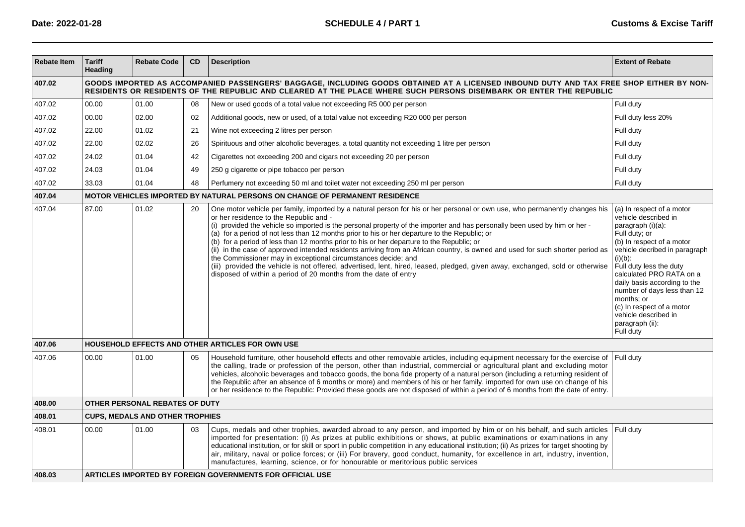| Rebate Item | Tariff Heading | Rebate Code | CD | Description | Extent of Rebate |
|---|---|---|---|---|---|
| **407.02** | **GOODS IMPORTED AS ACCOMPANIED PASSENGERS' BAGGAGE, INCLUDING GOODS OBTAINED AT A LICENSED INBOUND DUTY AND TAX FREE SHOP EITHER BY NON-RESIDENTS OR RESIDENTS OF THE REPUBLIC AND CLEARED AT THE PLACE WHERE SUCH PERSONS DISEMBARK OR ENTER THE REPUBLIC** | | | | |
| 407.02 | 00.00 | 01.00 | 08 | New or used goods of a total value not exceeding R5 000 per person | Full duty |
| 407.02 | 00.00 | 02.00 | 02 | Additional goods, new or used, of a total value not exceeding R20 000 per person | Full duty less 20% |
| 407.02 | 22.00 | 01.02 | 21 | Wine not exceeding 2 litres per person | Full duty |
| 407.02 | 22.00 | 02.02 | 26 | Spirituous and other alcoholic beverages, a total quantity not exceeding 1 litre per person | Full duty |
| 407.02 | 24.02 | 01.04 | 42 | Cigarettes not exceeding 200 and cigars not exceeding 20 per person | Full duty |
| 407.02 | 24.03 | 01.04 | 49 | 250 g cigarette or pipe tobacco per person | Full duty |
| 407.02 | 33.03 | 01.04 | 48 | Perfumery not exceeding 50 ml and toilet water not exceeding 250 ml per person | Full duty |
| **407.04** | **MOTOR VEHICLES IMPORTED BY NATURAL PERSONS ON CHANGE OF PERMANENT RESIDENCE** | | | | |
| 407.04 | 87.00 | 01.02 | 20 | One motor vehicle per family, imported by a natural person for his or her personal or own use, who permanently changes his or her residence to the Republic and - (i) provided the vehicle so imported is the personal property of the importer and has personally been used by him or her - (a) for a period of not less than 12 months prior to his or her departure to the Republic; or (b) for a period of less than 12 months prior to his or her departure to the Republic; or (ii) in the case of approved intended residents arriving from an African country, is owned and used for such shorter period as the Commissioner may in exceptional circumstances decide; and (iii) provided the vehicle is not offered, advertised, lent, hired, leased, pledged, given away, exchanged, sold or otherwise disposed of within a period of 20 months from the date of entry | (a) In respect of a motor vehicle described in paragraph (i)(a): Full duty; or (b) In respect of a motor vehicle decribed in paragraph (i)(b): Full duty less the duty calculated PRO RATA on a daily basis according to the number of days less than 12 months; or (c) In respect of a motor vehicle described in paragraph (ii): Full duty |
| **407.06** | **HOUSEHOLD EFFECTS AND OTHER ARTICLES FOR OWN USE** | | | | |
| 407.06 | 00.00 | 01.00 | 05 | Household furniture, other household effects and other removable articles, including equipment necessary for the exercise of the calling, trade or profession of the person, other than industrial, commercial or agricultural plant and excluding motor vehicles, alcoholic beverages and tobacco goods, the bona fide property of a natural person (including a returning resident of the Republic after an absence of 6 months or more) and members of his or her family, imported for own use on change of his or her residence to the Republic: Provided these goods are not disposed of within a period of 6 months from the date of entry. | Full duty |
| **408.00** | **OTHER PERSONAL REBATES OF DUTY** | | | | |
| **408.01** | **CUPS, MEDALS AND OTHER TROPHIES** | | | | |
| 408.01 | 00.00 | 01.00 | 03 | Cups, medals and other trophies, awarded abroad to any person, and imported by him or on his behalf, and such articles imported for presentation: (i) As prizes at public exhibitions or shows, at public examinations or examinations in any educational institution, or for skill or sport in public competition in any educational institution; (ii) As prizes for target shooting by air, military, naval or police forces; or (iii) For bravery, good conduct, humanity, for excellence in art, industry, invention, manufactures, learning, science, or for honourable or meritorious public services | Full duty |
| **408.03** | **ARTICLES IMPORTED BY FOREIGN GOVERNMENTS FOR OFFICIAL USE** | | | | |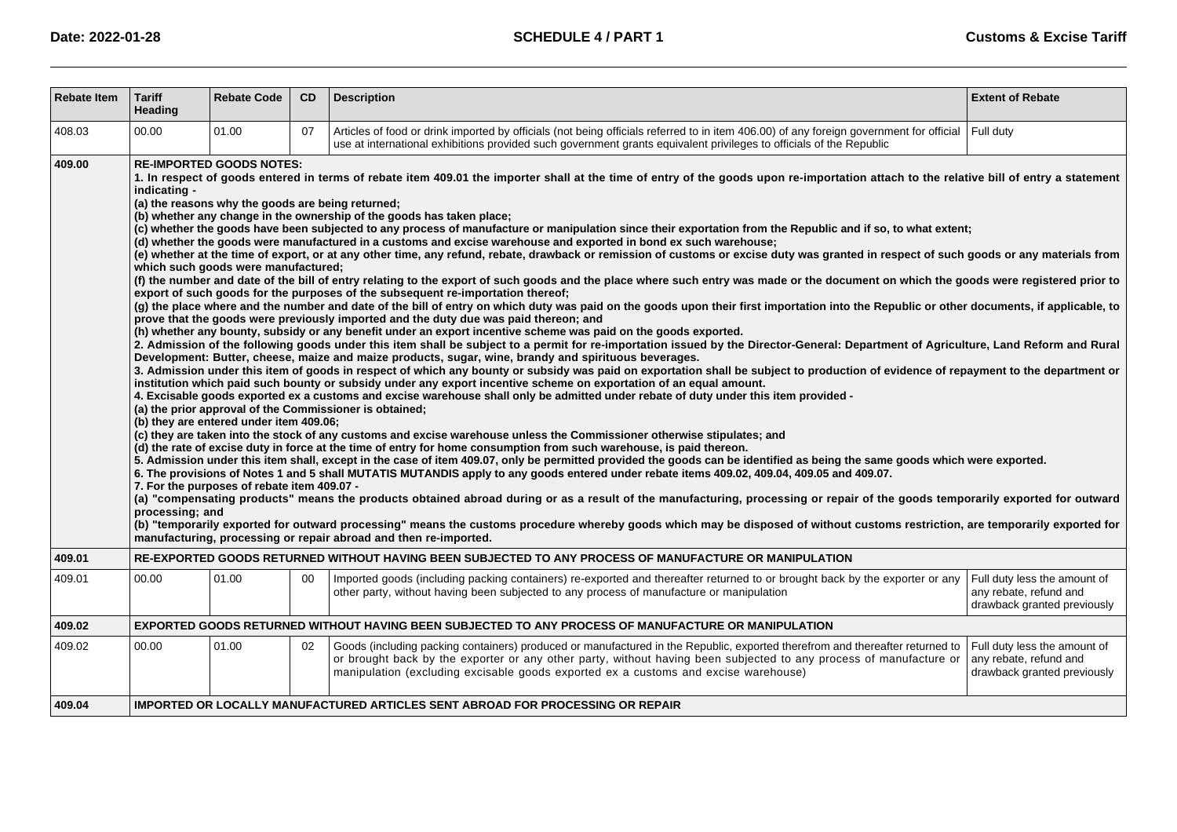| Rebate Item | Tariff Heading | Rebate Code | CD | Description | Extent of Rebate |
|---|---|---|---|---|---|
| 408.03 | 00.00 | 01.00 | 07 | Articles of food or drink imported by officials (not being officials referred to in item 406.00) of any foreign government for official use at international exhibitions provided such government grants equivalent privileges to officials of the Republic | Full duty |
| **409.00** | **RE-IMPORTED GOODS NOTES:**<br>**1. In respect of goods entered in terms of rebate item 409.01 the importer shall at the time of entry of the goods upon re-importation attach to the relative bill of entry a statement indicating -**<br>**(a) the reasons why the goods are being returned;**<br>**(b) whether any change in the ownership of the goods has taken place;**<br>**(c) whether the goods have been subjected to any process of manufacture or manipulation since their exportation from the Republic and if so, to what extent;**<br>**(d) whether the goods were manufactured in a customs and excise warehouse and exported in bond ex such warehouse;**<br>**(e) whether at the time of export, or at any other time, any refund, rebate, drawback or remission of customs or excise duty was granted in respect of such goods or any materials from which such goods were manufactured;**<br>**(f) the number and date of the bill of entry relating to the export of such goods and the place where such entry was made or the document on which the goods were registered prior to export of such goods for the purposes of the subsequent re-importation thereof;**<br>**(g) the place where and the number and date of the bill of entry on which duty was paid on the goods upon their first importation into the Republic or other documents, if applicable, to prove that the goods were previously imported and the duty due was paid thereon; and**<br>**(h) whether any bounty, subsidy or any benefit under an export incentive scheme was paid on the goods exported.**<br>**2. Admission of the following goods under this item shall be subject to a permit for re-importation issued by the Director-General: Department of Agriculture, Land Reform and Rural Development: Butter, cheese, maize and maize products, sugar, wine, brandy and spirituous beverages.**<br>**3. Admission under this item of goods in respect of which any bounty or subsidy was paid on exportation shall be subject to production of evidence of repayment to the department or institution which paid such bounty or subsidy under any export incentive scheme on exportation of an equal amount.**<br>**4. Excisable goods exported ex a customs and excise warehouse shall only be admitted under rebate of duty under this item provided -**<br>**(a) the prior approval of the Commissioner is obtained;**<br>**(b) they are entered under item 409.06;**<br>**(c) they are taken into the stock of any customs and excise warehouse unless the Commissioner otherwise stipulates; and**<br>**(d) the rate of excise duty in force at the time of entry for home consumption from such warehouse, is paid thereon.**<br>**5. Admission under this item shall, except in the case of item 409.07, only be permitted provided the goods can be identified as being the same goods which were exported.**<br>**6. The provisions of Notes 1 and 5 shall MUTATIS MUTANDIS apply to any goods entered under rebate items 409.02, 409.04, 409.05 and 409.07.**<br>**7. For the purposes of rebate item 409.07 -**<br>**(a) "compensating products" means the products obtained abroad during or as a result of the manufacturing, processing or repair of the goods temporarily exported for outward processing; and**<br>**(b) "temporarily exported for outward processing" means the customs procedure whereby goods which may be disposed of without customs restriction, are temporarily exported for manufacturing, processing or repair abroad and then re-imported.** | | | | |
| **409.01** | **RE-EXPORTED GOODS RETURNED WITHOUT HAVING BEEN SUBJECTED TO ANY PROCESS OF MANUFACTURE OR MANIPULATION** | | | | |
| 409.01 | 00.00 | 01.00 | 00 | Imported goods (including packing containers) re-exported and thereafter returned to or brought back by the exporter or any other party, without having been subjected to any process of manufacture or manipulation | Full duty less the amount of any rebate, refund and drawback granted previously |
| **409.02** | **EXPORTED GOODS RETURNED WITHOUT HAVING BEEN SUBJECTED TO ANY PROCESS OF MANUFACTURE OR MANIPULATION** | | | | |
| 409.02 | 00.00 | 01.00 | 02 | Goods (including packing containers) produced or manufactured in the Republic, exported therefrom and thereafter returned to or brought back by the exporter or any other party, without having been subjected to any process of manufacture or manipulation (excluding excisable goods exported ex a customs and excise warehouse) | Full duty less the amount of any rebate, refund and drawback granted previously |
| **409.04** | **IMPORTED OR LOCALLY MANUFACTURED ARTICLES SENT ABROAD FOR PROCESSING OR REPAIR** | | | | |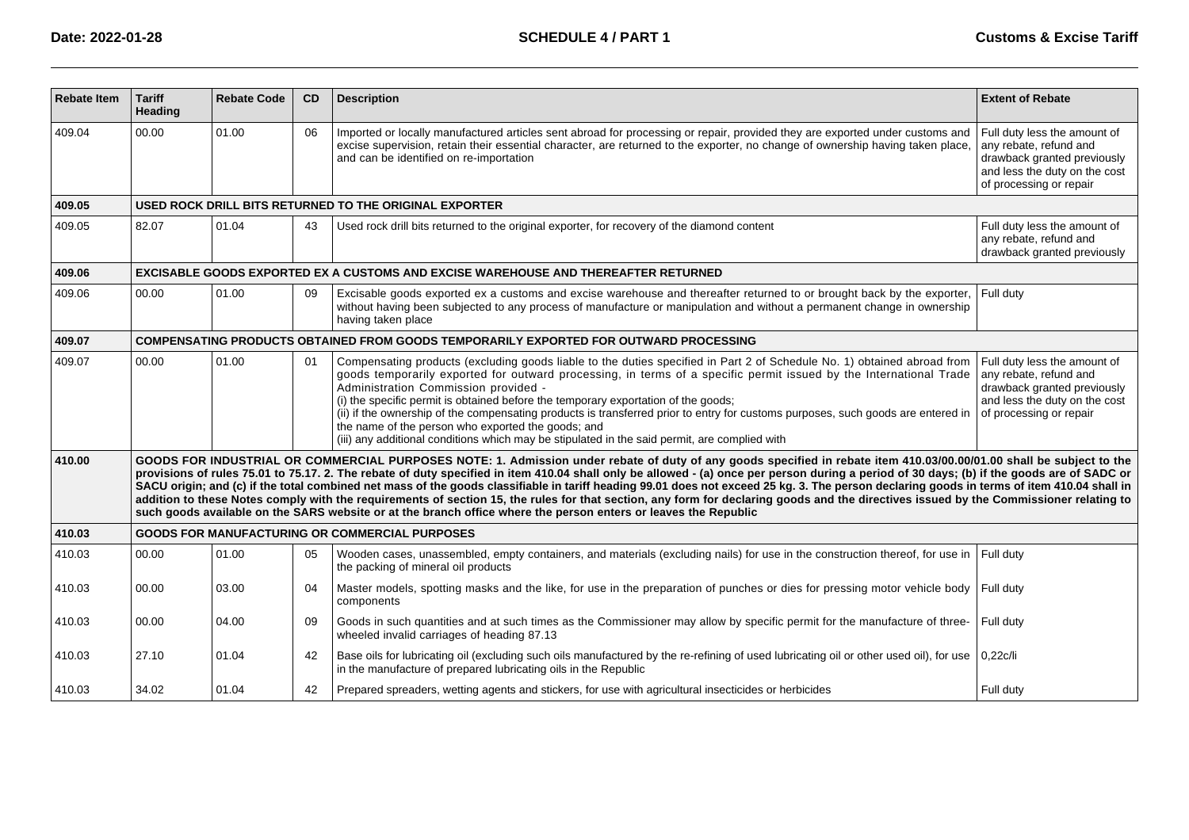| Rebate Item | Tariff Heading | Rebate Code | CD | Description | Extent of Rebate |
|---|---|---|---|---|---|
| 409.04 | 00.00 | 01.00 | 06 | Imported or locally manufactured articles sent abroad for processing or repair, provided they are exported under customs and excise supervision, retain their essential character, are returned to the exporter, no change of ownership having taken place, and can be identified on re-importation | Full duty less the amount of any rebate, refund and drawback granted previously and less the duty on the cost of processing or repair |
| **409.05** | **USED ROCK DRILL BITS RETURNED TO THE ORIGINAL EXPORTER** | | | | |
| 409.05 | 82.07 | 01.04 | 43 | Used rock drill bits returned to the original exporter, for recovery of the diamond content | Full duty less the amount of any rebate, refund and drawback granted previously |
| **409.06** | **EXCISABLE GOODS EXPORTED EX A CUSTOMS AND EXCISE WAREHOUSE AND THEREAFTER RETURNED** | | | | |
| 409.06 | 00.00 | 01.00 | 09 | Excisable goods exported ex a customs and excise warehouse and thereafter returned to or brought back by the exporter, without having been subjected to any process of manufacture or manipulation and without a permanent change in ownership having taken place | Full duty |
| **409.07** | **COMPENSATING PRODUCTS OBTAINED FROM GOODS TEMPORARILY EXPORTED FOR OUTWARD PROCESSING** | | | | |
| 409.07 | 00.00 | 01.00 | 01 | Compensating products (excluding goods liable to the duties specified in Part 2 of Schedule No. 1) obtained abroad from goods temporarily exported for outward processing, in terms of a specific permit issued by the International Trade Administration Commission provided -<br>(i) the specific permit is obtained before the temporary exportation of the goods;<br>(ii) if the ownership of the compensating products is transferred prior to entry for customs purposes, such goods are entered in the name of the person who exported the goods; and<br>(iii) any additional conditions which may be stipulated in the said permit, are complied with | Full duty less the amount of any rebate, refund and drawback granted previously and less the duty on the cost of processing or repair |
| **410.00** | **GOODS FOR INDUSTRIAL OR COMMERCIAL PURPOSES NOTE: 1. Admission under rebate of duty of any goods specified in rebate item 410.03/00.00/01.00 shall be subject to the provisions of rules 75.01 to 75.17. 2. The rebate of duty specified in item 410.04 shall only be allowed - (a) once per person during a period of 30 days; (b) if the goods are of SADC or SACU origin; and (c) if the total combined net mass of the goods classifiable in tariff heading 99.01 does not exceed 25 kg. 3. The person declaring goods in terms of item 410.04 shall in addition to these Notes comply with the requirements of section 15, the rules for that section, any form for declaring goods and the directives issued by the Commissioner relating to such goods available on the SARS website or at the branch office where the person enters or leaves the Republic** | | | | |
| **410.03** | **GOODS FOR MANUFACTURING OR COMMERCIAL PURPOSES** | | | | |
| 410.03 | 00.00 | 01.00 | 05 | Wooden cases, unassembled, empty containers, and materials (excluding nails) for use in the construction thereof, for use in the packing of mineral oil products | Full duty |
| 410.03 | 00.00 | 03.00 | 04 | Master models, spotting masks and the like, for use in the preparation of punches or dies for pressing motor vehicle body components | Full duty |
| 410.03 | 00.00 | 04.00 | 09 | Goods in such quantities and at such times as the Commissioner may allow by specific permit for the manufacture of three-wheeled invalid carriages of heading 87.13 | Full duty |
| 410.03 | 27.10 | 01.04 | 42 | Base oils for lubricating oil (excluding such oils manufactured by the re-refining of used lubricating oil or other used oil), for use in the manufacture of prepared lubricating oils in the Republic | 0,22c/li |
| 410.03 | 34.02 | 01.04 | 42 | Prepared spreaders, wetting agents and stickers, for use with agricultural insecticides or herbicides | Full duty |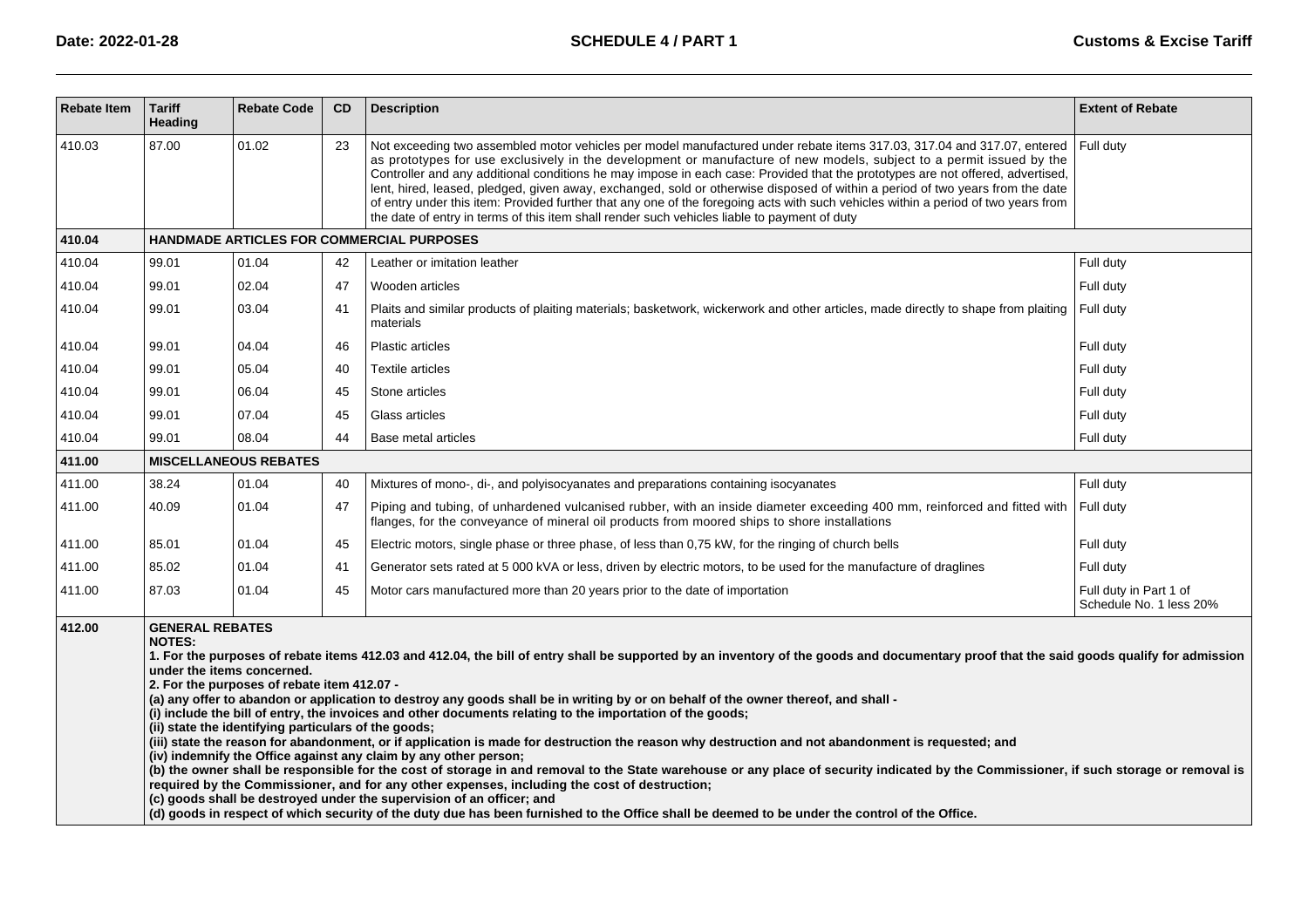| Rebate Item | Tariff Heading | Rebate Code | CD | Description | Extent of Rebate |
|---|---|---|---|---|---|
| 410.03 | 87.00 | 01.02 | 23 | Not exceeding two assembled motor vehicles per model manufactured under rebate items 317.03, 317.04 and 317.07, entered as prototypes for use exclusively in the development or manufacture of new models, subject to a permit issued by the Controller and any additional conditions he may impose in each case: Provided that the prototypes are not offered, advertised, lent, hired, leased, pledged, given away, exchanged, sold or otherwise disposed of within a period of two years from the date of entry under this item: Provided further that any one of the foregoing acts with such vehicles within a period of two years from the date of entry in terms of this item shall render such vehicles liable to payment of duty | Full duty |
| **410.04** | **HANDMADE ARTICLES FOR COMMERCIAL PURPOSES** | | | | |
| 410.04 | 99.01 | 01.04 | 42 | Leather or imitation leather | Full duty |
| 410.04 | 99.01 | 02.04 | 47 | Wooden articles | Full duty |
| 410.04 | 99.01 | 03.04 | 41 | Plaits and similar products of plaiting materials; basketwork, wickerwork and other articles, made directly to shape from plaiting materials | Full duty |
| 410.04 | 99.01 | 04.04 | 46 | Plastic articles | Full duty |
| 410.04 | 99.01 | 05.04 | 40 | Textile articles | Full duty |
| 410.04 | 99.01 | 06.04 | 45 | Stone articles | Full duty |
| 410.04 | 99.01 | 07.04 | 45 | Glass articles | Full duty |
| 410.04 | 99.01 | 08.04 | 44 | Base metal articles | Full duty |
| **411.00** | **MISCELLANEOUS REBATES** | | | | |
| 411.00 | 38.24 | 01.04 | 40 | Mixtures of mono-, di-, and polyisocyanates and preparations containing isocyanates | Full duty |
| 411.00 | 40.09 | 01.04 | 47 | Piping and tubing, of unhardened vulcanised rubber, with an inside diameter exceeding 400 mm, reinforced and fitted with flanges, for the conveyance of mineral oil products from moored ships to shore installations | Full duty |
| 411.00 | 85.01 | 01.04 | 45 | Electric motors, single phase or three phase, of less than 0,75 kW, for the ringing of church bells | Full duty |
| 411.00 | 85.02 | 01.04 | 41 | Generator sets rated at 5 000 kVA or less, driven by electric motors, to be used for the manufacture of draglines | Full duty |
| 411.00 | 87.03 | 01.04 | 45 | Motor cars manufactured more than 20 years prior to the date of importation | Full duty in Part 1 of Schedule No. 1 less 20% |
| **412.00** | **GENERAL REBATES**<br>**NOTES:**<br>**1. For the purposes of rebate items 412.03 and 412.04, the bill of entry shall be supported by an inventory of the goods and documentary proof that the said goods qualify for admission under the items concerned.**<br>**2. For the purposes of rebate item 412.07 -**<br>**(a) any offer to abandon or application to destroy any goods shall be in writing by or on behalf of the owner thereof, and shall -**<br>**(i) include the bill of entry, the invoices and other documents relating to the importation of the goods;**<br>**(ii) state the identifying particulars of the goods;**<br>**(iii) state the reason for abandonment, or if application is made for destruction the reason why destruction and not abandonment is requested; and**<br>**(iv) indemnify the Office against any claim by any other person;**<br>**(b) the owner shall be responsible for the cost of storage in and removal to the State warehouse or any place of security indicated by the Commissioner, if such storage or removal is required by the Commissioner, and for any other expenses, including the cost of destruction;**<br>**(c) goods shall be destroyed under the supervision of an officer; and**<br>**(d) goods in respect of which security of the duty due has been furnished to the Office shall be deemed to be under the control of the Office.** | | | | |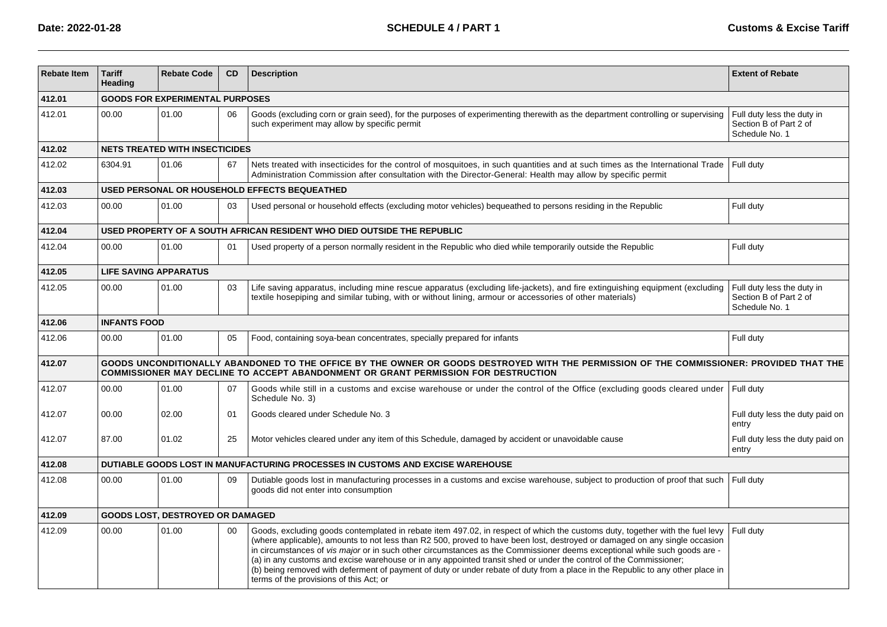| Rebate Item | Tariff Heading | Rebate Code | CD | Description | Extent of Rebate |
|---|---|---|---|---|---|
| **412.01** | **GOODS FOR EXPERIMENTAL PURPOSES** | | | | |
| 412.01 | 00.00 | 01.00 | 06 | Goods (excluding corn or grain seed), for the purposes of experimenting therewith as the department controlling or supervising such experiment may allow by specific permit | Full duty less the duty in Section B of Part 2 of Schedule No. 1 |
| **412.02** | **NETS TREATED WITH INSECTICIDES** | | | | |
| 412.02 | 6304.91 | 01.06 | 67 | Nets treated with insecticides for the control of mosquitoes, in such quantities and at such times as the International Trade Administration Commission after consultation with the Director-General: Health may allow by specific permit | Full duty |
| **412.03** | **USED PERSONAL OR HOUSEHOLD EFFECTS BEQUEATHED** | | | | |
| 412.03 | 00.00 | 01.00 | 03 | Used personal or household effects (excluding motor vehicles) bequeathed to persons residing in the Republic | Full duty |
| **412.04** | **USED PROPERTY OF A SOUTH AFRICAN RESIDENT WHO DIED OUTSIDE THE REPUBLIC** | | | | |
| 412.04 | 00.00 | 01.00 | 01 | Used property of a person normally resident in the Republic who died while temporarily outside the Republic | Full duty |
| **412.05** | **LIFE SAVING APPARATUS** | | | | |
| 412.05 | 00.00 | 01.00 | 03 | Life saving apparatus, including mine rescue apparatus (excluding life-jackets), and fire extinguishing equipment (excluding textile hosepiping and similar tubing, with or without lining, armour or accessories of other materials) | Full duty less the duty in Section B of Part 2 of Schedule No. 1 |
| **412.06** | **INFANTS FOOD** | | | | |
| 412.06 | 00.00 | 01.00 | 05 | Food, containing soya-bean concentrates, specially prepared for infants | Full duty |
| **412.07** | **GOODS UNCONDITIONALLY ABANDONED TO THE OFFICE BY THE OWNER OR GOODS DESTROYED WITH THE PERMISSION OF THE COMMISSIONER: PROVIDED THAT THE COMMISSIONER MAY DECLINE TO ACCEPT ABANDONMENT OR GRANT PERMISSION FOR DESTRUCTION** | | | | |
| 412.07 | 00.00 | 01.00 | 07 | Goods while still in a customs and excise warehouse or under the control of the Office (excluding goods cleared under Schedule No. 3) | Full duty |
| 412.07 | 00.00 | 02.00 | 01 | Goods cleared under Schedule No. 3 | Full duty less the duty paid on entry |
| 412.07 | 87.00 | 01.02 | 25 | Motor vehicles cleared under any item of this Schedule, damaged by accident or unavoidable cause | Full duty less the duty paid on entry |
| **412.08** | **DUTIABLE GOODS LOST IN MANUFACTURING PROCESSES IN CUSTOMS AND EXCISE WAREHOUSE** | | | | |
| 412.08 | 00.00 | 01.00 | 09 | Dutiable goods lost in manufacturing processes in a customs and excise warehouse, subject to production of proof that such goods did not enter into consumption | Full duty |
| **412.09** | **GOODS LOST, DESTROYED OR DAMAGED** | | | | |
| 412.09 | 00.00 | 01.00 | 00 | Goods, excluding goods contemplated in rebate item 497.02, in respect of which the customs duty, together with the fuel levy (where applicable), amounts to not less than R2 500, proved to have been lost, destroyed or damaged on any single occasion in circumstances of *vis major* or in such other circumstances as the Commissioner deems exceptional while such goods are - (a) in any customs and excise warehouse or in any appointed transit shed or under the control of the Commissioner; (b) being removed with deferment of payment of duty or under rebate of duty from a place in the Republic to any other place in terms of the provisions of this Act; or | Full duty |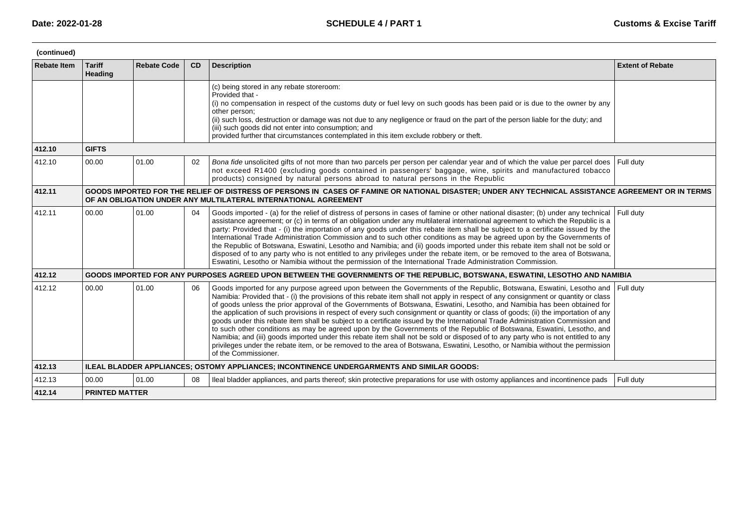(continued)

| Rebate Item | Tariff Heading | Rebate Code | CD | Description | Extent of Rebate |
|---|---|---|---|---|---|
| | | | | (c) being stored in any rebate storeroom:<br>Provided that -<br>(i) no compensation in respect of the customs duty or fuel levy on such goods has been paid or is due to the owner by any other person;<br>(ii) such loss, destruction or damage was not due to any negligence or fraud on the part of the person liable for the duty; and<br>(iii) such goods did not enter into consumption; and<br>provided further that circumstances contemplated in this item exclude robbery or theft. | |
| **412.10** | **GIFTS** | | | | |
| 412.10 | 00.00 | 01.00 | 02 | *Bona fide* unsolicited gifts of not more than two parcels per person per calendar year and of which the value per parcel does not exceed R1400 (excluding goods contained in passengers' baggage, wine, spirits and manufactured tobacco products) consigned by natural persons abroad to natural persons in the Republic | Full duty |
| **412.11** | **GOODS IMPORTED FOR THE RELIEF OF DISTRESS OF PERSONS IN CASES OF FAMINE OR NATIONAL DISASTER; UNDER ANY TECHNICAL ASSISTANCE AGREEMENT OR IN TERMS OF AN OBLIGATION UNDER ANY MULTILATERAL INTERNATIONAL AGREEMENT** | | | | |
| 412.11 | 00.00 | 01.00 | 04 | Goods imported - (a) for the relief of distress of persons in cases of famine or other national disaster; (b) under any technical assistance agreement; or (c) in terms of an obligation under any multilateral international agreement to which the Republic is a party: Provided that - (i) the importation of any goods under this rebate item shall be subject to a certificate issued by the International Trade Administration Commission and to such other conditions as may be agreed upon by the Governments of the Republic of Botswana, Eswatini, Lesotho and Namibia; and (ii) goods imported under this rebate item shall not be sold or disposed of to any party who is not entitled to any privileges under the rebate item, or be removed to the area of Botswana, Eswatini, Lesotho or Namibia without the permission of the International Trade Administration Commission. | Full duty |
| **412.12** | **GOODS IMPORTED FOR ANY PURPOSES AGREED UPON BETWEEN THE GOVERNMENTS OF THE REPUBLIC, BOTSWANA, ESWATINI, LESOTHO AND NAMIBIA** | | | | |
| 412.12 | 00.00 | 01.00 | 06 | Goods imported for any purpose agreed upon between the Governments of the Republic, Botswana, Eswatini, Lesotho and Namibia: Provided that - (i) the provisions of this rebate item shall not apply in respect of any consignment or quantity or class of goods unless the prior approval of the Governments of Botswana, Eswatini, Lesotho, and Namibia has been obtained for the application of such provisions in respect of every such consignment or quantity or class of goods; (ii) the importation of any goods under this rebate item shall be subject to a certificate issued by the International Trade Administration Commission and to such other conditions as may be agreed upon by the Governments of the Republic of Botswana, Eswatini, Lesotho, and Namibia; and (iii) goods imported under this rebate item shall not be sold or disposed of to any party who is not entitled to any privileges under the rebate item, or be removed to the area of Botswana, Eswatini, Lesotho, or Namibia without the permission of the Commissioner. | Full duty |
| **412.13** | **ILEAL BLADDER APPLIANCES; OSTOMY APPLIANCES; INCONTINENCE UNDERGARMENTS AND SIMILAR GOODS:** | | | | |
| 412.13 | 00.00 | 01.00 | 08 | Ileal bladder appliances, and parts thereof; skin protective preparations for use with ostomy appliances and incontinence pads | Full duty |
| **412.14** | **PRINTED MATTER** | | | | |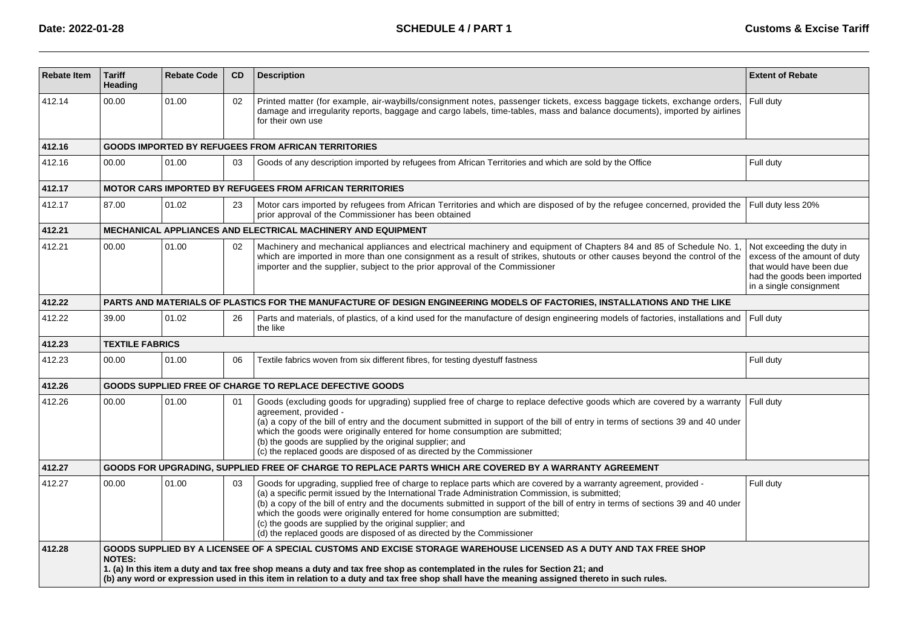| Rebate Item | Tariff Heading | Rebate Code | CD | Description | Extent of Rebate |
|---|---|---|---|---|---|
| 412.14 | 00.00 | 01.00 | 02 | Printed matter (for example, air-waybills/consignment notes, passenger tickets, excess baggage tickets, exchange orders, damage and irregularity reports, baggage and cargo labels, time-tables, mass and balance documents), imported by airlines for their own use | Full duty |
| **412.16** | **GOODS IMPORTED BY REFUGEES FROM AFRICAN TERRITORIES** | | | | |
| 412.16 | 00.00 | 01.00 | 03 | Goods of any description imported by refugees from African Territories and which are sold by the Office | Full duty |
| **412.17** | **MOTOR CARS IMPORTED BY REFUGEES FROM AFRICAN TERRITORIES** | | | | |
| 412.17 | 87.00 | 01.02 | 23 | Motor cars imported by refugees from African Territories and which are disposed of by the refugee concerned, provided the prior approval of the Commissioner has been obtained | Full duty less 20% |
| **412.21** | **MECHANICAL APPLIANCES AND ELECTRICAL MACHINERY AND EQUIPMENT** | | | | |
| 412.21 | 00.00 | 01.00 | 02 | Machinery and mechanical appliances and electrical machinery and equipment of Chapters 84 and 85 of Schedule No. 1, which are imported in more than one consignment as a result of strikes, shutouts or other causes beyond the control of the importer and the supplier, subject to the prior approval of the Commissioner | Not exceeding the duty in excess of the amount of duty that would have been due had the goods been imported in a single consignment |
| **412.22** | **PARTS AND MATERIALS OF PLASTICS FOR THE MANUFACTURE OF DESIGN ENGINEERING MODELS OF FACTORIES, INSTALLATIONS AND THE LIKE** | | | | |
| 412.22 | 39.00 | 01.02 | 26 | Parts and materials, of plastics, of a kind used for the manufacture of design engineering models of factories, installations and the like | Full duty |
| **412.23** | **TEXTILE FABRICS** | | | | |
| 412.23 | 00.00 | 01.00 | 06 | Textile fabrics woven from six different fibres, for testing dyestuff fastness | Full duty |
| **412.26** | **GOODS SUPPLIED FREE OF CHARGE TO REPLACE DEFECTIVE GOODS** | | | | |
| 412.26 | 00.00 | 01.00 | 01 | Goods (excluding goods for upgrading) supplied free of charge to replace defective goods which are covered by a warranty agreement, provided -<br>(a) a copy of the bill of entry and the document submitted in support of the bill of entry in terms of sections 39 and 40 under which the goods were originally entered for home consumption are submitted;<br>(b) the goods are supplied by the original supplier; and<br>(c) the replaced goods are disposed of as directed by the Commissioner | Full duty |
| **412.27** | **GOODS FOR UPGRADING, SUPPLIED FREE OF CHARGE TO REPLACE PARTS WHICH ARE COVERED BY A WARRANTY AGREEMENT** | | | | |
| 412.27 | 00.00 | 01.00 | 03 | Goods for upgrading, supplied free of charge to replace parts which are covered by a warranty agreement, provided -<br>(a) a specific permit issued by the International Trade Administration Commission, is submitted;<br>(b) a copy of the bill of entry and the documents submitted in support of the bill of entry in terms of sections 39 and 40 under which the goods were originally entered for home consumption are submitted;<br>(c) the goods are supplied by the original supplier; and<br>(d) the replaced goods are disposed of as directed by the Commissioner | Full duty |
| **412.28** | **GOODS SUPPLIED BY A LICENSEE OF A SPECIAL CUSTOMS AND EXCISE STORAGE WAREHOUSE LICENSED AS A DUTY AND TAX FREE SHOP**<br>**NOTES:**<br>**1. (a) In this item a duty and tax free shop means a duty and tax free shop as contemplated in the rules for Section 21; and**<br>**(b) any word or expression used in this item in relation to a duty and tax free shop shall have the meaning assigned thereto in such rules.** | | | | |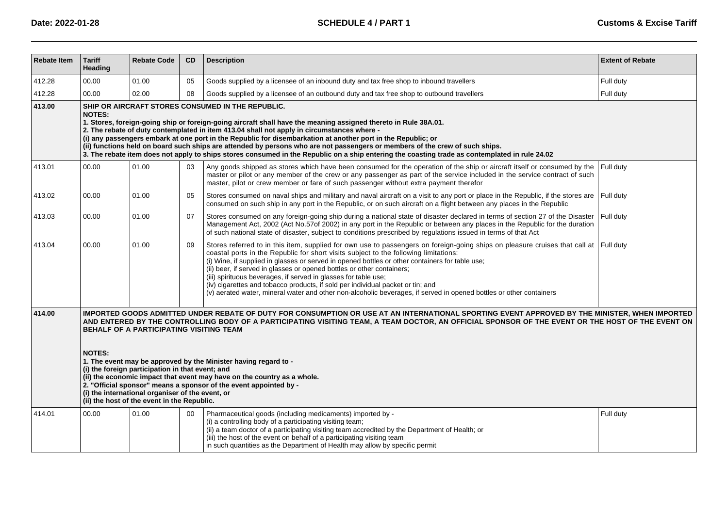| Rebate Item | Tariff Heading | Rebate Code | CD | Description | Extent of Rebate |
|---|---|---|---|---|---|
| 412.28 | 00.00 | 01.00 | 05 | Goods supplied by a licensee of an inbound duty and tax free shop to inbound travellers | Full duty |
| 412.28 | 00.00 | 02.00 | 08 | Goods supplied by a licensee of an outbound duty and tax free shop to outbound travellers | Full duty |
| **413.00** | **SHIP OR AIRCRAFT STORES CONSUMED IN THE REPUBLIC.**<br>**NOTES:**<br>**1. Stores, foreign-going ship or foreign-going aircraft shall have the meaning assigned thereto in Rule 38A.01.**<br>**2. The rebate of duty contemplated in item 413.04 shall not apply in circumstances where -**<br>**(i) any passengers embark at one port in the Republic for disembarkation at another port in the Republic; or**<br>**(ii) functions held on board such ships are attended by persons who are not passengers or members of the crew of such ships.**<br>**3. The rebate item does not apply to ships stores consumed in the Republic on a ship entering the coasting trade as contemplated in rule 24.02** | | | | |
| 413.01 | 00.00 | 01.00 | 03 | Any goods shipped as stores which have been consumed for the operation of the ship or aircraft itself or consumed by the master or pilot or any member of the crew or any passenger as part of the service included in the service contract of such master, pilot or crew member or fare of such passenger without extra payment therefor | Full duty |
| 413.02 | 00.00 | 01.00 | 05 | Stores consumed on naval ships and military and naval aircraft on a visit to any port or place in the Republic, if the stores are consumed on such ship in any port in the Republic, or on such aircraft on a flight between any places in the Republic | Full duty |
| 413.03 | 00.00 | 01.00 | 07 | Stores consumed on any foreign-going ship during a national state of disaster declared in terms of section 27 of the Disaster Management Act, 2002 (Act No.57of 2002) in any port in the Republic or between any places in the Republic for the duration of such national state of disaster, subject to conditions prescribed by regulations issued in terms of that Act | Full duty |
| 413.04 | 00.00 | 01.00 | 09 | Stores referred to in this item, supplied for own use to passengers on foreign-going ships on pleasure cruises that call at coastal ports in the Republic for short visits subject to the following limitations:<br>(i) Wine, if supplied in glasses or served in opened bottles or other containers for table use;<br>(ii) beer, if served in glasses or opened bottles or other containers;<br>(iii) spirituous beverages, if served in glasses for table use;<br>(iv) cigarettes and tobacco products, if sold per individual packet or tin; and<br>(v) aerated water, mineral water and other non-alcoholic beverages, if served in opened bottles or other containers | Full duty |
| **414.00** | **IMPORTED GOODS ADMITTED UNDER REBATE OF DUTY FOR CONSUMPTION OR USE AT AN INTERNATIONAL SPORTING EVENT APPROVED BY THE MINISTER, WHEN IMPORTED AND ENTERED BY THE CONTROLLING BODY OF A PARTICIPATING VISITING TEAM, A TEAM DOCTOR, AN OFFICIAL SPONSOR OF THE EVENT OR THE HOST OF THE EVENT ON BEHALF OF A PARTICIPATING VISITING TEAM**<br><br>**NOTES:**<br>**1. The event may be approved by the Minister having regard to -**<br>**(i) the foreign participation in that event; and**<br>**(ii) the economic impact that event may have on the country as a whole.**<br>**2. "Official sponsor" means a sponsor of the event appointed by -**<br>**(i) the international organiser of the event, or**<br>**(ii) the host of the event in the Republic.** | | | | |
| 414.01 | 00.00 | 01.00 | 00 | Pharmaceutical goods (including medicaments) imported by -<br>(i) a controlling body of a participating visiting team;<br>(ii) a team doctor of a participating visiting team accredited by the Department of Health; or<br>(iii) the host of the event on behalf of a participating visiting team<br>in such quantities as the Department of Health may allow by specific permit | Full duty |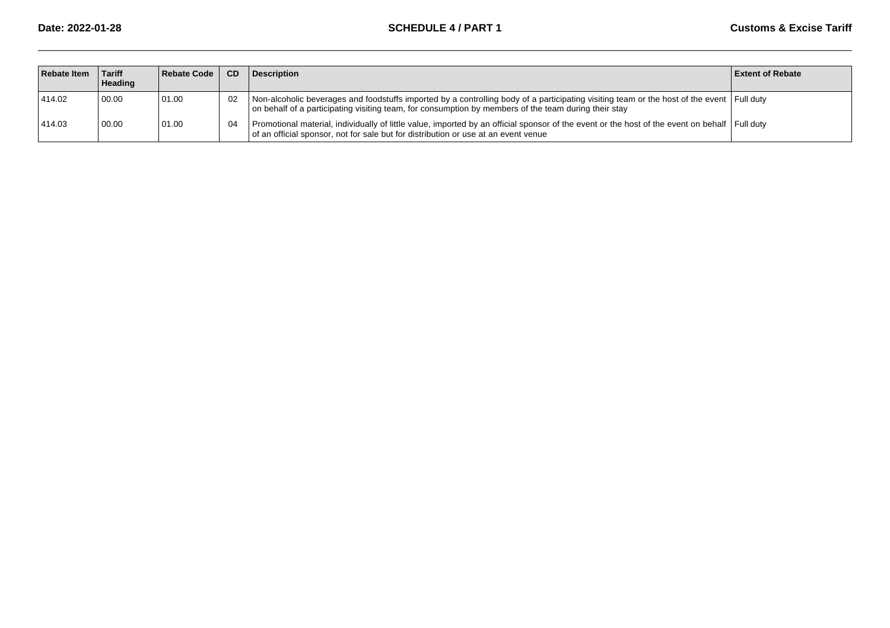| Rebate Item | Tariff Heading | Rebate Code | CD | Description | Extent of Rebate |
|---|---|---|---|---|---|
| 414.02 | 00.00 | 01.00 | 02 | Non-alcoholic beverages and foodstuffs imported by a controlling body of a participating visiting team or the host of the event on behalf of a participating visiting team, for consumption by members of the team during their stay | Full duty |
| 414.03 | 00.00 | 01.00 | 04 | Promotional material, individually of little value, imported by an official sponsor of the event or the host of the event on behalf of an official sponsor, not for sale but for distribution or use at an event venue | Full duty |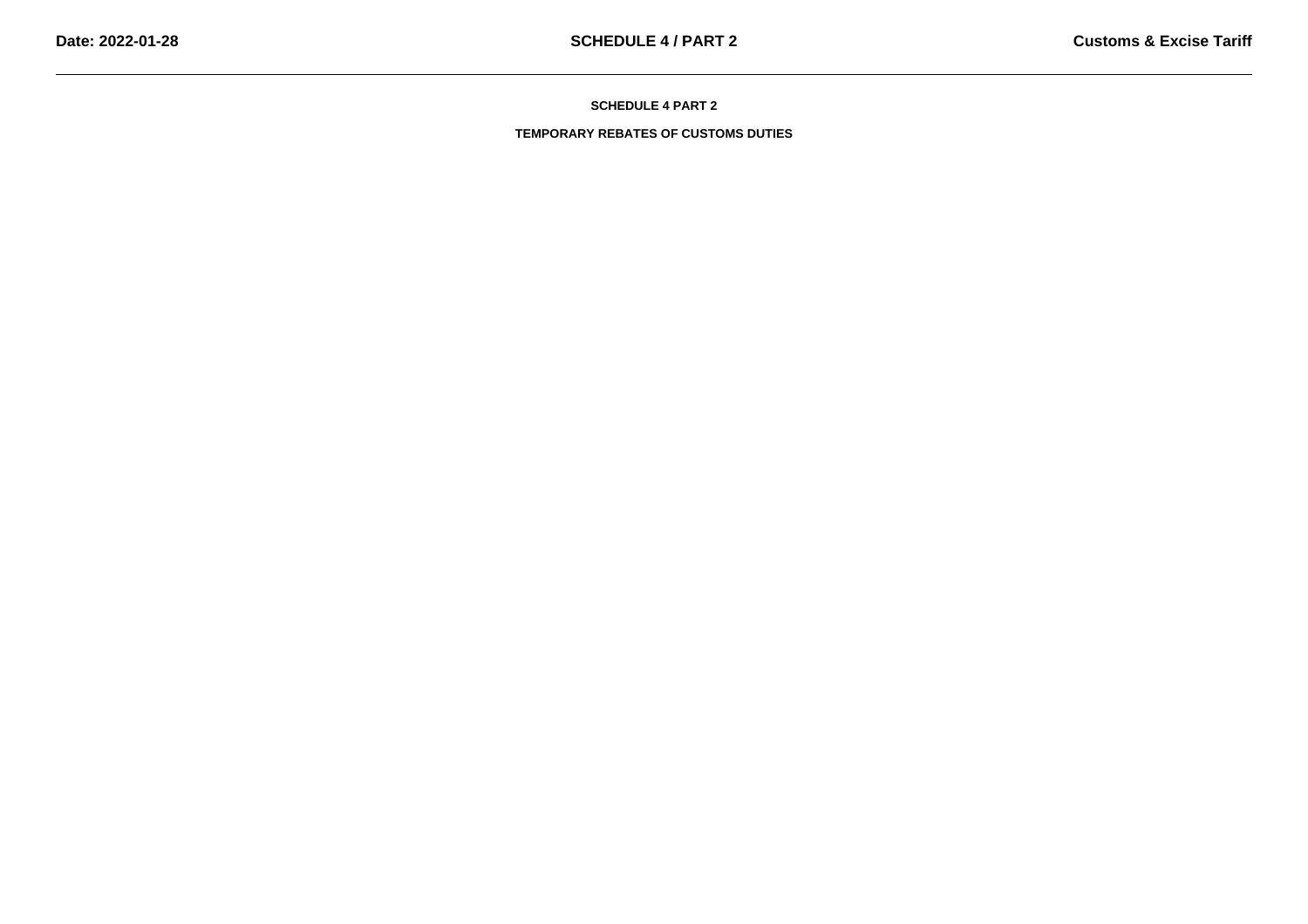# SCHEDULE 4 PART 2

## TEMPORARY REBATES OF CUSTOMS DUTIES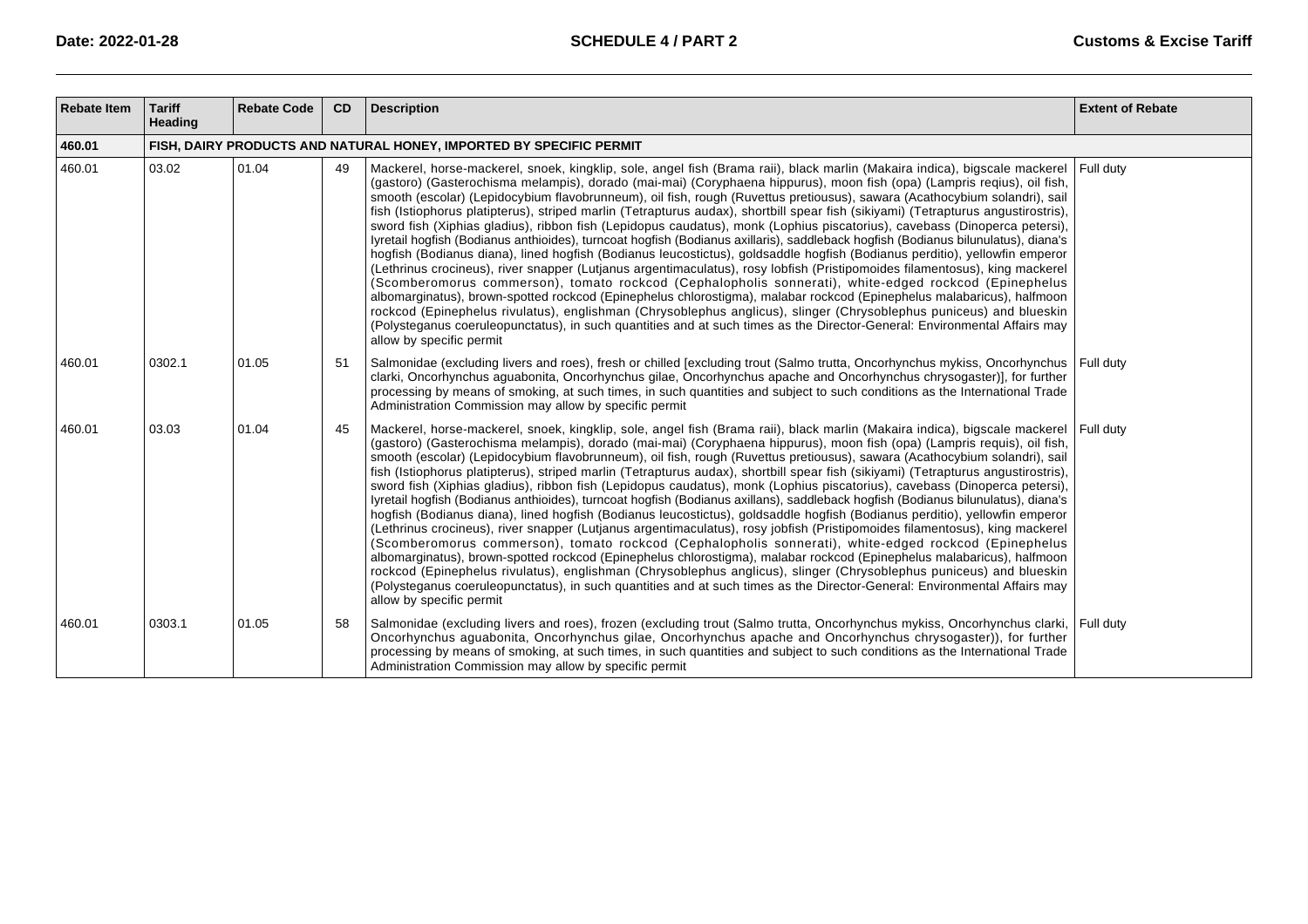| Rebate Item | Tariff Heading | Rebate Code | CD | Description | Extent of Rebate |
|---|---|---|---|---|---|
| **460.01** | **FISH, DAIRY PRODUCTS AND NATURAL HONEY, IMPORTED BY SPECIFIC PERMIT** | | | | |
| 460.01 | 03.02 | 01.04 | 49 | Mackerel, horse-mackerel, snoek, kingklip, sole, angel fish (Brama raii), black marlin (Makaira indica), bigscale mackerel (gastoro) (Gasterochisma melampis), dorado (mai-mai) (Coryphaena hippurus), moon fish (opa) (Lampris reqius), oil fish, smooth (escolar) (Lepidocybium flavobrunneum), oil fish, rough (Ruvettus pretiousus), sawara (Acathocybium solandri), sail fish (Istiophorus platipterus), striped marlin (Tetrapturus audax), shortbill spear fish (sikiyami) (Tetrapturus angustirostris), sword fish (Xiphias gladius), ribbon fish (Lepidopus caudatus), monk (Lophius piscatorius), cavebass (Dinoperca petersi), lyretail hogfish (Bodianus anthioides), turncoat hogfish (Bodianus axillaris), saddleback hogfish (Bodianus bilunulatus), diana's hogfish (Bodianus diana), lined hogfish (Bodianus leucostictus), goldsaddle hogfish (Bodianus perditio), yellowfin emperor (Lethrinus crocineus), river snapper (Lutjanus argentimaculatus), rosy lobfish (Pristipomoides filamentosus), king mackerel (Scomberomorus commerson), tomato rockcod (Cephalopholis sonnerati), white-edged rockcod (Epinephelus albomarginatus), brown-spotted rockcod (Epinephelus chlorostigma), malabar rockcod (Epinephelus malabaricus), halfmoon rockcod (Epinephelus rivulatus), englishman (Chrysoblephus anglicus), slinger (Chrysoblephus puniceus) and blueskin (Polysteganus coeruleopunctatus), in such quantities and at such times as the Director-General: Environmental Affairs may allow by specific permit | Full duty |
| 460.01 | 0302.1 | 01.05 | 51 | Salmonidae (excluding livers and roes), fresh or chilled [excluding trout (Salmo trutta, Oncorhynchus mykiss, Oncorhynchus clarki, Oncorhynchus aguabonita, Oncorhynchus gilae, Oncorhynchus apache and Oncorhynchus chrysogaster)], for further processing by means of smoking, at such times, in such quantities and subject to such conditions as the International Trade Administration Commission may allow by specific permit | Full duty |
| 460.01 | 03.03 | 01.04 | 45 | Mackerel, horse-mackerel, snoek, kingklip, sole, angel fish (Brama raii), black marlin (Makaira indica), bigscale mackerel (gastoro) (Gasterochisma melampis), dorado (mai-mai) (Coryphaena hippurus), moon fish (opa) (Lampris requis), oil fish, smooth (escolar) (Lepidocybium flavobrunneum), oil fish, rough (Ruvettus pretiousus), sawara (Acathocybium solandri), sail fish (Istiophorus platipterus), striped marlin (Tetrapturus audax), shortbill spear fish (sikiyami) (Tetrapturus angustirostris), sword fish (Xiphias gladius), ribbon fish (Lepidopus caudatus), monk (Lophius piscatorius), cavebass (Dinoperca petersi), lyretail hogfish (Bodianus anthioides), turncoat hogfish (Bodianus axillans), saddleback hogfish (Bodianus bilunulatus), diana's hogfish (Bodianus diana), lined hogfish (Bodianus leucostictus), goldsaddle hogfish (Bodianus perditio), yellowfin emperor (Lethrinus crocineus), river snapper (Lutjanus argentimaculatus), rosy jobfish (Pristipomoides filamentosus), king mackerel (Scomberomorus commerson), tomato rockcod (Cephalopholis sonnerati), white-edged rockcod (Epinephelus albomarginatus), brown-spotted rockcod (Epinephelus chlorostigma), malabar rockcod (Epinephelus malabaricus), halfmoon rockcod (Epinephelus rivulatus), englishman (Chrysoblephus anglicus), slinger (Chrysoblephus puniceus) and blueskin (Polysteganus coeruleopunctatus), in such quantities and at such times as the Director-General: Environmental Affairs may allow by specific permit | Full duty |
| 460.01 | 0303.1 | 01.05 | 58 | Salmonidae (excluding livers and roes), frozen (excluding trout (Salmo trutta, Oncorhynchus mykiss, Oncorhynchus clarki, Oncorhynchus aguabonita, Oncorhynchus gilae, Oncorhynchus apache and Oncorhynchus chrysogaster)), for further processing by means of smoking, at such times, in such quantities and subject to such conditions as the International Trade Administration Commission may allow by specific permit | Full duty |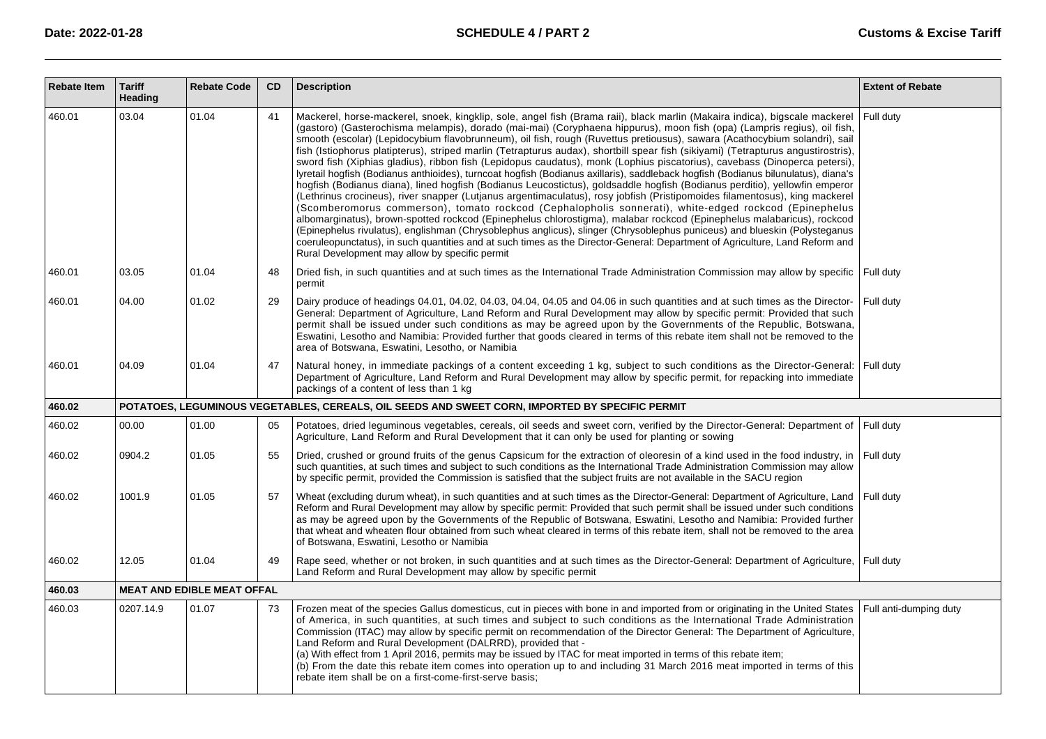| Rebate Item | Tariff Heading | Rebate Code | CD | Description | Extent of Rebate |
|---|---|---|---|---|---|
| 460.01 | 03.04 | 01.04 | 41 | Mackerel, horse-mackerel, snoek, kingklip, sole, angel fish (Brama raii), black marlin (Makaira indica), bigscale mackerel (gastoro) (Gasterochisma melampis), dorado (mai-mai) (Coryphaena hippurus), moon fish (opa) (Lampris regius), oil fish, smooth (escolar) (Lepidocybium flavobrunneum), oil fish, rough (Ruvettus pretiousus), sawara (Acathocybium solandri), sail fish (Istiophorus platipterus), striped marlin (Tetrapturus audax), shortbill spear fish (sikiyami) (Tetrapturus angustirostris), sword fish (Xiphias gladius), ribbon fish (Lepidopus caudatus), monk (Lophius piscatorius), cavebass (Dinoperca petersi), lyretail hogfish (Bodianus anthioides), turncoat hogfish (Bodianus axillaris), saddleback hogfish (Bodianus bilunulatus), diana's hogfish (Bodianus diana), lined hogfish (Bodianus Leucostictus), goldsaddle hogfish (Bodianus perditio), yellowfin emperor (Lethrinus crocineus), river snapper (Lutjanus argentimaculatus), rosy jobfish (Pristipomoides filamentosus), king mackerel (Scomberomorus commerson), tomato rockcod (Cephalopholis sonnerati), white-edged rockcod (Epinephelus albomarginatus), brown-spotted rockcod (Epinephelus chlorostigma), malabar rockcod (Epinephelus malabaricus), rockcod (Epinephelus rivulatus), englishman (Chrysoblephus anglicus), slinger (Chrysoblephus puniceus) and blueskin (Polysteganus coeruleopunctatus), in such quantities and at such times as the Director-General: Department of Agriculture, Land Reform and Rural Development may allow by specific permit | Full duty |
| 460.01 | 03.05 | 01.04 | 48 | Dried fish, in such quantities and at such times as the International Trade Administration Commission may allow by specific permit | Full duty |
| 460.01 | 04.00 | 01.02 | 29 | Dairy produce of headings 04.01, 04.02, 04.03, 04.04, 04.05 and 04.06 in such quantities and at such times as the Director-General: Department of Agriculture, Land Reform and Rural Development may allow by specific permit: Provided that such permit shall be issued under such conditions as may be agreed upon by the Governments of the Republic, Botswana, Eswatini, Lesotho and Namibia: Provided further that goods cleared in terms of this rebate item shall not be removed to the area of Botswana, Eswatini, Lesotho, or Namibia | Full duty |
| 460.01 | 04.09 | 01.04 | 47 | Natural honey, in immediate packings of a content exceeding 1 kg, subject to such conditions as the Director-General: Department of Agriculture, Land Reform and Rural Development may allow by specific permit, for repacking into immediate packings of a content of less than 1 kg | Full duty |
| **460.02** | **POTATOES, LEGUMINOUS VEGETABLES, CEREALS, OIL SEEDS AND SWEET CORN, IMPORTED BY SPECIFIC PERMIT** | | | | |
| 460.02 | 00.00 | 01.00 | 05 | Potatoes, dried leguminous vegetables, cereals, oil seeds and sweet corn, verified by the Director-General: Department of Agriculture, Land Reform and Rural Development that it can only be used for planting or sowing | Full duty |
| 460.02 | 0904.2 | 01.05 | 55 | Dried, crushed or ground fruits of the genus Capsicum for the extraction of oleoresin of a kind used in the food industry, in such quantities, at such times and subject to such conditions as the International Trade Administration Commission may allow by specific permit, provided the Commission is satisfied that the subject fruits are not available in the SACU region | Full duty |
| 460.02 | 1001.9 | 01.05 | 57 | Wheat (excluding durum wheat), in such quantities and at such times as the Director-General: Department of Agriculture, Land Reform and Rural Development may allow by specific permit: Provided that such permit shall be issued under such conditions as may be agreed upon by the Governments of the Republic of Botswana, Eswatini, Lesotho and Namibia: Provided further that wheat and wheaten flour obtained from such wheat cleared in terms of this rebate item, shall not be removed to the area of Botswana, Eswatini, Lesotho or Namibia | Full duty |
| 460.02 | 12.05 | 01.04 | 49 | Rape seed, whether or not broken, in such quantities and at such times as the Director-General: Department of Agriculture, Land Reform and Rural Development may allow by specific permit | Full duty |
| **460.03** | **MEAT AND EDIBLE MEAT OFFAL** | | | | |
| 460.03 | 0207.14.9 | 01.07 | 73 | Frozen meat of the species Gallus domesticus, cut in pieces with bone in and imported from or originating in the United States of America, in such quantities, at such times and subject to such conditions as the International Trade Administration Commission (ITAC) may allow by specific permit on recommendation of the Director General: The Department of Agriculture, Land Reform and Rural Development (DALRRD), provided that -<br>(a) With effect from 1 April 2016, permits may be issued by ITAC for meat imported in terms of this rebate item;<br>(b) From the date this rebate item comes into operation up to and including 31 March 2016 meat imported in terms of this rebate item shall be on a first-come-first-serve basis; | Full anti-dumping duty |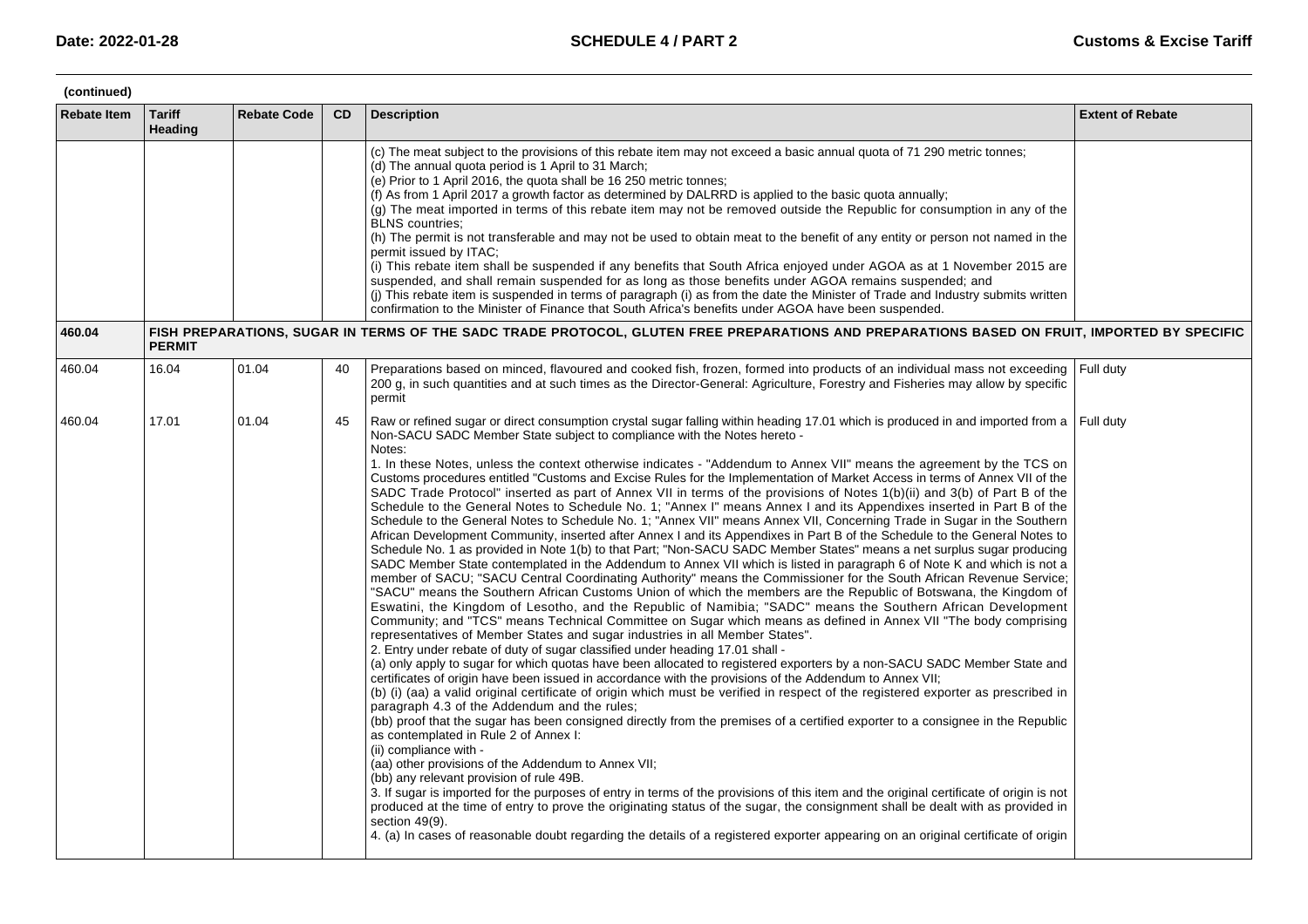(continued)

| Rebate Item | Tariff Heading | Rebate Code | CD | Description | Extent of Rebate |
|---|---|---|---|---|---|
| | | | | (c) The meat subject to the provisions of this rebate item may not exceed a basic annual quota of 71 290 metric tonnes;<br>(d) The annual quota period is 1 April to 31 March;<br>(e) Prior to 1 April 2016, the quota shall be 16 250 metric tonnes;<br>(f) As from 1 April 2017 a growth factor as determined by DALRRD is applied to the basic quota annually;<br>(g) The meat imported in terms of this rebate item may not be removed outside the Republic for consumption in any of the BLNS countries;<br>(h) The permit is not transferable and may not be used to obtain meat to the benefit of any entity or person not named in the permit issued by ITAC;<br>(i) This rebate item shall be suspended if any benefits that South Africa enjoyed under AGOA as at 1 November 2015 are suspended, and shall remain suspended for as long as those benefits under AGOA remains suspended; and<br>(j) This rebate item is suspended in terms of paragraph (i) as from the date the Minister of Trade and Industry submits written confirmation to the Minister of Finance that South Africa's benefits under AGOA have been suspended. | |
| **460.04** | **FISH PREPARATIONS, SUGAR IN TERMS OF THE SADC TRADE PROTOCOL, GLUTEN FREE PREPARATIONS AND PREPARATIONS BASED ON FRUIT, IMPORTED BY SPECIFIC PERMIT** | | | | |
| 460.04 | 16.04 | 01.04 | 40 | Preparations based on minced, flavoured and cooked fish, frozen, formed into products of an individual mass not exceeding 200 g, in such quantities and at such times as the Director-General: Agriculture, Forestry and Fisheries may allow by specific permit | Full duty |
| 460.04 | 17.01 | 01.04 | 45 | Raw or refined sugar or direct consumption crystal sugar falling within heading 17.01 which is produced in and imported from a Non-SACU SADC Member State subject to compliance with the Notes hereto -<br>Notes:<br>1. In these Notes, unless the context otherwise indicates - "Addendum to Annex VII" means the agreement by the TCS on Customs procedures entitled "Customs and Excise Rules for the Implementation of Market Access in terms of Annex VII of the SADC Trade Protocol" inserted as part of Annex VII in terms of the provisions of Notes 1(b)(ii) and 3(b) of Part B of the Schedule to the General Notes to Schedule No. 1; "Annex I" means Annex I and its Appendixes inserted in Part B of the Schedule to the General Notes to Schedule No. 1; "Annex VII" means Annex VII, Concerning Trade in Sugar in the Southern African Development Community, inserted after Annex I and its Appendixes in Part B of the Schedule to the General Notes to Schedule No. 1 as provided in Note 1(b) to that Part; "Non-SACU SADC Member States" means a net surplus sugar producing SADC Member State contemplated in the Addendum to Annex VII which is listed in paragraph 6 of Note K and which is not a member of SACU; "SACU Central Coordinating Authority" means the Commissioner for the South African Revenue Service; "SACU" means the Southern African Customs Union of which the members are the Republic of Botswana, the Kingdom of Eswatini, the Kingdom of Lesotho, and the Republic of Namibia; "SADC" means the Southern African Development Community; and "TCS" means Technical Committee on Sugar which means as defined in Annex VII "The body comprising representatives of Member States and sugar industries in all Member States".<br>2. Entry under rebate of duty of sugar classified under heading 17.01 shall -<br>(a) only apply to sugar for which quotas have been allocated to registered exporters by a non-SACU SADC Member State and certificates of origin have been issued in accordance with the provisions of the Addendum to Annex VII;<br>(b) (i) (aa) a valid original certificate of origin which must be verified in respect of the registered exporter as prescribed in paragraph 4.3 of the Addendum and the rules;<br>(bb) proof that the sugar has been consigned directly from the premises of a certified exporter to a consignee in the Republic as contemplated in Rule 2 of Annex I:<br>(ii) compliance with -<br>(aa) other provisions of the Addendum to Annex VII;<br>(bb) any relevant provision of rule 49B.<br>3. If sugar is imported for the purposes of entry in terms of the provisions of this item and the original certificate of origin is not produced at the time of entry to prove the originating status of the sugar, the consignment shall be dealt with as provided in section 49(9).<br>4. (a) In cases of reasonable doubt regarding the details of a registered exporter appearing on an original certificate of origin | Full duty |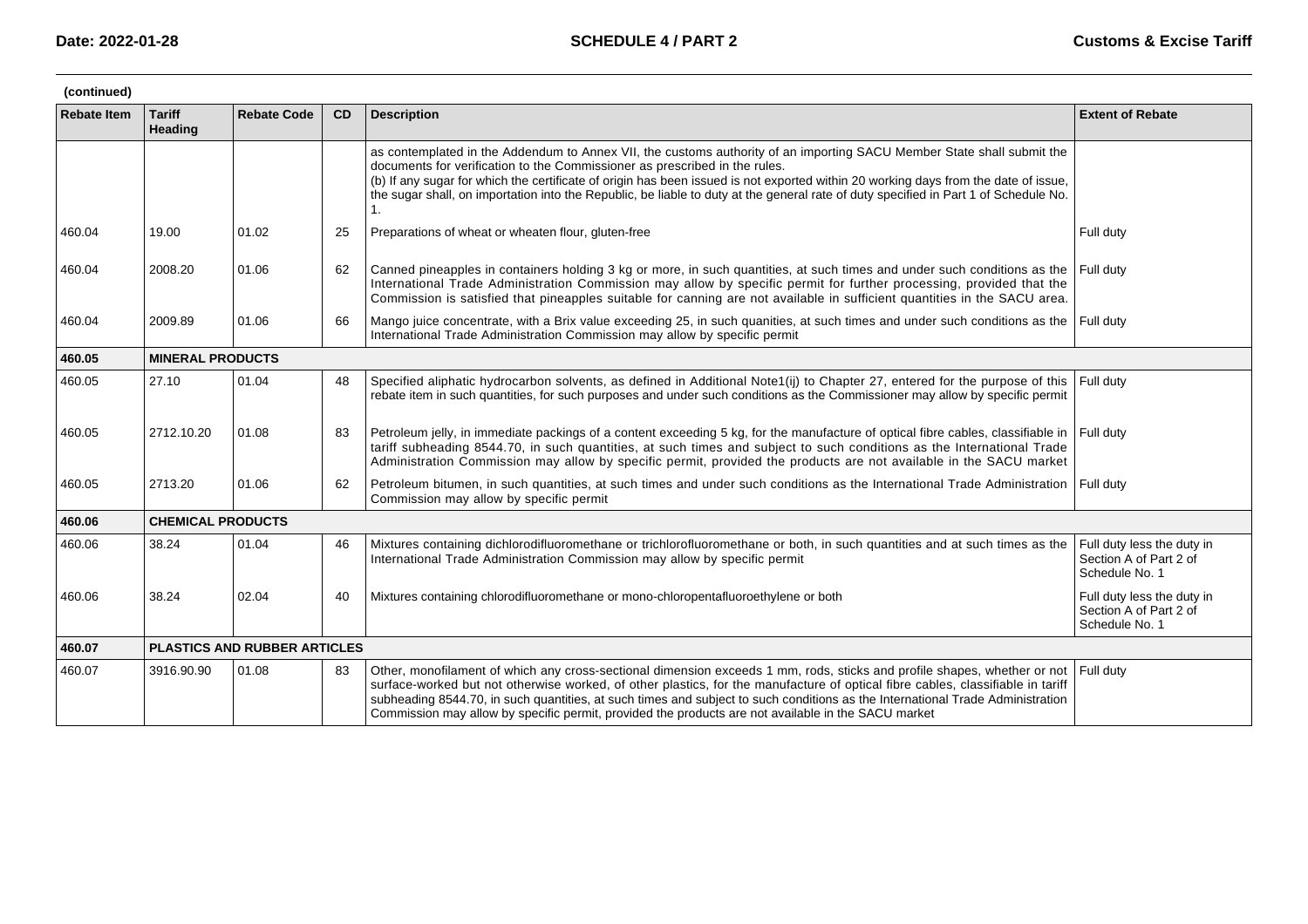(continued)

| Rebate Item | Tariff Heading | Rebate Code | CD | Description | Extent of Rebate |
|---|---|---|---|---|---|
| | | | | as contemplated in the Addendum to Annex VII, the customs authority of an importing SACU Member State shall submit the documents for verification to the Commissioner as prescribed in the rules. (b) If any sugar for which the certificate of origin has been issued is not exported within 20 working days from the date of issue, the sugar shall, on importation into the Republic, be liable to duty at the general rate of duty specified in Part 1 of Schedule No. 1. | |
| 460.04 | 19.00 | 01.02 | 25 | Preparations of wheat or wheaten flour, gluten-free | Full duty |
| 460.04 | 2008.20 | 01.06 | 62 | Canned pineapples in containers holding 3 kg or more, in such quantities, at such times and under such conditions as the International Trade Administration Commission may allow by specific permit for further processing, provided that the Commission is satisfied that pineapples suitable for canning are not available in sufficient quantities in the SACU area. | Full duty |
| 460.04 | 2009.89 | 01.06 | 66 | Mango juice concentrate, with a Brix value exceeding 25, in such quanities, at such times and under such conditions as the International Trade Administration Commission may allow by specific permit | Full duty |
| **460.05** | **MINERAL PRODUCTS** | | | | |
| 460.05 | 27.10 | 01.04 | 48 | Specified aliphatic hydrocarbon solvents, as defined in Additional Note1(ij) to Chapter 27, entered for the purpose of this rebate item in such quantities, for such purposes and under such conditions as the Commissioner may allow by specific permit | Full duty |
| 460.05 | 2712.10.20 | 01.08 | 83 | Petroleum jelly, in immediate packings of a content exceeding 5 kg, for the manufacture of optical fibre cables, classifiable in tariff subheading 8544.70, in such quantities, at such times and subject to such conditions as the International Trade Administration Commission may allow by specific permit, provided the products are not available in the SACU market | Full duty |
| 460.05 | 2713.20 | 01.06 | 62 | Petroleum bitumen, in such quantities, at such times and under such conditions as the International Trade Administration Commission may allow by specific permit | Full duty |
| **460.06** | **CHEMICAL PRODUCTS** | | | | |
| 460.06 | 38.24 | 01.04 | 46 | Mixtures containing dichlorodifluoromethane or trichlorofluoromethane or both, in such quantities and at such times as the International Trade Administration Commission may allow by specific permit | Full duty less the duty in Section A of Part 2 of Schedule No. 1 |
| 460.06 | 38.24 | 02.04 | 40 | Mixtures containing chlorodifluoromethane or mono-chloropentafluoroethylene or both | Full duty less the duty in Section A of Part 2 of Schedule No. 1 |
| **460.07** | **PLASTICS AND RUBBER ARTICLES** | | | | |
| 460.07 | 3916.90.90 | 01.08 | 83 | Other, monofilament of which any cross-sectional dimension exceeds 1 mm, rods, sticks and profile shapes, whether or not surface-worked but not otherwise worked, of other plastics, for the manufacture of optical fibre cables, classifiable in tariff subheading 8544.70, in such quantities, at such times and subject to such conditions as the International Trade Administration Commission may allow by specific permit, provided the products are not available in the SACU market | Full duty |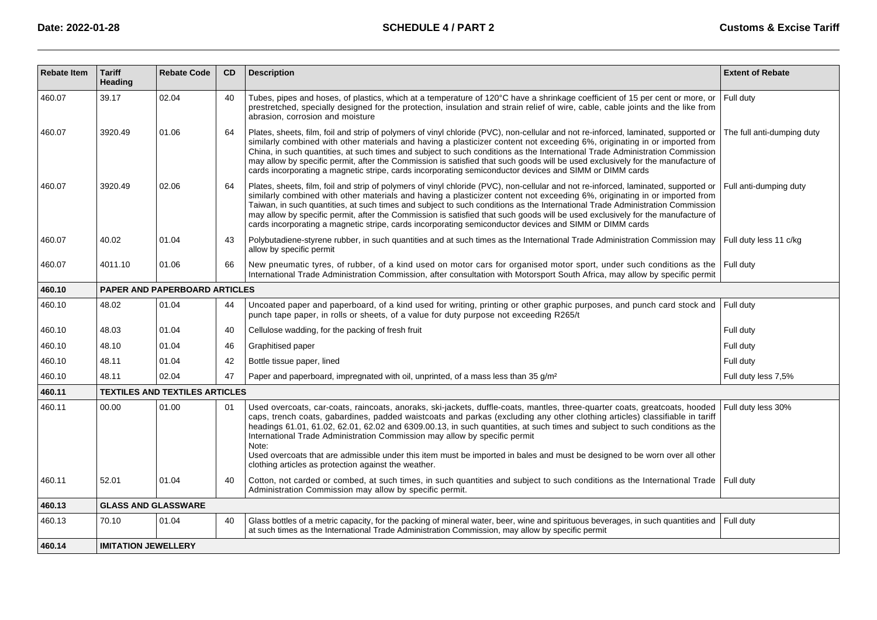| Rebate Item | Tariff Heading | Rebate Code | CD | Description | Extent of Rebate |
|---|---|---|---|---|---|
| 460.07 | 39.17 | 02.04 | 40 | Tubes, pipes and hoses, of plastics, which at a temperature of 120°C have a shrinkage coefficient of 15 per cent or more, or prestretched, specially designed for the protection, insulation and strain relief of wire, cable, cable joints and the like from abrasion, corrosion and moisture | Full duty |
| 460.07 | 3920.49 | 01.06 | 64 | Plates, sheets, film, foil and strip of polymers of vinyl chloride (PVC), non-cellular and not re-inforced, laminated, supported or similarly combined with other materials and having a plasticizer content not exceeding 6%, originating in or imported from China, in such quantities, at such times and subject to such conditions as the International Trade Administration Commission may allow by specific permit, after the Commission is satisfied that such goods will be used exclusively for the manufacture of cards incorporating a magnetic stripe, cards incorporating semiconductor devices and SIMM or DIMM cards | The full anti-dumping duty |
| 460.07 | 3920.49 | 02.06 | 64 | Plates, sheets, film, foil and strip of polymers of vinyl chloride (PVC), non-cellular and not re-inforced, laminated, supported or similarly combined with other materials and having a plasticizer content not exceeding 6%, originating in or imported from Taiwan, in such quantities, at such times and subject to such conditions as the International Trade Administration Commission may allow by specific permit, after the Commission is satisfied that such goods will be used exclusively for the manufacture of cards incorporating a magnetic stripe, cards incorporating semiconductor devices and SIMM or DIMM cards | Full anti-dumping duty |
| 460.07 | 40.02 | 01.04 | 43 | Polybutadiene-styrene rubber, in such quantities and at such times as the International Trade Administration Commission may allow by specific permit | Full duty less 11 c/kg |
| 460.07 | 4011.10 | 01.06 | 66 | New pneumatic tyres, of rubber, of a kind used on motor cars for organised motor sport, under such conditions as the International Trade Administration Commission, after consultation with Motorsport South Africa, may allow by specific permit | Full duty |
| **460.10** | **PAPER AND PAPERBOARD ARTICLES** | | | | |
| 460.10 | 48.02 | 01.04 | 44 | Uncoated paper and paperboard, of a kind used for writing, printing or other graphic purposes, and punch card stock and punch tape paper, in rolls or sheets, of a value for duty purpose not exceeding R265/t | Full duty |
| 460.10 | 48.03 | 01.04 | 40 | Cellulose wadding, for the packing of fresh fruit | Full duty |
| 460.10 | 48.10 | 01.04 | 46 | Graphitised paper | Full duty |
| 460.10 | 48.11 | 01.04 | 42 | Bottle tissue paper, lined | Full duty |
| 460.10 | 48.11 | 02.04 | 47 | Paper and paperboard, impregnated with oil, unprinted, of a mass less than 35 g/m² | Full duty less 7,5% |
| **460.11** | **TEXTILES AND TEXTILES ARTICLES** | | | | |
| 460.11 | 00.00 | 01.00 | 01 | Used overcoats, car-coats, raincoats, anoraks, ski-jackets, duffle-coats, mantles, three-quarter coats, greatcoats, hooded caps, trench coats, gabardines, padded waistcoats and parkas (excluding any other clothing articles) classifiable in tariff headings 61.01, 61.02, 62.01, 62.02 and 6309.00.13, in such quantities, at such times and subject to such conditions as the International Trade Administration Commission may allow by specific permit<br>Note:<br>Used overcoats that are admissible under this item must be imported in bales and must be designed to be worn over all other clothing articles as protection against the weather. | Full duty less 30% |
| 460.11 | 52.01 | 01.04 | 40 | Cotton, not carded or combed, at such times, in such quantities and subject to such conditions as the International Trade Administration Commission may allow by specific permit. | Full duty |
| **460.13** | **GLASS AND GLASSWARE** | | | | |
| 460.13 | 70.10 | 01.04 | 40 | Glass bottles of a metric capacity, for the packing of mineral water, beer, wine and spirituous beverages, in such quantities and at such times as the International Trade Administration Commission, may allow by specific permit | Full duty |
| **460.14** | **IMITATION JEWELLERY** | | | | |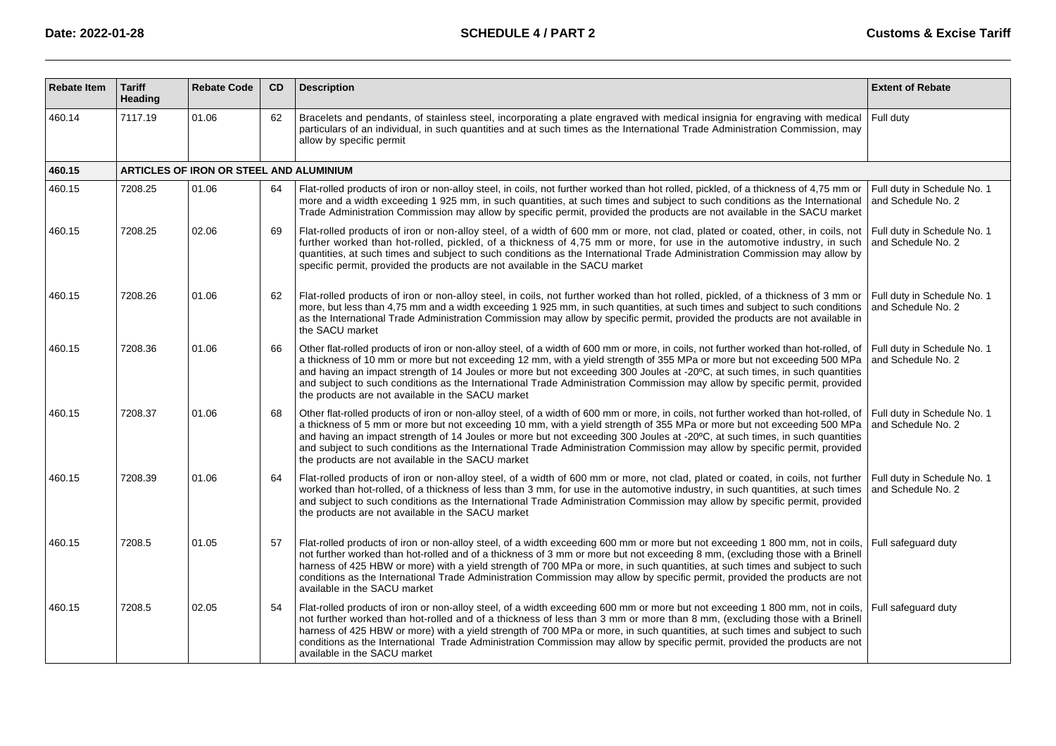| Rebate Item | Tariff Heading | Rebate Code | CD | Description | Extent of Rebate |
|---|---|---|---|---|---|
| 460.14 | 7117.19 | 01.06 | 62 | Bracelets and pendants, of stainless steel, incorporating a plate engraved with medical insignia for engraving with medical particulars of an individual, in such quantities and at such times as the International Trade Administration Commission, may allow by specific permit | Full duty |
| **460.15** | **ARTICLES OF IRON OR STEEL AND ALUMINIUM** | | | | |
| 460.15 | 7208.25 | 01.06 | 64 | Flat-rolled products of iron or non-alloy steel, in coils, not further worked than hot rolled, pickled, of a thickness of 4,75 mm or more and a width exceeding 1 925 mm, in such quantities, at such times and subject to such conditions as the International Trade Administration Commission may allow by specific permit, provided the products are not available in the SACU market | Full duty in Schedule No. 1 and Schedule No. 2 |
| 460.15 | 7208.25 | 02.06 | 69 | Flat-rolled products of iron or non-alloy steel, of a width of 600 mm or more, not clad, plated or coated, other, in coils, not further worked than hot-rolled, pickled, of a thickness of 4,75 mm or more, for use in the automotive industry, in such quantities, at such times and subject to such conditions as the International Trade Administration Commission may allow by specific permit, provided the products are not available in the SACU market | Full duty in Schedule No. 1 and Schedule No. 2 |
| 460.15 | 7208.26 | 01.06 | 62 | Flat-rolled products of iron or non-alloy steel, in coils, not further worked than hot rolled, pickled, of a thickness of 3 mm or more, but less than 4,75 mm and a width exceeding 1 925 mm, in such quantities, at such times and subject to such conditions as the International Trade Administration Commission may allow by specific permit, provided the products are not available in the SACU market | Full duty in Schedule No. 1 and Schedule No. 2 |
| 460.15 | 7208.36 | 01.06 | 66 | Other flat-rolled products of iron or non-alloy steel, of a width of 600 mm or more, in coils, not further worked than hot-rolled, of a thickness of 10 mm or more but not exceeding 12 mm, with a yield strength of 355 MPa or more but not exceeding 500 MPa and having an impact strength of 14 Joules or more but not exceeding 300 Joules at -20ºC, at such times, in such quantities and subject to such conditions as the International Trade Administration Commission may allow by specific permit, provided the products are not available in the SACU market | Full duty in Schedule No. 1 and Schedule No. 2 |
| 460.15 | 7208.37 | 01.06 | 68 | Other flat-rolled products of iron or non-alloy steel, of a width of 600 mm or more, in coils, not further worked than hot-rolled, of a thickness of 5 mm or more but not exceeding 10 mm, with a yield strength of 355 MPa or more but not exceeding 500 MPa and having an impact strength of 14 Joules or more but not exceeding 300 Joules at -20ºC, at such times, in such quantities and subject to such conditions as the International Trade Administration Commission may allow by specific permit, provided the products are not available in the SACU market | Full duty in Schedule No. 1 and Schedule No. 2 |
| 460.15 | 7208.39 | 01.06 | 64 | Flat-rolled products of iron or non-alloy steel, of a width of 600 mm or more, not clad, plated or coated, in coils, not further worked than hot-rolled, of a thickness of less than 3 mm, for use in the automotive industry, in such quantities, at such times and subject to such conditions as the International Trade Administration Commission may allow by specific permit, provided the products are not available in the SACU market | Full duty in Schedule No. 1 and Schedule No. 2 |
| 460.15 | 7208.5 | 01.05 | 57 | Flat-rolled products of iron or non-alloy steel, of a width exceeding 600 mm or more but not exceeding 1 800 mm, not in coils, not further worked than hot-rolled and of a thickness of 3 mm or more but not exceeding 8 mm, (excluding those with a Brinell harness of 425 HBW or more) with a yield strength of 700 MPa or more, in such quantities, at such times and subject to such conditions as the International Trade Administration Commission may allow by specific permit, provided the products are not available in the SACU market | Full safeguard duty |
| 460.15 | 7208.5 | 02.05 | 54 | Flat-rolled products of iron or non-alloy steel, of a width exceeding 600 mm or more but not exceeding 1 800 mm, not in coils, not further worked than hot-rolled and of a thickness of less than 3 mm or more than 8 mm, (excluding those with a Brinell harness of 425 HBW or more) with a yield strength of 700 MPa or more, in such quantities, at such times and subject to such conditions as the International Trade Administration Commission may allow by specific permit, provided the products are not available in the SACU market | Full safeguard duty |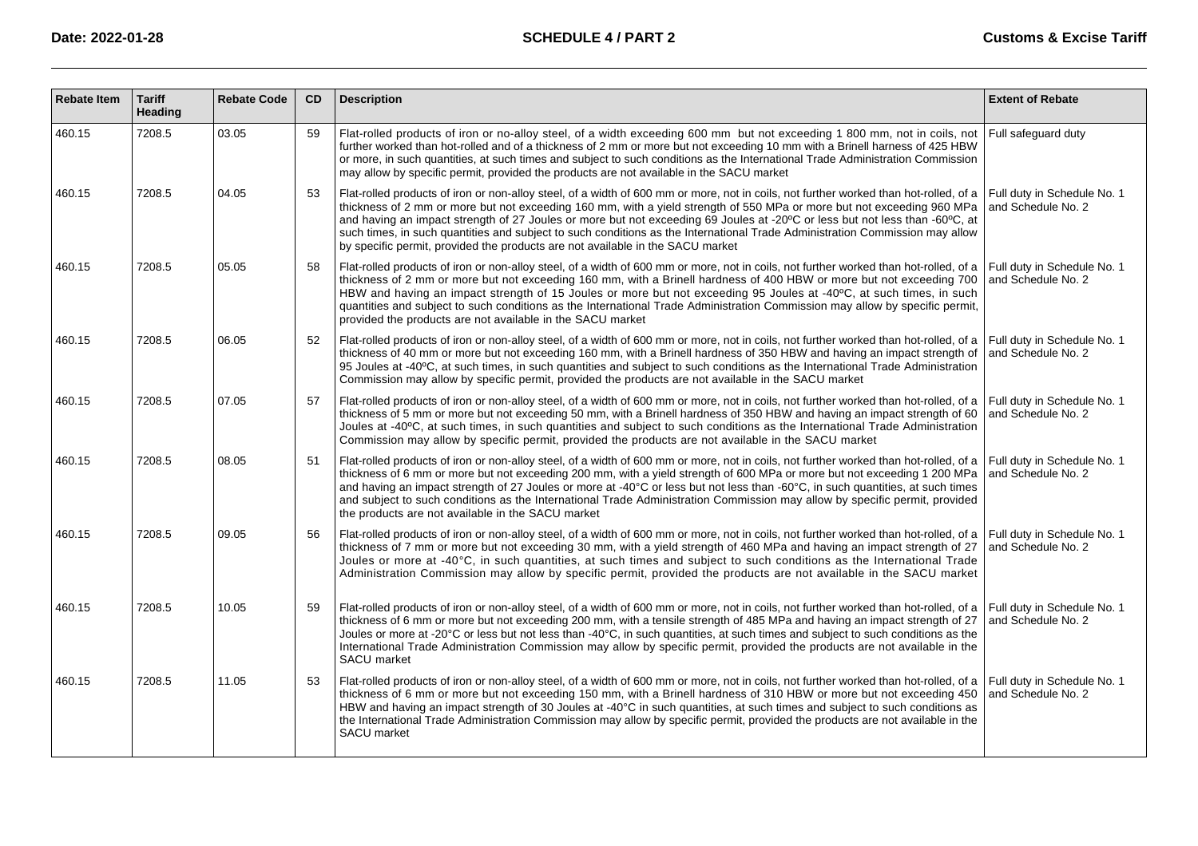| Rebate Item | Tariff Heading | Rebate Code | CD | Description | Extent of Rebate |
|---|---|---|---|---|---|
| 460.15 | 7208.5 | 03.05 | 59 | Flat-rolled products of iron or no-alloy steel, of a width exceeding 600 mm but not exceeding 1 800 mm, not in coils, not further worked than hot-rolled and of a thickness of 2 mm or more but not exceeding 10 mm with a Brinell harness of 425 HBW or more, in such quantities, at such times and subject to such conditions as the International Trade Administration Commission may allow by specific permit, provided the products are not available in the SACU market | Full safeguard duty |
| 460.15 | 7208.5 | 04.05 | 53 | Flat-rolled products of iron or non-alloy steel, of a width of 600 mm or more, not in coils, not further worked than hot-rolled, of a thickness of 2 mm or more but not exceeding 160 mm, with a yield strength of 550 MPa or more but not exceeding 960 MPa and having an impact strength of 27 Joules or more but not exceeding 69 Joules at -20ºC or less but not less than -60ºC, at such times, in such quantities and subject to such conditions as the International Trade Administration Commission may allow by specific permit, provided the products are not available in the SACU market | Full duty in Schedule No. 1 and Schedule No. 2 |
| 460.15 | 7208.5 | 05.05 | 58 | Flat-rolled products of iron or non-alloy steel, of a width of 600 mm or more, not in coils, not further worked than hot-rolled, of a thickness of 2 mm or more but not exceeding 160 mm, with a Brinell hardness of 400 HBW or more but not exceeding 700 HBW and having an impact strength of 15 Joules or more but not exceeding 95 Joules at -40ºC, at such times, in such quantities and subject to such conditions as the International Trade Administration Commission may allow by specific permit, provided the products are not available in the SACU market | Full duty in Schedule No. 1 and Schedule No. 2 |
| 460.15 | 7208.5 | 06.05 | 52 | Flat-rolled products of iron or non-alloy steel, of a width of 600 mm or more, not in coils, not further worked than hot-rolled, of a thickness of 40 mm or more but not exceeding 160 mm, with a Brinell hardness of 350 HBW and having an impact strength of 95 Joules at -40ºC, at such times, in such quantities and subject to such conditions as the International Trade Administration Commission may allow by specific permit, provided the products are not available in the SACU market | Full duty in Schedule No. 1 and Schedule No. 2 |
| 460.15 | 7208.5 | 07.05 | 57 | Flat-rolled products of iron or non-alloy steel, of a width of 600 mm or more, not in coils, not further worked than hot-rolled, of a thickness of 5 mm or more but not exceeding 50 mm, with a Brinell hardness of 350 HBW and having an impact strength of 60 Joules at -40ºC, at such times, in such quantities and subject to such conditions as the International Trade Administration Commission may allow by specific permit, provided the products are not available in the SACU market | Full duty in Schedule No. 1 and Schedule No. 2 |
| 460.15 | 7208.5 | 08.05 | 51 | Flat-rolled products of iron or non-alloy steel, of a width of 600 mm or more, not in coils, not further worked than hot-rolled, of a thickness of 6 mm or more but not exceeding 200 mm, with a yield strength of 600 MPa or more but not exceeding 1 200 MPa and having an impact strength of 27 Joules or more at -40°C or less but not less than -60°C, in such quantities, at such times and subject to such conditions as the International Trade Administration Commission may allow by specific permit, provided the products are not available in the SACU market | Full duty in Schedule No. 1 and Schedule No. 2 |
| 460.15 | 7208.5 | 09.05 | 56 | Flat-rolled products of iron or non-alloy steel, of a width of 600 mm or more, not in coils, not further worked than hot-rolled, of a thickness of 7 mm or more but not exceeding 30 mm, with a yield strength of 460 MPa and having an impact strength of 27 Joules or more at -40°C, in such quantities, at such times and subject to such conditions as the International Trade Administration Commission may allow by specific permit, provided the products are not available in the SACU market | Full duty in Schedule No. 1 and Schedule No. 2 |
| 460.15 | 7208.5 | 10.05 | 59 | Flat-rolled products of iron or non-alloy steel, of a width of 600 mm or more, not in coils, not further worked than hot-rolled, of a thickness of 6 mm or more but not exceeding 200 mm, with a tensile strength of 485 MPa and having an impact strength of 27 Joules or more at -20°C or less but not less than -40°C, in such quantities, at such times and subject to such conditions as the International Trade Administration Commission may allow by specific permit, provided the products are not available in the SACU market | Full duty in Schedule No. 1 and Schedule No. 2 |
| 460.15 | 7208.5 | 11.05 | 53 | Flat-rolled products of iron or non-alloy steel, of a width of 600 mm or more, not in coils, not further worked than hot-rolled, of a thickness of 6 mm or more but not exceeding 150 mm, with a Brinell hardness of 310 HBW or more but not exceeding 450 HBW and having an impact strength of 30 Joules at -40°C in such quantities, at such times and subject to such conditions as the International Trade Administration Commission may allow by specific permit, provided the products are not available in the SACU market | Full duty in Schedule No. 1 and Schedule No. 2 |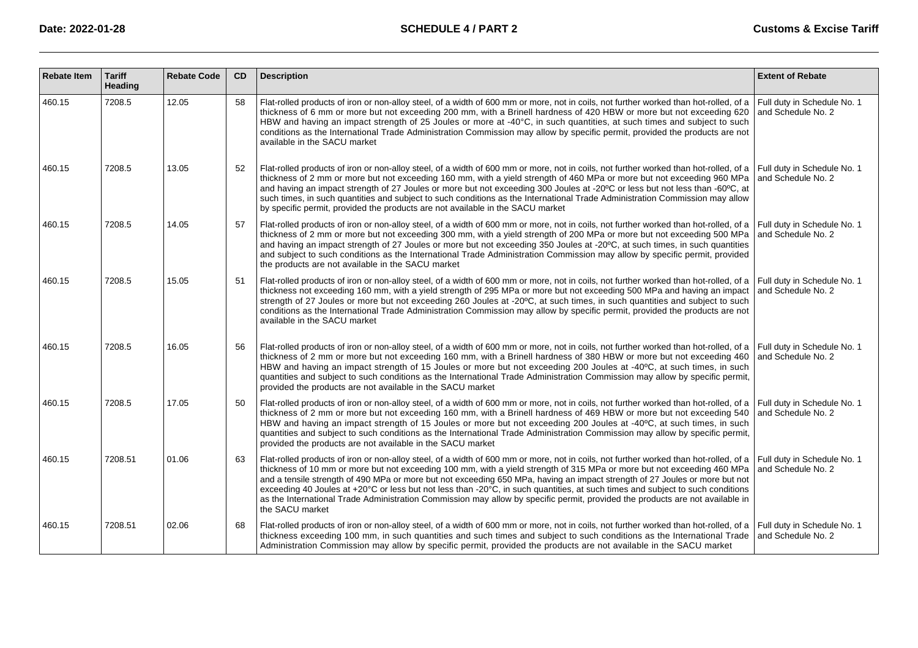| Rebate Item | Tariff Heading | Rebate Code | CD | Description | Extent of Rebate |
|---|---|---|---|---|---|
| 460.15 | 7208.5 | 12.05 | 58 | Flat-rolled products of iron or non-alloy steel, of a width of 600 mm or more, not in coils, not further worked than hot-rolled, of a thickness of 6 mm or more but not exceeding 200 mm, with a Brinell hardness of 420 HBW or more but not exceeding 620 HBW and having an impact strength of 25 Joules or more at -40°C, in such quantities, at such times and subject to such conditions as the International Trade Administration Commission may allow by specific permit, provided the products are not available in the SACU market | Full duty in Schedule No. 1 and Schedule No. 2 |
| 460.15 | 7208.5 | 13.05 | 52 | Flat-rolled products of iron or non-alloy steel, of a width of 600 mm or more, not in coils, not further worked than hot-rolled, of a thickness of 2 mm or more but not exceeding 160 mm, with a yield strength of 460 MPa or more but not exceeding 960 MPa and having an impact strength of 27 Joules or more but not exceeding 300 Joules at -20ºC or less but not less than -60ºC, at such times, in such quantities and subject to such conditions as the International Trade Administration Commission may allow by specific permit, provided the products are not available in the SACU market | Full duty in Schedule No. 1 and Schedule No. 2 |
| 460.15 | 7208.5 | 14.05 | 57 | Flat-rolled products of iron or non-alloy steel, of a width of 600 mm or more, not in coils, not further worked than hot-rolled, of a thickness of 2 mm or more but not exceeding 300 mm, with a yield strength of 200 MPa or more but not exceeding 500 MPa and having an impact strength of 27 Joules or more but not exceeding 350 Joules at -20ºC, at such times, in such quantities and subject to such conditions as the International Trade Administration Commission may allow by specific permit, provided the products are not available in the SACU market | Full duty in Schedule No. 1 and Schedule No. 2 |
| 460.15 | 7208.5 | 15.05 | 51 | Flat-rolled products of iron or non-alloy steel, of a width of 600 mm or more, not in coils, not further worked than hot-rolled, of a thickness not exceeding 160 mm, with a yield strength of 295 MPa or more but not exceeding 500 MPa and having an impact strength of 27 Joules or more but not exceeding 260 Joules at -20ºC, at such times, in such quantities and subject to such conditions as the International Trade Administration Commission may allow by specific permit, provided the products are not available in the SACU market | Full duty in Schedule No. 1 and Schedule No. 2 |
| 460.15 | 7208.5 | 16.05 | 56 | Flat-rolled products of iron or non-alloy steel, of a width of 600 mm or more, not in coils, not further worked than hot-rolled, of a thickness of 2 mm or more but not exceeding 160 mm, with a Brinell hardness of 380 HBW or more but not exceeding 460 HBW and having an impact strength of 15 Joules or more but not exceeding 200 Joules at -40ºC, at such times, in such quantities and subject to such conditions as the International Trade Administration Commission may allow by specific permit, provided the products are not available in the SACU market | Full duty in Schedule No. 1 and Schedule No. 2 |
| 460.15 | 7208.5 | 17.05 | 50 | Flat-rolled products of iron or non-alloy steel, of a width of 600 mm or more, not in coils, not further worked than hot-rolled, of a thickness of 2 mm or more but not exceeding 160 mm, with a Brinell hardness of 469 HBW or more but not exceeding 540 HBW and having an impact strength of 15 Joules or more but not exceeding 200 Joules at -40ºC, at such times, in such quantities and subject to such conditions as the International Trade Administration Commission may allow by specific permit, provided the products are not available in the SACU market | Full duty in Schedule No. 1 and Schedule No. 2 |
| 460.15 | 7208.51 | 01.06 | 63 | Flat-rolled products of iron or non-alloy steel, of a width of 600 mm or more, not in coils, not further worked than hot-rolled, of a thickness of 10 mm or more but not exceeding 100 mm, with a yield strength of 315 MPa or more but not exceeding 460 MPa and a tensile strength of 490 MPa or more but not exceeding 650 MPa, having an impact strength of 27 Joules or more but not exceeding 40 Joules at +20°C or less but not less than -20°C, in such quantities, at such times and subject to such conditions as the International Trade Administration Commission may allow by specific permit, provided the products are not available in the SACU market | Full duty in Schedule No. 1 and Schedule No. 2 |
| 460.15 | 7208.51 | 02.06 | 68 | Flat-rolled products of iron or non-alloy steel, of a width of 600 mm or more, not in coils, not further worked than hot-rolled, of a thickness exceeding 100 mm, in such quantities and such times and subject to such conditions as the International Trade Administration Commission may allow by specific permit, provided the products are not available in the SACU market | Full duty in Schedule No. 1 and Schedule No. 2 |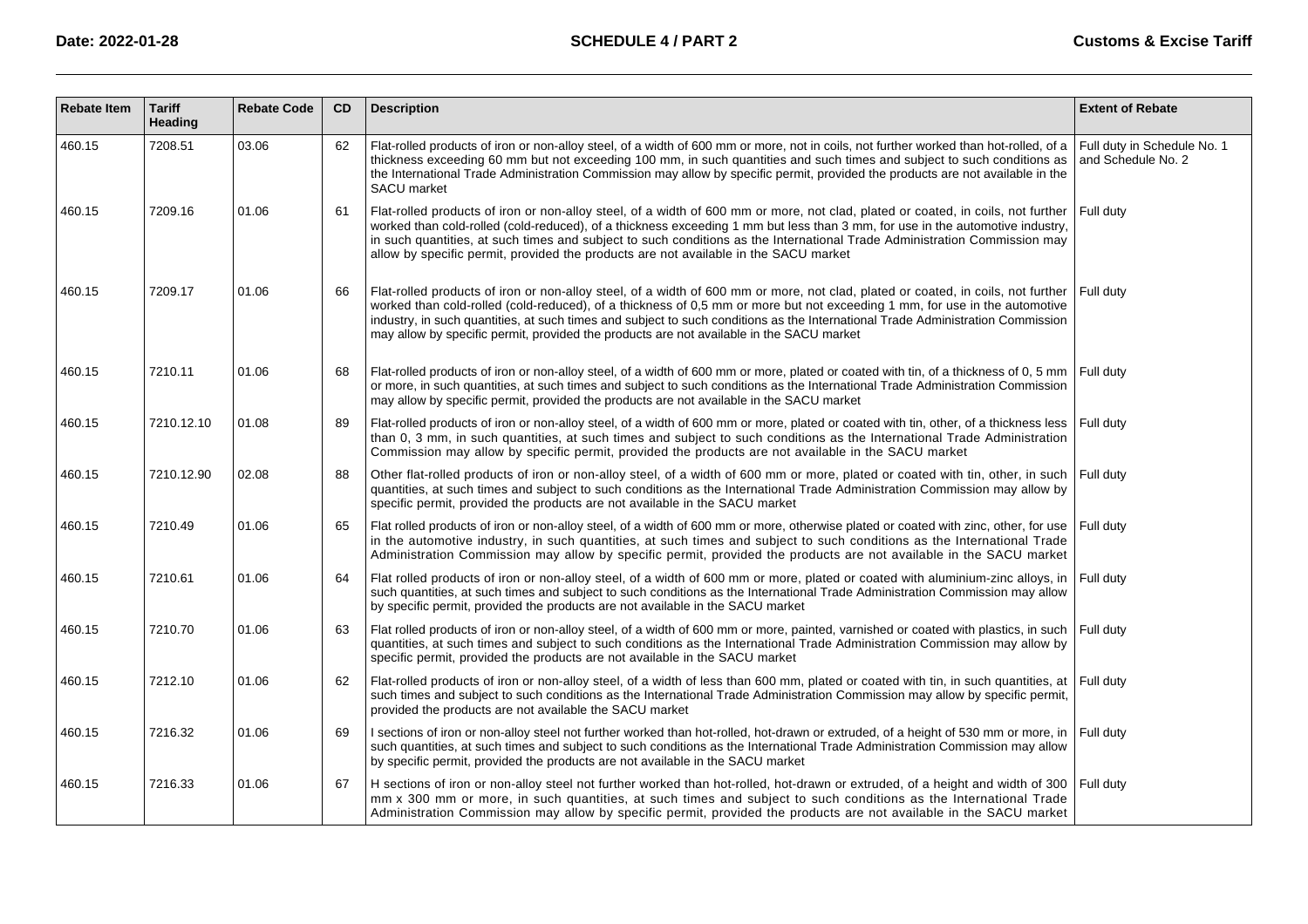| Rebate Item | Tariff Heading | Rebate Code | CD | Description | Extent of Rebate |
|---|---|---|---|---|---|
| 460.15 | 7208.51 | 03.06 | 62 | Flat-rolled products of iron or non-alloy steel, of a width of 600 mm or more, not in coils, not further worked than hot-rolled, of a thickness exceeding 60 mm but not exceeding 100 mm, in such quantities and such times and subject to such conditions as the International Trade Administration Commission may allow by specific permit, provided the products are not available in the SACU market | Full duty in Schedule No. 1 and Schedule No. 2 |
| 460.15 | 7209.16 | 01.06 | 61 | Flat-rolled products of iron or non-alloy steel, of a width of 600 mm or more, not clad, plated or coated, in coils, not further worked than cold-rolled (cold-reduced), of a thickness exceeding 1 mm but less than 3 mm, for use in the automotive industry, in such quantities, at such times and subject to such conditions as the International Trade Administration Commission may allow by specific permit, provided the products are not available in the SACU market | Full duty |
| 460.15 | 7209.17 | 01.06 | 66 | Flat-rolled products of iron or non-alloy steel, of a width of 600 mm or more, not clad, plated or coated, in coils, not further worked than cold-rolled (cold-reduced), of a thickness of 0,5 mm or more but not exceeding 1 mm, for use in the automotive industry, in such quantities, at such times and subject to such conditions as the International Trade Administration Commission may allow by specific permit, provided the products are not available in the SACU market | Full duty |
| 460.15 | 7210.11 | 01.06 | 68 | Flat-rolled products of iron or non-alloy steel, of a width of 600 mm or more, plated or coated with tin, of a thickness of 0, 5 mm or more, in such quantities, at such times and subject to such conditions as the International Trade Administration Commission may allow by specific permit, provided the products are not available in the SACU market | Full duty |
| 460.15 | 7210.12.10 | 01.08 | 89 | Flat-rolled products of iron or non-alloy steel, of a width of 600 mm or more, plated or coated with tin, other, of a thickness less than 0, 3 mm, in such quantities, at such times and subject to such conditions as the International Trade Administration Commission may allow by specific permit, provided the products are not available in the SACU market | Full duty |
| 460.15 | 7210.12.90 | 02.08 | 88 | Other flat-rolled products of iron or non-alloy steel, of a width of 600 mm or more, plated or coated with tin, other, in such quantities, at such times and subject to such conditions as the International Trade Administration Commission may allow by specific permit, provided the products are not available in the SACU market | Full duty |
| 460.15 | 7210.49 | 01.06 | 65 | Flat rolled products of iron or non-alloy steel, of a width of 600 mm or more, otherwise plated or coated with zinc, other, for use in the automotive industry, in such quantities, at such times and subject to such conditions as the International Trade Administration Commission may allow by specific permit, provided the products are not available in the SACU market | Full duty |
| 460.15 | 7210.61 | 01.06 | 64 | Flat rolled products of iron or non-alloy steel, of a width of 600 mm or more, plated or coated with aluminium-zinc alloys, in such quantities, at such times and subject to such conditions as the International Trade Administration Commission may allow by specific permit, provided the products are not available in the SACU market | Full duty |
| 460.15 | 7210.70 | 01.06 | 63 | Flat rolled products of iron or non-alloy steel, of a width of 600 mm or more, painted, varnished or coated with plastics, in such quantities, at such times and subject to such conditions as the International Trade Administration Commission may allow by specific permit, provided the products are not available in the SACU market | Full duty |
| 460.15 | 7212.10 | 01.06 | 62 | Flat-rolled products of iron or non-alloy steel, of a width of less than 600 mm, plated or coated with tin, in such quantities, at such times and subject to such conditions as the International Trade Administration Commission may allow by specific permit, provided the products are not available the SACU market | Full duty |
| 460.15 | 7216.32 | 01.06 | 69 | I sections of iron or non-alloy steel not further worked than hot-rolled, hot-drawn or extruded, of a height of 530 mm or more, in such quantities, at such times and subject to such conditions as the International Trade Administration Commission may allow by specific permit, provided the products are not available in the SACU market | Full duty |
| 460.15 | 7216.33 | 01.06 | 67 | H sections of iron or non-alloy steel not further worked than hot-rolled, hot-drawn or extruded, of a height and width of 300 mm x 300 mm or more, in such quantities, at such times and subject to such conditions as the International Trade Administration Commission may allow by specific permit, provided the products are not available in the SACU market | Full duty |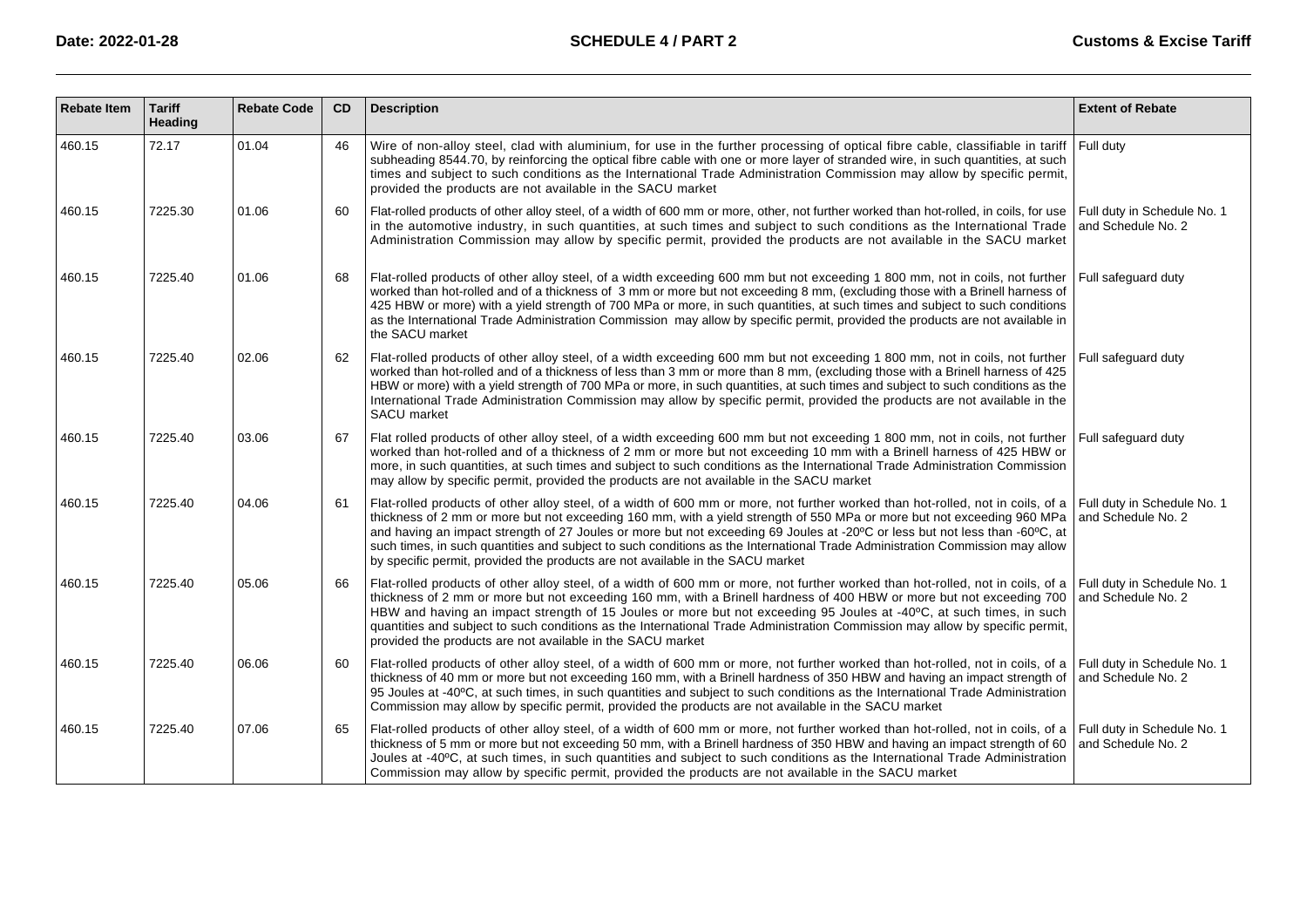| Rebate Item | Tariff Heading | Rebate Code | CD | Description | Extent of Rebate |
|---|---|---|---|---|---|
| 460.15 | 72.17 | 01.04 | 46 | Wire of non-alloy steel, clad with aluminium, for use in the further processing of optical fibre cable, classifiable in tariff subheading 8544.70, by reinforcing the optical fibre cable with one or more layer of stranded wire, in such quantities, at such times and subject to such conditions as the International Trade Administration Commission may allow by specific permit, provided the products are not available in the SACU market | Full duty |
| 460.15 | 7225.30 | 01.06 | 60 | Flat-rolled products of other alloy steel, of a width of 600 mm or more, other, not further worked than hot-rolled, in coils, for use in the automotive industry, in such quantities, at such times and subject to such conditions as the International Trade Administration Commission may allow by specific permit, provided the products are not available in the SACU market | Full duty in Schedule No. 1 and Schedule No. 2 |
| 460.15 | 7225.40 | 01.06 | 68 | Flat-rolled products of other alloy steel, of a width exceeding 600 mm but not exceeding 1 800 mm, not in coils, not further worked than hot-rolled and of a thickness of 3 mm or more but not exceeding 8 mm, (excluding those with a Brinell harness of 425 HBW or more) with a yield strength of 700 MPa or more, in such quantities, at such times and subject to such conditions as the International Trade Administration Commission may allow by specific permit, provided the products are not available in the SACU market | Full safeguard duty |
| 460.15 | 7225.40 | 02.06 | 62 | Flat-rolled products of other alloy steel, of a width exceeding 600 mm but not exceeding 1 800 mm, not in coils, not further worked than hot-rolled and of a thickness of less than 3 mm or more than 8 mm, (excluding those with a Brinell harness of 425 HBW or more) with a yield strength of 700 MPa or more, in such quantities, at such times and subject to such conditions as the International Trade Administration Commission may allow by specific permit, provided the products are not available in the SACU market | Full safeguard duty |
| 460.15 | 7225.40 | 03.06 | 67 | Flat rolled products of other alloy steel, of a width exceeding 600 mm but not exceeding 1 800 mm, not in coils, not further worked than hot-rolled and of a thickness of 2 mm or more but not exceeding 10 mm with a Brinell harness of 425 HBW or more, in such quantities, at such times and subject to such conditions as the International Trade Administration Commission may allow by specific permit, provided the products are not available in the SACU market | Full safeguard duty |
| 460.15 | 7225.40 | 04.06 | 61 | Flat-rolled products of other alloy steel, of a width of 600 mm or more, not further worked than hot-rolled, not in coils, of a thickness of 2 mm or more but not exceeding 160 mm, with a yield strength of 550 MPa or more but not exceeding 960 MPa and having an impact strength of 27 Joules or more but not exceeding 69 Joules at -20ºC or less but not less than -60ºC, at such times, in such quantities and subject to such conditions as the International Trade Administration Commission may allow by specific permit, provided the products are not available in the SACU market | Full duty in Schedule No. 1 and Schedule No. 2 |
| 460.15 | 7225.40 | 05.06 | 66 | Flat-rolled products of other alloy steel, of a width of 600 mm or more, not further worked than hot-rolled, not in coils, of a thickness of 2 mm or more but not exceeding 160 mm, with a Brinell hardness of 400 HBW or more but not exceeding 700 HBW and having an impact strength of 15 Joules or more but not exceeding 95 Joules at -40ºC, at such times, in such quantities and subject to such conditions as the International Trade Administration Commission may allow by specific permit, provided the products are not available in the SACU market | Full duty in Schedule No. 1 and Schedule No. 2 |
| 460.15 | 7225.40 | 06.06 | 60 | Flat-rolled products of other alloy steel, of a width of 600 mm or more, not further worked than hot-rolled, not in coils, of a thickness of 40 mm or more but not exceeding 160 mm, with a Brinell hardness of 350 HBW and having an impact strength of 95 Joules at -40ºC, at such times, in such quantities and subject to such conditions as the International Trade Administration Commission may allow by specific permit, provided the products are not available in the SACU market | Full duty in Schedule No. 1 and Schedule No. 2 |
| 460.15 | 7225.40 | 07.06 | 65 | Flat-rolled products of other alloy steel, of a width of 600 mm or more, not further worked than hot-rolled, not in coils, of a thickness of 5 mm or more but not exceeding 50 mm, with a Brinell hardness of 350 HBW and having an impact strength of 60 Joules at -40ºC, at such times, in such quantities and subject to such conditions as the International Trade Administration Commission may allow by specific permit, provided the products are not available in the SACU market | Full duty in Schedule No. 1 and Schedule No. 2 |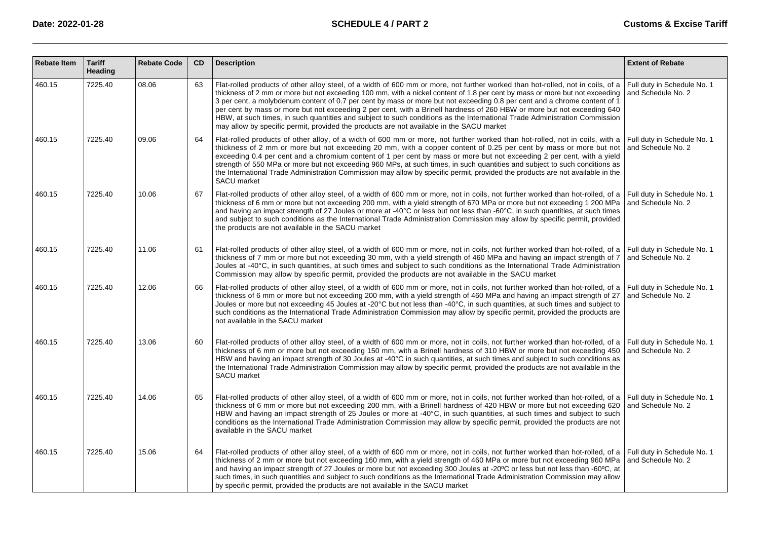| Rebate Item | Tariff Heading | Rebate Code | CD | Description | Extent of Rebate |
|---|---|---|---|---|---|
| 460.15 | 7225.40 | 08.06 | 63 | Flat-rolled products of other alloy steel, of a width of 600 mm or more, not further worked than hot-rolled, not in coils, of a thickness of 2 mm or more but not exceeding 100 mm, with a nickel content of 1.8 per cent by mass or more but not exceeding 3 per cent, a molybdenum content of 0.7 per cent by mass or more but not exceeding 0.8 per cent and a chrome content of 1 per cent by mass or more but not exceeding 2 per cent, with a Brinell hardness of 260 HBW or more but not exceeding 640 HBW, at such times, in such quantities and subject to such conditions as the International Trade Administration Commission may allow by specific permit, provided the products are not available in the SACU market | Full duty in Schedule No. 1 and Schedule No. 2 |
| 460.15 | 7225.40 | 09.06 | 64 | Flat-rolled products of other alloy, of a width of 600 mm or more, not further worked than hot-rolled, not in coils, with a thickness of 2 mm or more but not exceeding 20 mm, with a copper content of 0.25 per cent by mass or more but not exceeding 0.4 per cent and a chromium content of 1 per cent by mass or more but not exceeding 2 per cent, with a yield strength of 550 MPa or more but not exceeding 960 MPs, at such times, in such quantities and subject to such conditions as the International Trade Administration Commission may allow by specific permit, provided the products are not available in the SACU market | Full duty in Schedule No. 1 and Schedule No. 2 |
| 460.15 | 7225.40 | 10.06 | 67 | Flat-rolled products of other alloy steel, of a width of 600 mm or more, not in coils, not further worked than hot-rolled, of a thickness of 6 mm or more but not exceeding 200 mm, with a yield strength of 670 MPa or more but not exceeding 1 200 MPa and having an impact strength of 27 Joules or more at -40°C or less but not less than -60°C, in such quantities, at such times and subject to such conditions as the International Trade Administration Commission may allow by specific permit, provided the products are not available in the SACU market | Full duty in Schedule No. 1 and Schedule No. 2 |
| 460.15 | 7225.40 | 11.06 | 61 | Flat-rolled products of other alloy steel, of a width of 600 mm or more, not in coils, not further worked than hot-rolled, of a thickness of 7 mm or more but not exceeding 30 mm, with a yield strength of 460 MPa and having an impact strength of 7 Joules at -40°C, in such quantities, at such times and subject to such conditions as the International Trade Administration Commission may allow by specific permit, provided the products are not available in the SACU market | Full duty in Schedule No. 1 and Schedule No. 2 |
| 460.15 | 7225.40 | 12.06 | 66 | Flat-rolled products of other alloy steel, of a width of 600 mm or more, not in coils, not further worked than hot-rolled, of a thickness of 6 mm or more but not exceeding 200 mm, with a yield strength of 460 MPa and having an impact strength of 27 Joules or more but not exceeding 45 Joules at -20°C but not less than -40°C, in such quantities, at such times and subject to such conditions as the International Trade Administration Commission may allow by specific permit, provided the products are not available in the SACU market | Full duty in Schedule No. 1 and Schedule No. 2 |
| 460.15 | 7225.40 | 13.06 | 60 | Flat-rolled products of other alloy steel, of a width of 600 mm or more, not in coils, not further worked than hot-rolled, of a thickness of 6 mm or more but not exceeding 150 mm, with a Brinell hardness of 310 HBW or more but not exceeding 450 HBW and having an impact strength of 30 Joules at -40°C in such quantities, at such times and subject to such conditions as the International Trade Administration Commission may allow by specific permit, provided the products are not available in the SACU market | Full duty in Schedule No. 1 and Schedule No. 2 |
| 460.15 | 7225.40 | 14.06 | 65 | Flat-rolled products of other alloy steel, of a width of 600 mm or more, not in coils, not further worked than hot-rolled, of a thickness of 6 mm or more but not exceeding 200 mm, with a Brinell hardness of 420 HBW or more but not exceeding 620 HBW and having an impact strength of 25 Joules or more at -40°C, in such quantities, at such times and subject to such conditions as the International Trade Administration Commission may allow by specific permit, provided the products are not available in the SACU market | Full duty in Schedule No. 1 and Schedule No. 2 |
| 460.15 | 7225.40 | 15.06 | 64 | Flat-rolled products of other alloy steel, of a width of 600 mm or more, not in coils, not further worked than hot-rolled, of a thickness of 2 mm or more but not exceeding 160 mm, with a yield strength of 460 MPa or more but not exceeding 960 MPa and having an impact strength of 27 Joules or more but not exceeding 300 Joules at -20ºC or less but not less than -60ºC, at such times, in such quantities and subject to such conditions as the International Trade Administration Commission may allow by specific permit, provided the products are not available in the SACU market | Full duty in Schedule No. 1 and Schedule No. 2 |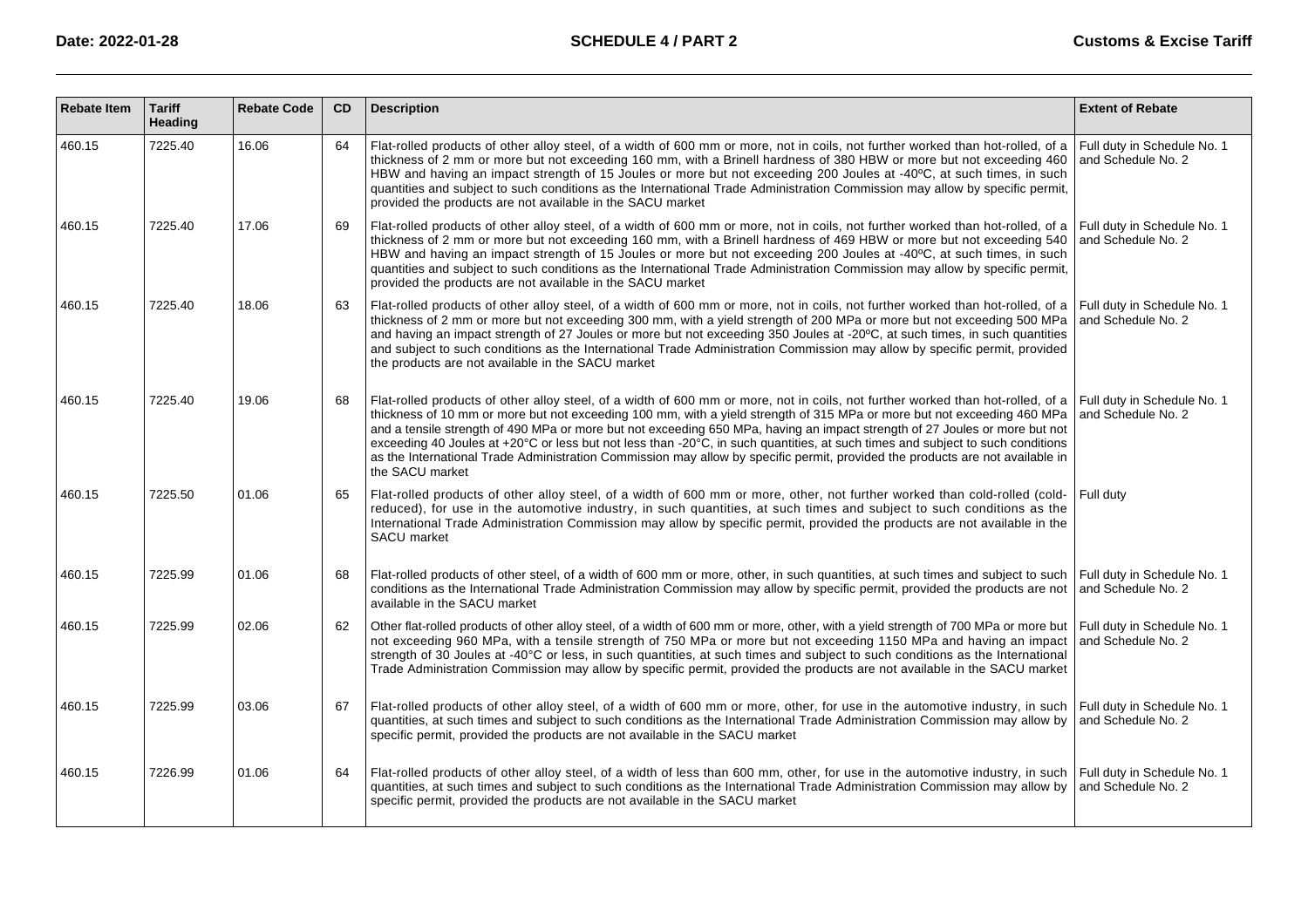| Rebate Item | Tariff Heading | Rebate Code | CD | Description | Extent of Rebate |
|---|---|---|---|---|---|
| 460.15 | 7225.40 | 16.06 | 64 | Flat-rolled products of other alloy steel, of a width of 600 mm or more, not in coils, not further worked than hot-rolled, of a thickness of 2 mm or more but not exceeding 160 mm, with a Brinell hardness of 380 HBW or more but not exceeding 460 HBW and having an impact strength of 15 Joules or more but not exceeding 200 Joules at -40ºC, at such times, in such quantities and subject to such conditions as the International Trade Administration Commission may allow by specific permit, provided the products are not available in the SACU market | Full duty in Schedule No. 1 and Schedule No. 2 |
| 460.15 | 7225.40 | 17.06 | 69 | Flat-rolled products of other alloy steel, of a width of 600 mm or more, not in coils, not further worked than hot-rolled, of a thickness of 2 mm or more but not exceeding 160 mm, with a Brinell hardness of 469 HBW or more but not exceeding 540 HBW and having an impact strength of 15 Joules or more but not exceeding 200 Joules at -40ºC, at such times, in such quantities and subject to such conditions as the International Trade Administration Commission may allow by specific permit, provided the products are not available in the SACU market | Full duty in Schedule No. 1 and Schedule No. 2 |
| 460.15 | 7225.40 | 18.06 | 63 | Flat-rolled products of other alloy steel, of a width of 600 mm or more, not in coils, not further worked than hot-rolled, of a thickness of 2 mm or more but not exceeding 300 mm, with a yield strength of 200 MPa or more but not exceeding 500 MPa and having an impact strength of 27 Joules or more but not exceeding 350 Joules at -20ºC, at such times, in such quantities and subject to such conditions as the International Trade Administration Commission may allow by specific permit, provided the products are not available in the SACU market | Full duty in Schedule No. 1 and Schedule No. 2 |
| 460.15 | 7225.40 | 19.06 | 68 | Flat-rolled products of other alloy steel, of a width of 600 mm or more, not in coils, not further worked than hot-rolled, of a thickness of 10 mm or more but not exceeding 100 mm, with a yield strength of 315 MPa or more but not exceeding 460 MPa and a tensile strength of 490 MPa or more but not exceeding 650 MPa, having an impact strength of 27 Joules or more but not exceeding 40 Joules at +20°C or less but not less than -20°C, in such quantities, at such times and subject to such conditions as the International Trade Administration Commission may allow by specific permit, provided the products are not available in the SACU market | Full duty in Schedule No. 1 and Schedule No. 2 |
| 460.15 | 7225.50 | 01.06 | 65 | Flat-rolled products of other alloy steel, of a width of 600 mm or more, other, not further worked than cold-rolled (cold-reduced), for use in the automotive industry, in such quantities, at such times and subject to such conditions as the International Trade Administration Commission may allow by specific permit, provided the products are not available in the SACU market | Full duty |
| 460.15 | 7225.99 | 01.06 | 68 | Flat-rolled products of other steel, of a width of 600 mm or more, other, in such quantities, at such times and subject to such conditions as the International Trade Administration Commission may allow by specific permit, provided the products are not available in the SACU market | Full duty in Schedule No. 1 and Schedule No. 2 |
| 460.15 | 7225.99 | 02.06 | 62 | Other flat-rolled products of other alloy steel, of a width of 600 mm or more, other, with a yield strength of 700 MPa or more but not exceeding 960 MPa, with a tensile strength of 750 MPa or more but not exceeding 1150 MPa and having an impact strength of 30 Joules at -40°C or less, in such quantities, at such times and subject to such conditions as the International Trade Administration Commission may allow by specific permit, provided the products are not available in the SACU market | Full duty in Schedule No. 1 and Schedule No. 2 |
| 460.15 | 7225.99 | 03.06 | 67 | Flat-rolled products of other alloy steel, of a width of 600 mm or more, other, for use in the automotive industry, in such quantities, at such times and subject to such conditions as the International Trade Administration Commission may allow by specific permit, provided the products are not available in the SACU market | Full duty in Schedule No. 1 and Schedule No. 2 |
| 460.15 | 7226.99 | 01.06 | 64 | Flat-rolled products of other alloy steel, of a width of less than 600 mm, other, for use in the automotive industry, in such quantities, at such times and subject to such conditions as the International Trade Administration Commission may allow by specific permit, provided the products are not available in the SACU market | Full duty in Schedule No. 1 and Schedule No. 2 |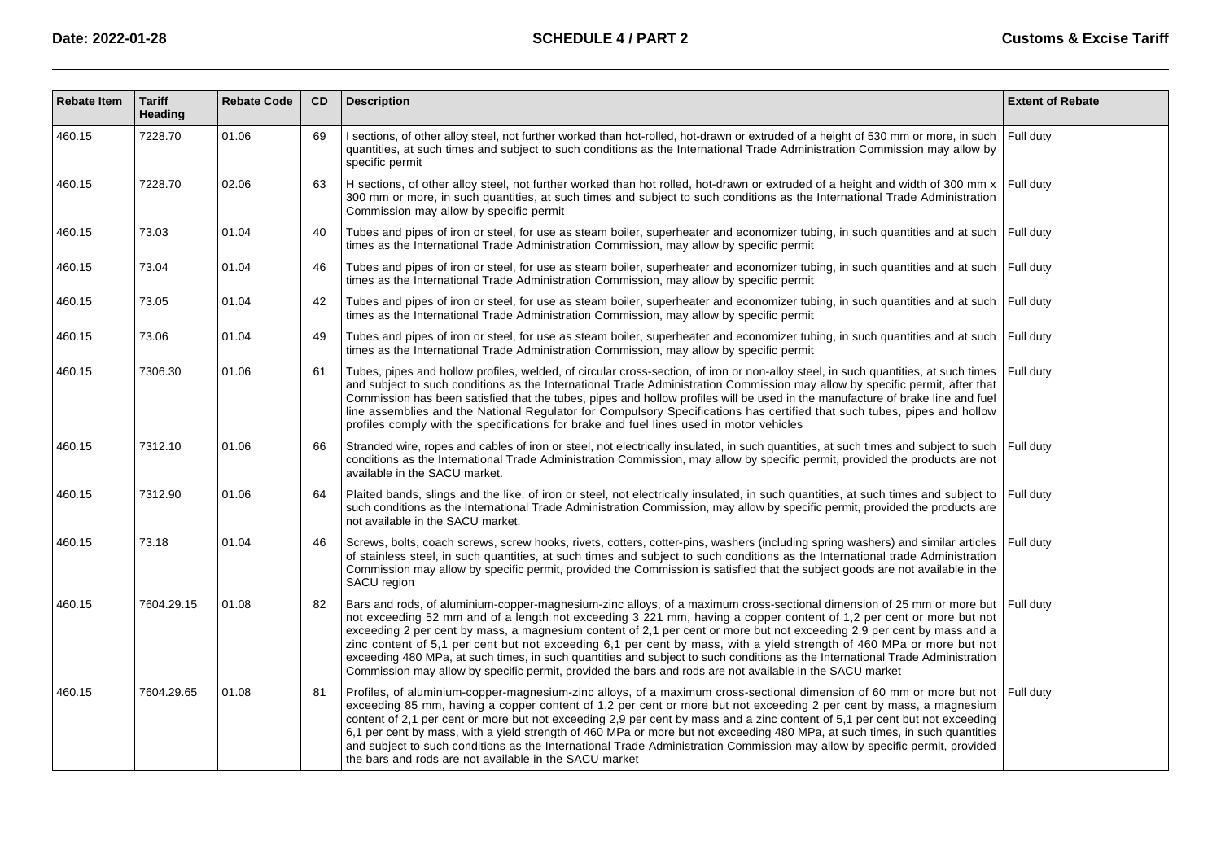| Rebate Item | Tariff Heading | Rebate Code | CD | Description | Extent of Rebate |
|---|---|---|---|---|---|
| 460.15 | 7228.70 | 01.06 | 69 | I sections, of other alloy steel, not further worked than hot-rolled, hot-drawn or extruded of a height of 530 mm or more, in such quantities, at such times and subject to such conditions as the International Trade Administration Commission may allow by specific permit | Full duty |
| 460.15 | 7228.70 | 02.06 | 63 | H sections, of other alloy steel, not further worked than hot rolled, hot-drawn or extruded of a height and width of 300 mm x 300 mm or more, in such quantities, at such times and subject to such conditions as the International Trade Administration Commission may allow by specific permit | Full duty |
| 460.15 | 73.03 | 01.04 | 40 | Tubes and pipes of iron or steel, for use as steam boiler, superheater and economizer tubing, in such quantities and at such times as the International Trade Administration Commission, may allow by specific permit | Full duty |
| 460.15 | 73.04 | 01.04 | 46 | Tubes and pipes of iron or steel, for use as steam boiler, superheater and economizer tubing, in such quantities and at such times as the International Trade Administration Commission, may allow by specific permit | Full duty |
| 460.15 | 73.05 | 01.04 | 42 | Tubes and pipes of iron or steel, for use as steam boiler, superheater and economizer tubing, in such quantities and at such times as the International Trade Administration Commission, may allow by specific permit | Full duty |
| 460.15 | 73.06 | 01.04 | 49 | Tubes and pipes of iron or steel, for use as steam boiler, superheater and economizer tubing, in such quantities and at such times as the International Trade Administration Commission, may allow by specific permit | Full duty |
| 460.15 | 7306.30 | 01.06 | 61 | Tubes, pipes and hollow profiles, welded, of circular cross-section, of iron or non-alloy steel, in such quantities, at such times and subject to such conditions as the International Trade Administration Commission may allow by specific permit, after that Commission has been satisfied that the tubes, pipes and hollow profiles will be used in the manufacture of brake line and fuel line assemblies and the National Regulator for Compulsory Specifications has certified that such tubes, pipes and hollow profiles comply with the specifications for brake and fuel lines used in motor vehicles | Full duty |
| 460.15 | 7312.10 | 01.06 | 66 | Stranded wire, ropes and cables of iron or steel, not electrically insulated, in such quantities, at such times and subject to such conditions as the International Trade Administration Commission, may allow by specific permit, provided the products are not available in the SACU market. | Full duty |
| 460.15 | 7312.90 | 01.06 | 64 | Plaited bands, slings and the like, of iron or steel, not electrically insulated, in such quantities, at such times and subject to such conditions as the International Trade Administration Commission, may allow by specific permit, provided the products are not available in the SACU market. | Full duty |
| 460.15 | 73.18 | 01.04 | 46 | Screws, bolts, coach screws, screw hooks, rivets, cotters, cotter-pins, washers (including spring washers) and similar articles of stainless steel, in such quantities, at such times and subject to such conditions as the International trade Administration Commission may allow by specific permit, provided the Commission is satisfied that the subject goods are not available in the SACU region | Full duty |
| 460.15 | 7604.29.15 | 01.08 | 82 | Bars and rods, of aluminium-copper-magnesium-zinc alloys, of a maximum cross-sectional dimension of 25 mm or more but not exceeding 52 mm and of a length not exceeding 3 221 mm, having a copper content of 1,2 per cent or more but not exceeding 2 per cent by mass, a magnesium content of 2,1 per cent or more but not exceeding 2,9 per cent by mass and a zinc content of 5,1 per cent but not exceeding 6,1 per cent by mass, with a yield strength of 460 MPa or more but not exceeding 480 MPa, at such times, in such quantities and subject to such conditions as the International Trade Administration Commission may allow by specific permit, provided the bars and rods are not available in the SACU market | Full duty |
| 460.15 | 7604.29.65 | 01.08 | 81 | Profiles, of aluminium-copper-magnesium-zinc alloys, of a maximum cross-sectional dimension of 60 mm or more but not exceeding 85 mm, having a copper content of 1,2 per cent or more but not exceeding 2 per cent by mass, a magnesium content of 2,1 per cent or more but not exceeding 2,9 per cent by mass and a zinc content of 5,1 per cent but not exceeding 6,1 per cent by mass, with a yield strength of 460 MPa or more but not exceeding 480 MPa, at such times, in such quantities and subject to such conditions as the International Trade Administration Commission may allow by specific permit, provided the bars and rods are not available in the SACU market | Full duty |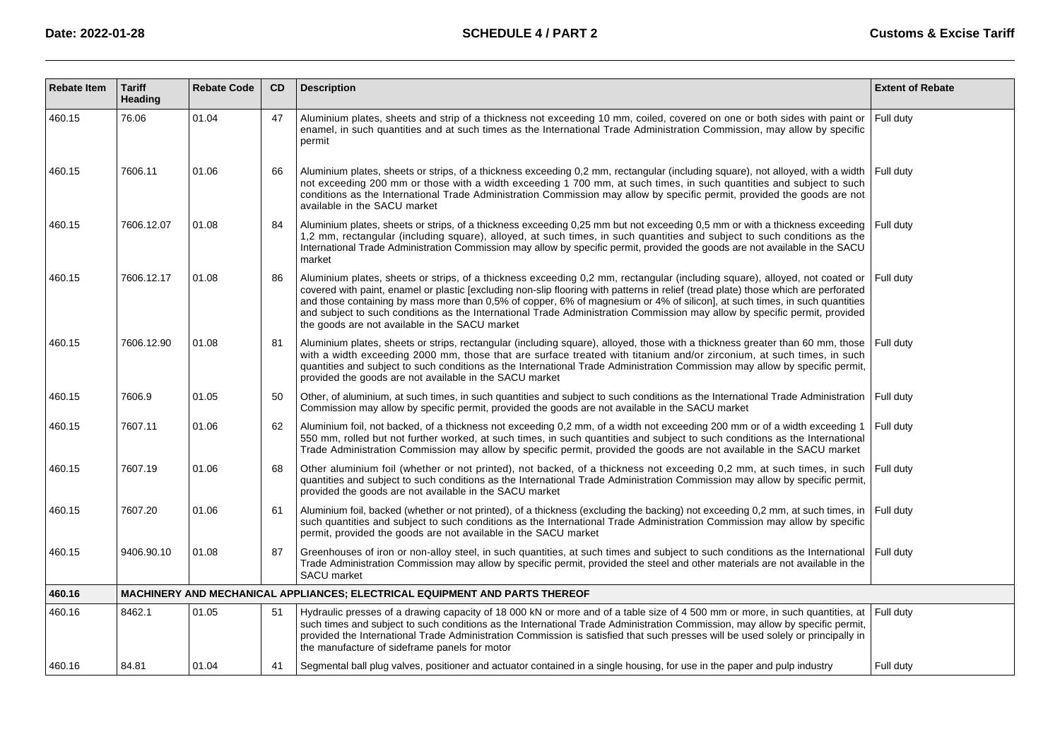| Rebate Item | Tariff Heading | Rebate Code | CD | Description | Extent of Rebate |
|---|---|---|---|---|---|
| 460.15 | 76.06 | 01.04 | 47 | Aluminium plates, sheets and strip of a thickness not exceeding 10 mm, coiled, covered on one or both sides with paint or enamel, in such quantities and at such times as the International Trade Administration Commission, may allow by specific permit | Full duty |
| 460.15 | 7606.11 | 01.06 | 66 | Aluminium plates, sheets or strips, of a thickness exceeding 0,2 mm, rectangular (including square), not alloyed, with a width not exceeding 200 mm or those with a width exceeding 1 700 mm, at such times, in such quantities and subject to such conditions as the International Trade Administration Commission may allow by specific permit, provided the goods are not available in the SACU market | Full duty |
| 460.15 | 7606.12.07 | 01.08 | 84 | Aluminium plates, sheets or strips, of a thickness exceeding 0,25 mm but not exceeding 0,5 mm or with a thickness exceeding 1,2 mm, rectangular (including square), alloyed, at such times, in such quantities and subject to such conditions as the International Trade Administration Commission may allow by specific permit, provided the goods are not available in the SACU market | Full duty |
| 460.15 | 7606.12.17 | 01.08 | 86 | Aluminium plates, sheets or strips, of a thickness exceeding 0,2 mm, rectangular (including square), alloyed, not coated or covered with paint, enamel or plastic [excluding non-slip flooring with patterns in relief (tread plate) those which are perforated and those containing by mass more than 0,5% of copper, 6% of magnesium or 4% of silicon], at such times, in such quantities and subject to such conditions as the International Trade Administration Commission may allow by specific permit, provided the goods are not available in the SACU market | Full duty |
| 460.15 | 7606.12.90 | 01.08 | 81 | Aluminium plates, sheets or strips, rectangular (including square), alloyed, those with a thickness greater than 60 mm, those with a width exceeding 2000 mm, those that are surface treated with titanium and/or zirconium, at such times, in such quantities and subject to such conditions as the International Trade Administration Commission may allow by specific permit, provided the goods are not available in the SACU market | Full duty |
| 460.15 | 7606.9 | 01.05 | 50 | Other, of aluminium, at such times, in such quantities and subject to such conditions as the International Trade Administration Commission may allow by specific permit, provided the goods are not available in the SACU market | Full duty |
| 460.15 | 7607.11 | 01.06 | 62 | Aluminium foil, not backed, of a thickness not exceeding 0,2 mm, of a width not exceeding 200 mm or of a width exceeding 1 550 mm, rolled but not further worked, at such times, in such quantities and subject to such conditions as the International Trade Administration Commission may allow by specific permit, provided the goods are not available in the SACU market | Full duty |
| 460.15 | 7607.19 | 01.06 | 68 | Other aluminium foil (whether or not printed), not backed, of a thickness not exceeding 0,2 mm, at such times, in such quantities and subject to such conditions as the International Trade Administration Commission may allow by specific permit, provided the goods are not available in the SACU market | Full duty |
| 460.15 | 7607.20 | 01.06 | 61 | Aluminium foil, backed (whether or not printed), of a thickness (excluding the backing) not exceeding 0,2 mm, at such times, in such quantities and subject to such conditions as the International Trade Administration Commission may allow by specific permit, provided the goods are not available in the SACU market | Full duty |
| 460.15 | 9406.90.10 | 01.08 | 87 | Greenhouses of iron or non-alloy steel, in such quantities, at such times and subject to such conditions as the International Trade Administration Commission may allow by specific permit, provided the steel and other materials are not available in the SACU market | Full duty |
| **460.16** | **MACHINERY AND MECHANICAL APPLIANCES; ELECTRICAL EQUIPMENT AND PARTS THEREOF** | | | | |
| 460.16 | 8462.1 | 01.05 | 51 | Hydraulic presses of a drawing capacity of 18 000 kN or more and of a table size of 4 500 mm or more, in such quantities, at such times and subject to such conditions as the International Trade Administration Commission, may allow by specific permit, provided the International Trade Administration Commission is satisfied that such presses will be used solely or principally in the manufacture of sideframe panels for motor | Full duty |
| 460.16 | 84.81 | 01.04 | 41 | Segmental ball plug valves, positioner and actuator contained in a single housing, for use in the paper and pulp industry | Full duty |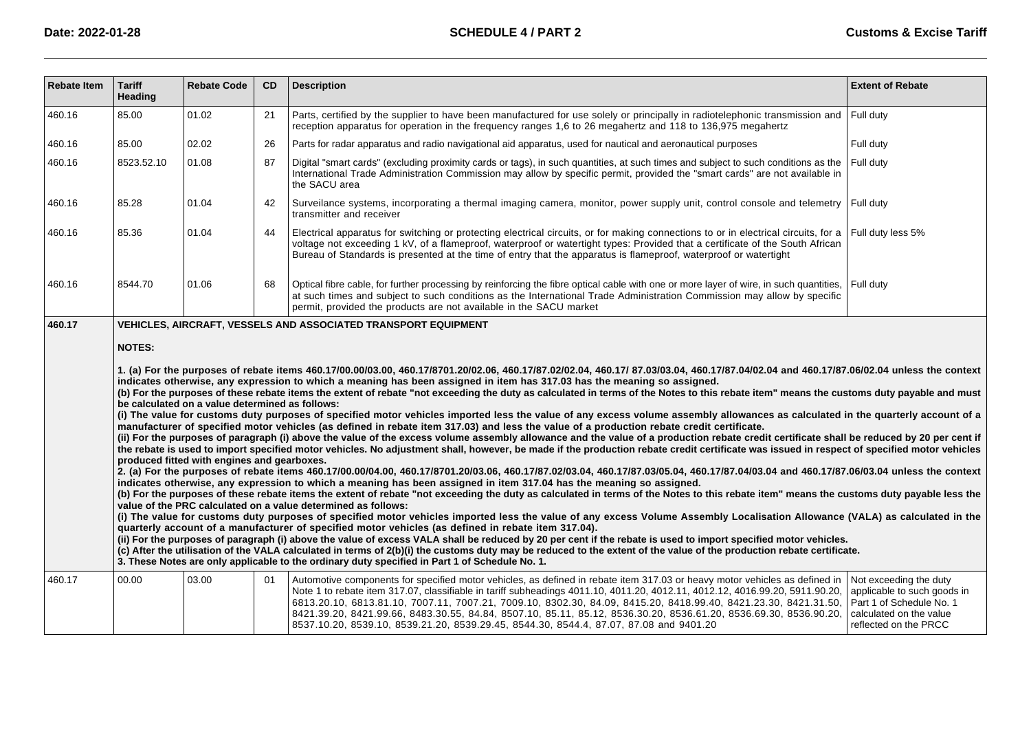| Rebate Item | Tariff Heading | Rebate Code | CD | Description | Extent of Rebate |
|---|---|---|---|---|---|
| 460.16 | 85.00 | 01.02 | 21 | Parts, certified by the supplier to have been manufactured for use solely or principally in radiotelephonic transmission and reception apparatus for operation in the frequency ranges 1,6 to 26 megahertz and 118 to 136,975 megahertz | Full duty |
| 460.16 | 85.00 | 02.02 | 26 | Parts for radar apparatus and radio navigational aid apparatus, used for nautical and aeronautical purposes | Full duty |
| 460.16 | 8523.52.10 | 01.08 | 87 | Digital "smart cards" (excluding proximity cards or tags), in such quantities, at such times and subject to such conditions as the International Trade Administration Commission may allow by specific permit, provided the "smart cards" are not available in the SACU area | Full duty |
| 460.16 | 85.28 | 01.04 | 42 | Surveilance systems, incorporating a thermal imaging camera, monitor, power supply unit, control console and telemetry transmitter and receiver | Full duty |
| 460.16 | 85.36 | 01.04 | 44 | Electrical apparatus for switching or protecting electrical circuits, or for making connections to or in electrical circuits, for a voltage not exceeding 1 kV, of a flameproof, waterproof or watertight types: Provided that a certificate of the South African Bureau of Standards is presented at the time of entry that the apparatus is flameproof, waterproof or watertight | Full duty less 5% |
| 460.16 | 8544.70 | 01.06 | 68 | Optical fibre cable, for further processing by reinforcing the fibre optical cable with one or more layer of wire, in such quantities, at such times and subject to such conditions as the International Trade Administration Commission may allow by specific permit, provided the products are not available in the SACU market | Full duty |
| **460.17** | **VEHICLES, AIRCRAFT, VESSELS AND ASSOCIATED TRANSPORT EQUIPMENT** | | | | |
| | **NOTES:**<br><br>**1. (a) For the purposes of rebate items 460.17/00.00/03.00, 460.17/8701.20/02.06, 460.17/87.02/02.04, 460.17/ 87.03/03.04, 460.17/87.04/02.04 and 460.17/87.06/02.04 unless the context indicates otherwise, any expression to which a meaning has been assigned in item has 317.03 has the meaning so assigned.**<br>**(b) For the purposes of these rebate items the extent of rebate "not exceeding the duty as calculated in terms of the Notes to this rebate item" means the customs duty payable and must be calculated on a value determined as follows:**<br>**(i) The value for customs duty purposes of specified motor vehicles imported less the value of any excess volume assembly allowances as calculated in the quarterly account of a manufacturer of specified motor vehicles (as defined in rebate item 317.03) and less the value of a production rebate credit certificate.**<br>**(ii) For the purposes of paragraph (i) above the value of the excess volume assembly allowance and the value of a production rebate credit certificate shall be reduced by 20 per cent if the rebate is used to import specified motor vehicles. No adjustment shall, however, be made if the production rebate credit certificate was issued in respect of specified motor vehicles produced fitted with engines and gearboxes.**<br>**2. (a) For the purposes of rebate items 460.17/00.00/04.00, 460.17/8701.20/03.06, 460.17/87.02/03.04, 460.17/87.03/05.04, 460.17/87.04/03.04 and 460.17/87.06/03.04 unless the context indicates otherwise, any expression to which a meaning has been assigned in item 317.04 has the meaning so assigned.**<br>**(b) For the purposes of these rebate items the extent of rebate "not exceeding the duty as calculated in terms of the Notes to this rebate item" means the customs duty payable less the value of the PRC calculated on a value determined as follows:**<br>**(i) The value for customs duty purposes of specified motor vehicles imported less the value of any excess Volume Assembly Localisation Allowance (VALA) as calculated in the quarterly account of a manufacturer of specified motor vehicles (as defined in rebate item 317.04).**<br>**(ii) For the purposes of paragraph (i) above the value of excess VALA shall be reduced by 20 per cent if the rebate is used to import specified motor vehicles.**<br>**(c) After the utilisation of the VALA calculated in terms of 2(b)(i) the customs duty may be reduced to the extent of the value of the production rebate certificate.**<br>**3. These Notes are only applicable to the ordinary duty specified in Part 1 of Schedule No. 1.** | | | | |
| 460.17 | 00.00 | 03.00 | 01 | Automotive components for specified motor vehicles, as defined in rebate item 317.03 or heavy motor vehicles as defined in Note 1 to rebate item 317.07, classifiable in tariff subheadings 4011.10, 4011.20, 4012.11, 4012.12, 4016.99.20, 5911.90.20, 6813.20.10, 6813.81.10, 7007.11, 7007.21, 7009.10, 8302.30, 84.09, 8415.20, 8418.99.40, 8421.23.30, 8421.31.50, 8421.39.20, 8421.99.66, 8483.30.55, 84.84, 8507.10, 85.11, 85.12, 8536.30.20, 8536.61.20, 8536.69.30, 8536.90.20, 8537.10.20, 8539.10, 8539.21.20, 8539.29.45, 8544.30, 8544.4, 87.07, 87.08 and 9401.20 | Not exceeding the duty applicable to such goods in Part 1 of Schedule No. 1 calculated on the value reflected on the PRCC |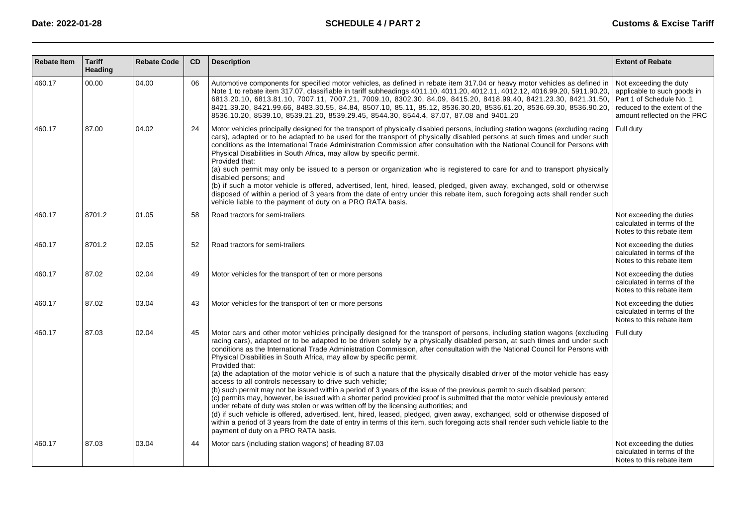| Rebate Item | Tariff Heading | Rebate Code | CD | Description | Extent of Rebate |
|---|---|---|---|---|---|
| 460.17 | 00.00 | 04.00 | 06 | Automotive components for specified motor vehicles, as defined in rebate item 317.04 or heavy motor vehicles as defined in Note 1 to rebate item 317.07, classifiable in tariff subheadings 4011.10, 4011.20, 4012.11, 4012.12, 4016.99.20, 5911.90.20, 6813.20.10, 6813.81.10, 7007.11, 7007.21, 7009.10, 8302.30, 84.09, 8415.20, 8418.99.40, 8421.23.30, 8421.31.50, 8421.39.20, 8421.99.66, 8483.30.55, 84.84, 8507.10, 85.11, 85.12, 8536.30.20, 8536.61.20, 8536.69.30, 8536.90.20, 8536.10.20, 8539.10, 8539.21.20, 8539.29.45, 8544.30, 8544.4, 87.07, 87.08 and 9401.20 | Not exceeding the duty applicable to such goods in Part 1 of Schedule No. 1 reduced to the extent of the amount reflected on the PRC |
| 460.17 | 87.00 | 04.02 | 24 | Motor vehicles principally designed for the transport of physically disabled persons, including station wagons (excluding racing cars), adapted or to be adapted to be used for the transport of physically disabled persons at such times and under such conditions as the International Trade Administration Commission after consultation with the National Council for Persons with Physical Disabilities in South Africa, may allow by specific permit.<br>Provided that:<br>(a) such permit may only be issued to a person or organization who is registered to care for and to transport physically disabled persons; and<br>(b) if such a motor vehicle is offered, advertised, lent, hired, leased, pledged, given away, exchanged, sold or otherwise disposed of within a period of 3 years from the date of entry under this rebate item, such foregoing acts shall render such vehicle liable to the payment of duty on a PRO RATA basis. | Full duty |
| 460.17 | 8701.2 | 01.05 | 58 | Road tractors for semi-trailers | Not exceeding the duties calculated in terms of the Notes to this rebate item |
| 460.17 | 8701.2 | 02.05 | 52 | Road tractors for semi-trailers | Not exceeding the duties calculated in terms of the Notes to this rebate item |
| 460.17 | 87.02 | 02.04 | 49 | Motor vehicles for the transport of ten or more persons | Not exceeding the duties calculated in terms of the Notes to this rebate item |
| 460.17 | 87.02 | 03.04 | 43 | Motor vehicles for the transport of ten or more persons | Not exceeding the duties calculated in terms of the Notes to this rebate item |
| 460.17 | 87.03 | 02.04 | 45 | Motor cars and other motor vehicles principally designed for the transport of persons, including station wagons (excluding racing cars), adapted or to be adapted to be driven solely by a physically disabled person, at such times and under such conditions as the International Trade Administration Commission, after consultation with the National Council for Persons with Physical Disabilities in South Africa, may allow by specific permit.<br>Provided that:<br>(a) the adaptation of the motor vehicle is of such a nature that the physically disabled driver of the motor vehicle has easy access to all controls necessary to drive such vehicle;<br>(b) such permit may not be issued within a period of 3 years of the issue of the previous permit to such disabled person;<br>(c) permits may, however, be issued with a shorter period provided proof is submitted that the motor vehicle previously entered under rebate of duty was stolen or was written off by the licensing authorities; and<br>(d) if such vehicle is offered, advertised, lent, hired, leased, pledged, given away, exchanged, sold or otherwise disposed of within a period of 3 years from the date of entry in terms of this item, such foregoing acts shall render such vehicle liable to the payment of duty on a PRO RATA basis. | Full duty |
| 460.17 | 87.03 | 03.04 | 44 | Motor cars (including station wagons) of heading 87.03 | Not exceeding the duties calculated in terms of the Notes to this rebate item |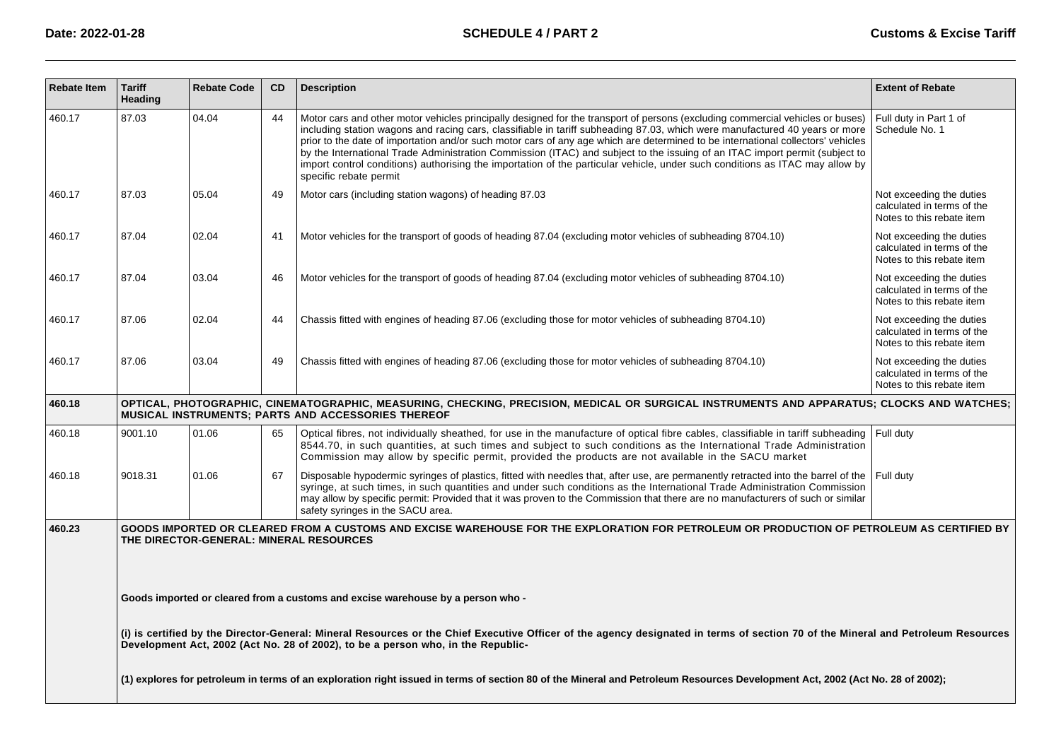| Rebate Item | Tariff Heading | Rebate Code | CD | Description | Extent of Rebate |
|---|---|---|---|---|---|
| 460.17 | 87.03 | 04.04 | 44 | Motor cars and other motor vehicles principally designed for the transport of persons (excluding commercial vehicles or buses) including station wagons and racing cars, classifiable in tariff subheading 87.03, which were manufactured 40 years or more prior to the date of importation and/or such motor cars of any age which are determined to be international collectors' vehicles by the International Trade Administration Commission (ITAC) and subject to the issuing of an ITAC import permit (subject to import control conditions) authorising the importation of the particular vehicle, under such conditions as ITAC may allow by specific rebate permit | Full duty in Part 1 of Schedule No. 1 |
| 460.17 | 87.03 | 05.04 | 49 | Motor cars (including station wagons) of heading 87.03 | Not exceeding the duties calculated in terms of the Notes to this rebate item |
| 460.17 | 87.04 | 02.04 | 41 | Motor vehicles for the transport of goods of heading 87.04 (excluding motor vehicles of subheading 8704.10) | Not exceeding the duties calculated in terms of the Notes to this rebate item |
| 460.17 | 87.04 | 03.04 | 46 | Motor vehicles for the transport of goods of heading 87.04 (excluding motor vehicles of subheading 8704.10) | Not exceeding the duties calculated in terms of the Notes to this rebate item |
| 460.17 | 87.06 | 02.04 | 44 | Chassis fitted with engines of heading 87.06 (excluding those for motor vehicles of subheading 8704.10) | Not exceeding the duties calculated in terms of the Notes to this rebate item |
| 460.17 | 87.06 | 03.04 | 49 | Chassis fitted with engines of heading 87.06 (excluding those for motor vehicles of subheading 8704.10) | Not exceeding the duties calculated in terms of the Notes to this rebate item |
| **460.18** | **OPTICAL, PHOTOGRAPHIC, CINEMATOGRAPHIC, MEASURING, CHECKING, PRECISION, MEDICAL OR SURGICAL INSTRUMENTS AND APPARATUS; CLOCKS AND WATCHES; MUSICAL INSTRUMENTS; PARTS AND ACCESSORIES THEREOF** | | | | |
| 460.18 | 9001.10 | 01.06 | 65 | Optical fibres, not individually sheathed, for use in the manufacture of optical fibre cables, classifiable in tariff subheading 8544.70, in such quantities, at such times and subject to such conditions as the International Trade Administration Commission may allow by specific permit, provided the products are not available in the SACU market | Full duty |
| 460.18 | 9018.31 | 01.06 | 67 | Disposable hypodermic syringes of plastics, fitted with needles that, after use, are permanently retracted into the barrel of the syringe, at such times, in such quantities and under such conditions as the International Trade Administration Commission may allow by specific permit: Provided that it was proven to the Commission that there are no manufacturers of such or similar safety syringes in the SACU area. | Full duty |
| **460.23** | **GOODS IMPORTED OR CLEARED FROM A CUSTOMS AND EXCISE WAREHOUSE FOR THE EXPLORATION FOR PETROLEUM OR PRODUCTION OF PETROLEUM AS CERTIFIED BY THE DIRECTOR-GENERAL: MINERAL RESOURCES**<br><br>**Goods imported or cleared from a customs and excise warehouse by a person who -**<br><br>**(i) is certified by the Director-General: Mineral Resources or the Chief Executive Officer of the agency designated in terms of section 70 of the Mineral and Petroleum Resources Development Act, 2002 (Act No. 28 of 2002), to be a person who, in the Republic-**<br><br>**(1) explores for petroleum in terms of an exploration right issued in terms of section 80 of the Mineral and Petroleum Resources Development Act, 2002 (Act No. 28 of 2002);** | | | | |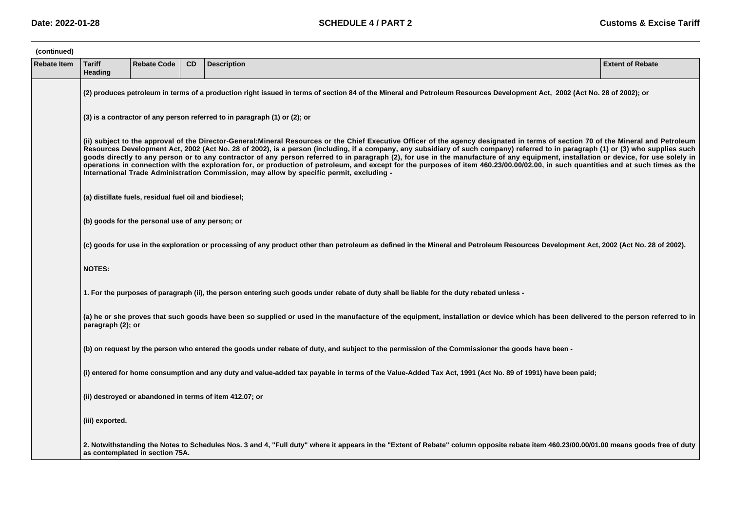(continued)

| Rebate Item | Tariff Heading | Rebate Code | CD | Description | Extent of Rebate |
|---|---|---|---|---|---|
| | (2) produces petroleum in terms of a production right issued in terms of section 84 of the Mineral and Petroleum Resources Development Act, 2002 (Act No. 28 of 2002); or | | | | |
| | (3) is a contractor of any person referred to in paragraph (1) or (2); or | | | | |
| | (ii) subject to the approval of the Director-General:Mineral Resources or the Chief Executive Officer of the agency designated in terms of section 70 of the Mineral and Petroleum Resources Development Act, 2002 (Act No. 28 of 2002), is a person (including, if a company, any subsidiary of such company) referred to in paragraph (1) or (3) who supplies such goods directly to any person or to any contractor of any person referred to in paragraph (2), for use in the manufacture of any equipment, installation or device, for use solely in operations in connection with the exploration for, or production of petroleum, and except for the purposes of item 460.23/00.00/02.00, in such quantities and at such times as the International Trade Administration Commission, may allow by specific permit, excluding - | | | | |
| | (a) distillate fuels, residual fuel oil and biodiesel; | | | | |
| | (b) goods for the personal use of any person; or | | | | |
| | (c) goods for use in the exploration or processing of any product other than petroleum as defined in the Mineral and Petroleum Resources Development Act, 2002 (Act No. 28 of 2002). | | | | |
| | NOTES: | | | | |
| | 1. For the purposes of paragraph (ii), the person entering such goods under rebate of duty shall be liable for the duty rebated unless - | | | | |
| | (a) he or she proves that such goods have been so supplied or used in the manufacture of the equipment, installation or device which has been delivered to the person referred to in paragraph (2); or | | | | |
| | (b) on request by the person who entered the goods under rebate of duty, and subject to the permission of the Commissioner the goods have been - | | | | |
| | (i) entered for home consumption and any duty and value-added tax payable in terms of the Value-Added Tax Act, 1991 (Act No. 89 of 1991) have been paid; | | | | |
| | (ii) destroyed or abandoned in terms of item 412.07; or | | | | |
| | (iii) exported. | | | | |
| | 2. Notwithstanding the Notes to Schedules Nos. 3 and 4, "Full duty" where it appears in the "Extent of Rebate" column opposite rebate item 460.23/00.00/01.00 means goods free of duty as contemplated in section 75A. | | | | |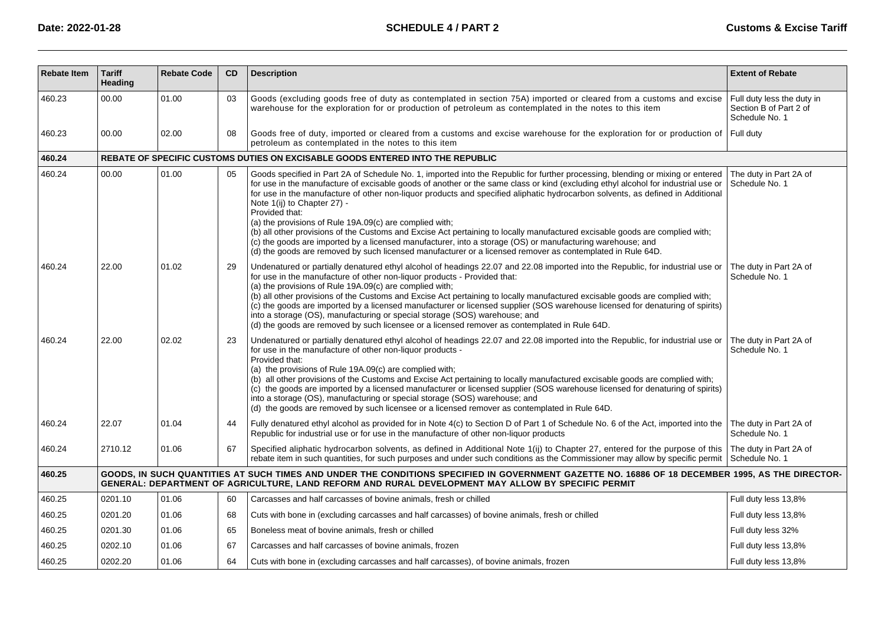| Rebate Item | Tariff Heading | Rebate Code | CD | Description | Extent of Rebate |
|---|---|---|---|---|---|
| 460.23 | 00.00 | 01.00 | 03 | Goods (excluding goods free of duty as contemplated in section 75A) imported or cleared from a customs and excise warehouse for the exploration for or production of petroleum as contemplated in the notes to this item | Full duty less the duty in Section B of Part 2 of Schedule No. 1 |
| 460.23 | 00.00 | 02.00 | 08 | Goods free of duty, imported or cleared from a customs and excise warehouse for the exploration for or production of petroleum as contemplated in the notes to this item | Full duty |
| **460.24** | **REBATE OF SPECIFIC CUSTOMS DUTIES ON EXCISABLE GOODS ENTERED INTO THE REPUBLIC** | | | | |
| 460.24 | 00.00 | 01.00 | 05 | Goods specified in Part 2A of Schedule No. 1, imported into the Republic for further processing, blending or mixing or entered for use in the manufacture of excisable goods of another or the same class or kind (excluding ethyl alcohol for industrial use or for use in the manufacture of other non-liquor products and specified aliphatic hydrocarbon solvents, as defined in Additional Note 1(ij) to Chapter 27) - Provided that: (a) the provisions of Rule 19A.09(c) are complied with; (b) all other provisions of the Customs and Excise Act pertaining to locally manufactured excisable goods are complied with; (c) the goods are imported by a licensed manufacturer, into a storage (OS) or manufacturing warehouse; and (d) the goods are removed by such licensed manufacturer or a licensed remover as contemplated in Rule 64D. | The duty in Part 2A of Schedule No. 1 |
| 460.24 | 22.00 | 01.02 | 29 | Undenatured or partially denatured ethyl alcohol of headings 22.07 and 22.08 imported into the Republic, for industrial use or for use in the manufacture of other non-liquor products - Provided that: (a) the provisions of Rule 19A.09(c) are complied with; (b) all other provisions of the Customs and Excise Act pertaining to locally manufactured excisable goods are complied with; (c) the goods are imported by a licensed manufacturer or licensed supplier (SOS warehouse licensed for denaturing of spirits) into a storage (OS), manufacturing or special storage (SOS) warehouse; and (d) the goods are removed by such licensee or a licensed remover as contemplated in Rule 64D. | The duty in Part 2A of Schedule No. 1 |
| 460.24 | 22.00 | 02.02 | 23 | Undenatured or partially denatured ethyl alcohol of headings 22.07 and 22.08 imported into the Republic, for industrial use or for use in the manufacture of other non-liquor products - Provided that: (a) the provisions of Rule 19A.09(c) are complied with; (b) all other provisions of the Customs and Excise Act pertaining to locally manufactured excisable goods are complied with; (c) the goods are imported by a licensed manufacturer or licensed supplier (SOS warehouse licensed for denaturing of spirits) into a storage (OS), manufacturing or special storage (SOS) warehouse; and (d) the goods are removed by such licensee or a licensed remover as contemplated in Rule 64D. | The duty in Part 2A of Schedule No. 1 |
| 460.24 | 22.07 | 01.04 | 44 | Fully denatured ethyl alcohol as provided for in Note 4(c) to Section D of Part 1 of Schedule No. 6 of the Act, imported into the Republic for industrial use or for use in the manufacture of other non-liquor products | The duty in Part 2A of Schedule No. 1 |
| 460.24 | 2710.12 | 01.06 | 67 | Specified aliphatic hydrocarbon solvents, as defined in Additional Note 1(ij) to Chapter 27, entered for the purpose of this rebate item in such quantities, for such purposes and under such conditions as the Commissioner may allow by specific permit | The duty in Part 2A of Schedule No. 1 |
| **460.25** | **GOODS, IN SUCH QUANTITIES AT SUCH TIMES AND UNDER THE CONDITIONS SPECIFIED IN GOVERNMENT GAZETTE NO. 16886 OF 18 DECEMBER 1995, AS THE DIRECTOR-GENERAL: DEPARTMENT OF AGRICULTURE, LAND REFORM AND RURAL DEVELOPMENT MAY ALLOW BY SPECIFIC PERMIT** | | | | |
| 460.25 | 0201.10 | 01.06 | 60 | Carcasses and half carcasses of bovine animals, fresh or chilled | Full duty less 13,8% |
| 460.25 | 0201.20 | 01.06 | 68 | Cuts with bone in (excluding carcasses and half carcasses) of bovine animals, fresh or chilled | Full duty less 13,8% |
| 460.25 | 0201.30 | 01.06 | 65 | Boneless meat of bovine animals, fresh or chilled | Full duty less 32% |
| 460.25 | 0202.10 | 01.06 | 67 | Carcasses and half carcasses of bovine animals, frozen | Full duty less 13,8% |
| 460.25 | 0202.20 | 01.06 | 64 | Cuts with bone in (excluding carcasses and half carcasses), of bovine animals, frozen | Full duty less 13,8% |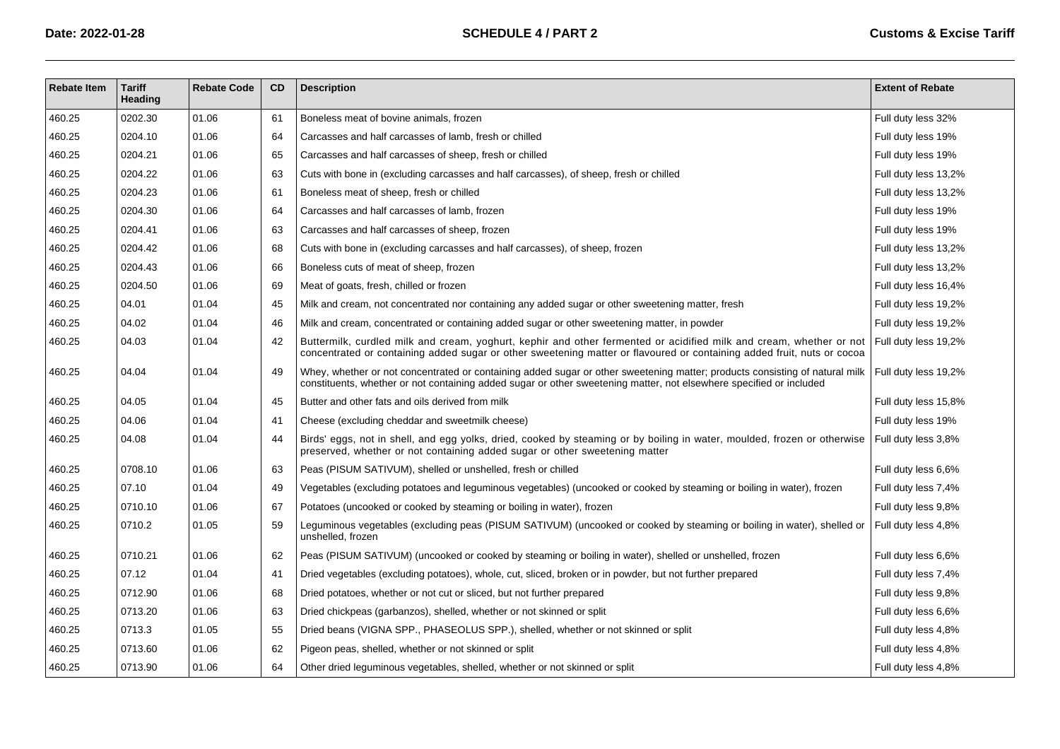| Rebate Item | Tariff Heading | Rebate Code | CD | Description | Extent of Rebate |
|---|---|---|---|---|---|
| 460.25 | 0202.30 | 01.06 | 61 | Boneless meat of bovine animals, frozen | Full duty less 32% |
| 460.25 | 0204.10 | 01.06 | 64 | Carcasses and half carcasses of lamb, fresh or chilled | Full duty less 19% |
| 460.25 | 0204.21 | 01.06 | 65 | Carcasses and half carcasses of sheep, fresh or chilled | Full duty less 19% |
| 460.25 | 0204.22 | 01.06 | 63 | Cuts with bone in (excluding carcasses and half carcasses), of sheep, fresh or chilled | Full duty less 13,2% |
| 460.25 | 0204.23 | 01.06 | 61 | Boneless meat of sheep, fresh or chilled | Full duty less 13,2% |
| 460.25 | 0204.30 | 01.06 | 64 | Carcasses and half carcasses of lamb, frozen | Full duty less 19% |
| 460.25 | 0204.41 | 01.06 | 63 | Carcasses and half carcasses of sheep, frozen | Full duty less 19% |
| 460.25 | 0204.42 | 01.06 | 68 | Cuts with bone in (excluding carcasses and half carcasses), of sheep, frozen | Full duty less 13,2% |
| 460.25 | 0204.43 | 01.06 | 66 | Boneless cuts of meat of sheep, frozen | Full duty less 13,2% |
| 460.25 | 0204.50 | 01.06 | 69 | Meat of goats, fresh, chilled or frozen | Full duty less 16,4% |
| 460.25 | 04.01 | 01.04 | 45 | Milk and cream, not concentrated nor containing any added sugar or other sweetening matter, fresh | Full duty less 19,2% |
| 460.25 | 04.02 | 01.04 | 46 | Milk and cream, concentrated or containing added sugar or other sweetening matter, in powder | Full duty less 19,2% |
| 460.25 | 04.03 | 01.04 | 42 | Buttermilk, curdled milk and cream, yoghurt, kephir and other fermented or acidified milk and cream, whether or not concentrated or containing added sugar or other sweetening matter or flavoured or containing added fruit, nuts or cocoa | Full duty less 19,2% |
| 460.25 | 04.04 | 01.04 | 49 | Whey, whether or not concentrated or containing added sugar or other sweetening matter; products consisting of natural milk constituents, whether or not containing added sugar or other sweetening matter, not elsewhere specified or included | Full duty less 19,2% |
| 460.25 | 04.05 | 01.04 | 45 | Butter and other fats and oils derived from milk | Full duty less 15,8% |
| 460.25 | 04.06 | 01.04 | 41 | Cheese (excluding cheddar and sweetmilk cheese) | Full duty less 19% |
| 460.25 | 04.08 | 01.04 | 44 | Birds' eggs, not in shell, and egg yolks, dried, cooked by steaming or by boiling in water, moulded, frozen or otherwise preserved, whether or not containing added sugar or other sweetening matter | Full duty less 3,8% |
| 460.25 | 0708.10 | 01.06 | 63 | Peas (PISUM SATIVUM), shelled or unshelled, fresh or chilled | Full duty less 6,6% |
| 460.25 | 07.10 | 01.04 | 49 | Vegetables (excluding potatoes and leguminous vegetables) (uncooked or cooked by steaming or boiling in water), frozen | Full duty less 7,4% |
| 460.25 | 0710.10 | 01.06 | 67 | Potatoes (uncooked or cooked by steaming or boiling in water), frozen | Full duty less 9,8% |
| 460.25 | 0710.2 | 01.05 | 59 | Leguminous vegetables (excluding peas (PISUM SATIVUM) (uncooked or cooked by steaming or boiling in water), shelled or unshelled, frozen | Full duty less 4,8% |
| 460.25 | 0710.21 | 01.06 | 62 | Peas (PISUM SATIVUM) (uncooked or cooked by steaming or boiling in water), shelled or unshelled, frozen | Full duty less 6,6% |
| 460.25 | 07.12 | 01.04 | 41 | Dried vegetables (excluding potatoes), whole, cut, sliced, broken or in powder, but not further prepared | Full duty less 7,4% |
| 460.25 | 0712.90 | 01.06 | 68 | Dried potatoes, whether or not cut or sliced, but not further prepared | Full duty less 9,8% |
| 460.25 | 0713.20 | 01.06 | 63 | Dried chickpeas (garbanzos), shelled, whether or not skinned or split | Full duty less 6,6% |
| 460.25 | 0713.3 | 01.05 | 55 | Dried beans (VIGNA SPP., PHASEOLUS SPP.), shelled, whether or not skinned or split | Full duty less 4,8% |
| 460.25 | 0713.60 | 01.06 | 62 | Pigeon peas, shelled, whether or not skinned or split | Full duty less 4,8% |
| 460.25 | 0713.90 | 01.06 | 64 | Other dried leguminous vegetables, shelled, whether or not skinned or split | Full duty less 4,8% |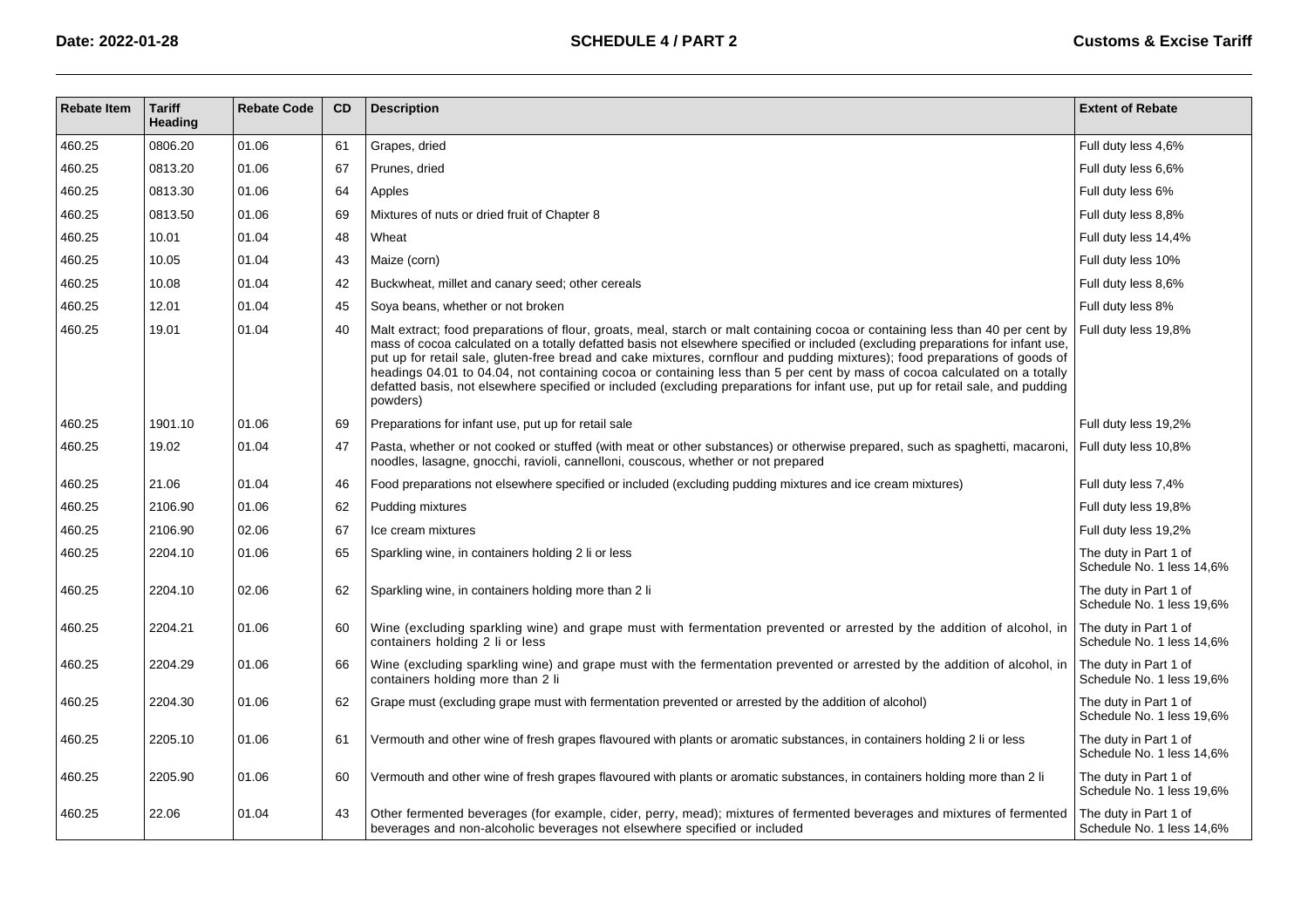| Rebate Item | Tariff Heading | Rebate Code | CD | Description | Extent of Rebate |
|---|---|---|---|---|---|
| 460.25 | 0806.20 | 01.06 | 61 | Grapes, dried | Full duty less 4,6% |
| 460.25 | 0813.20 | 01.06 | 67 | Prunes, dried | Full duty less 6,6% |
| 460.25 | 0813.30 | 01.06 | 64 | Apples | Full duty less 6% |
| 460.25 | 0813.50 | 01.06 | 69 | Mixtures of nuts or dried fruit of Chapter 8 | Full duty less 8,8% |
| 460.25 | 10.01 | 01.04 | 48 | Wheat | Full duty less 14,4% |
| 460.25 | 10.05 | 01.04 | 43 | Maize (corn) | Full duty less 10% |
| 460.25 | 10.08 | 01.04 | 42 | Buckwheat, millet and canary seed; other cereals | Full duty less 8,6% |
| 460.25 | 12.01 | 01.04 | 45 | Soya beans, whether or not broken | Full duty less 8% |
| 460.25 | 19.01 | 01.04 | 40 | Malt extract; food preparations of flour, groats, meal, starch or malt containing cocoa or containing less than 40 per cent by mass of cocoa calculated on a totally defatted basis not elsewhere specified or included (excluding preparations for infant use, put up for retail sale, gluten-free bread and cake mixtures, cornflour and pudding mixtures); food preparations of goods of headings 04.01 to 04.04, not containing cocoa or containing less than 5 per cent by mass of cocoa calculated on a totally defatted basis, not elsewhere specified or included (excluding preparations for infant use, put up for retail sale, and pudding powders) | Full duty less 19,8% |
| 460.25 | 1901.10 | 01.06 | 69 | Preparations for infant use, put up for retail sale | Full duty less 19,2% |
| 460.25 | 19.02 | 01.04 | 47 | Pasta, whether or not cooked or stuffed (with meat or other substances) or otherwise prepared, such as spaghetti, macaroni, noodles, lasagne, gnocchi, ravioli, cannelloni, couscous, whether or not prepared | Full duty less 10,8% |
| 460.25 | 21.06 | 01.04 | 46 | Food preparations not elsewhere specified or included (excluding pudding mixtures and ice cream mixtures) | Full duty less 7,4% |
| 460.25 | 2106.90 | 01.06 | 62 | Pudding mixtures | Full duty less 19,8% |
| 460.25 | 2106.90 | 02.06 | 67 | Ice cream mixtures | Full duty less 19,2% |
| 460.25 | 2204.10 | 01.06 | 65 | Sparkling wine, in containers holding 2 li or less | The duty in Part 1 of Schedule No. 1 less 14,6% |
| 460.25 | 2204.10 | 02.06 | 62 | Sparkling wine, in containers holding more than 2 li | The duty in Part 1 of Schedule No. 1 less 19,6% |
| 460.25 | 2204.21 | 01.06 | 60 | Wine (excluding sparkling wine) and grape must with fermentation prevented or arrested by the addition of alcohol, in containers holding 2 li or less | The duty in Part 1 of Schedule No. 1 less 14,6% |
| 460.25 | 2204.29 | 01.06 | 66 | Wine (excluding sparkling wine) and grape must with the fermentation prevented or arrested by the addition of alcohol, in containers holding more than 2 li | The duty in Part 1 of Schedule No. 1 less 19,6% |
| 460.25 | 2204.30 | 01.06 | 62 | Grape must (excluding grape must with fermentation prevented or arrested by the addition of alcohol) | The duty in Part 1 of Schedule No. 1 less 19,6% |
| 460.25 | 2205.10 | 01.06 | 61 | Vermouth and other wine of fresh grapes flavoured with plants or aromatic substances, in containers holding 2 li or less | The duty in Part 1 of Schedule No. 1 less 14,6% |
| 460.25 | 2205.90 | 01.06 | 60 | Vermouth and other wine of fresh grapes flavoured with plants or aromatic substances, in containers holding more than 2 li | The duty in Part 1 of Schedule No. 1 less 19,6% |
| 460.25 | 22.06 | 01.04 | 43 | Other fermented beverages (for example, cider, perry, mead); mixtures of fermented beverages and mixtures of fermented beverages and non-alcoholic beverages not elsewhere specified or included | The duty in Part 1 of Schedule No. 1 less 14,6% |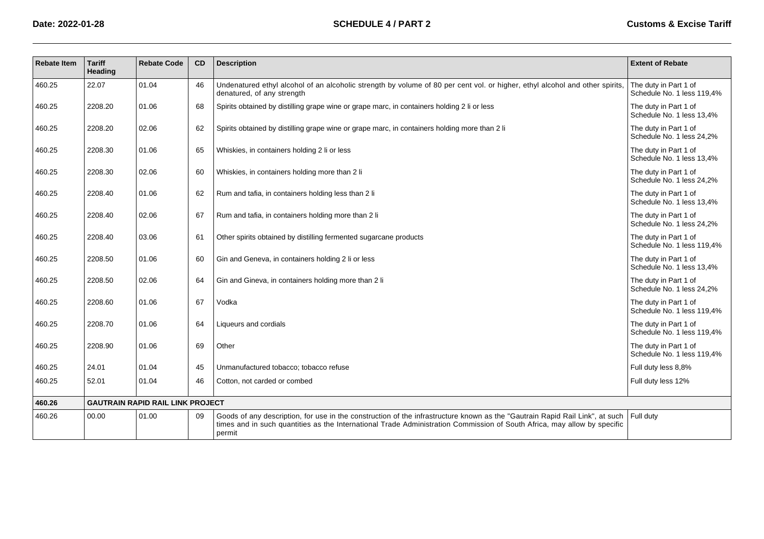| Rebate Item | Tariff Heading | Rebate Code | CD | Description | Extent of Rebate |
|---|---|---|---|---|---|
| 460.25 | 22.07 | 01.04 | 46 | Undenatured ethyl alcohol of an alcoholic strength by volume of 80 per cent vol. or higher, ethyl alcohol and other spirits, denatured, of any strength | The duty in Part 1 of Schedule No. 1 less 119,4% |
| 460.25 | 2208.20 | 01.06 | 68 | Spirits obtained by distilling grape wine or grape marc, in containers holding 2 li or less | The duty in Part 1 of Schedule No. 1 less 13,4% |
| 460.25 | 2208.20 | 02.06 | 62 | Spirits obtained by distilling grape wine or grape marc, in containers holding more than 2 li | The duty in Part 1 of Schedule No. 1 less 24,2% |
| 460.25 | 2208.30 | 01.06 | 65 | Whiskies, in containers holding 2 li or less | The duty in Part 1 of Schedule No. 1 less 13,4% |
| 460.25 | 2208.30 | 02.06 | 60 | Whiskies, in containers holding more than 2 li | The duty in Part 1 of Schedule No. 1 less 24,2% |
| 460.25 | 2208.40 | 01.06 | 62 | Rum and tafia, in containers holding less than 2 li | The duty in Part 1 of Schedule No. 1 less 13,4% |
| 460.25 | 2208.40 | 02.06 | 67 | Rum and tafia, in containers holding more than 2 li | The duty in Part 1 of Schedule No. 1 less 24,2% |
| 460.25 | 2208.40 | 03.06 | 61 | Other spirits obtained by distilling fermented sugarcane products | The duty in Part 1 of Schedule No. 1 less 119,4% |
| 460.25 | 2208.50 | 01.06 | 60 | Gin and Geneva, in containers holding 2 li or less | The duty in Part 1 of Schedule No. 1 less 13,4% |
| 460.25 | 2208.50 | 02.06 | 64 | Gin and Gineva, in containers holding more than 2 li | The duty in Part 1 of Schedule No. 1 less 24,2% |
| 460.25 | 2208.60 | 01.06 | 67 | Vodka | The duty in Part 1 of Schedule No. 1 less 119,4% |
| 460.25 | 2208.70 | 01.06 | 64 | Liqueurs and cordials | The duty in Part 1 of Schedule No. 1 less 119,4% |
| 460.25 | 2208.90 | 01.06 | 69 | Other | The duty in Part 1 of Schedule No. 1 less 119,4% |
| 460.25 | 24.01 | 01.04 | 45 | Unmanufactured tobacco; tobacco refuse | Full duty less 8,8% |
| 460.25 | 52.01 | 01.04 | 46 | Cotton, not carded or combed | Full duty less 12% |
| **460.26** | **GAUTRAIN RAPID RAIL LINK PROJECT** | | | | |
| 460.26 | 00.00 | 01.00 | 09 | Goods of any description, for use in the construction of the infrastructure known as the "Gautrain Rapid Rail Link", at such times and in such quantities as the International Trade Administration Commission of South Africa, may allow by specific permit | Full duty |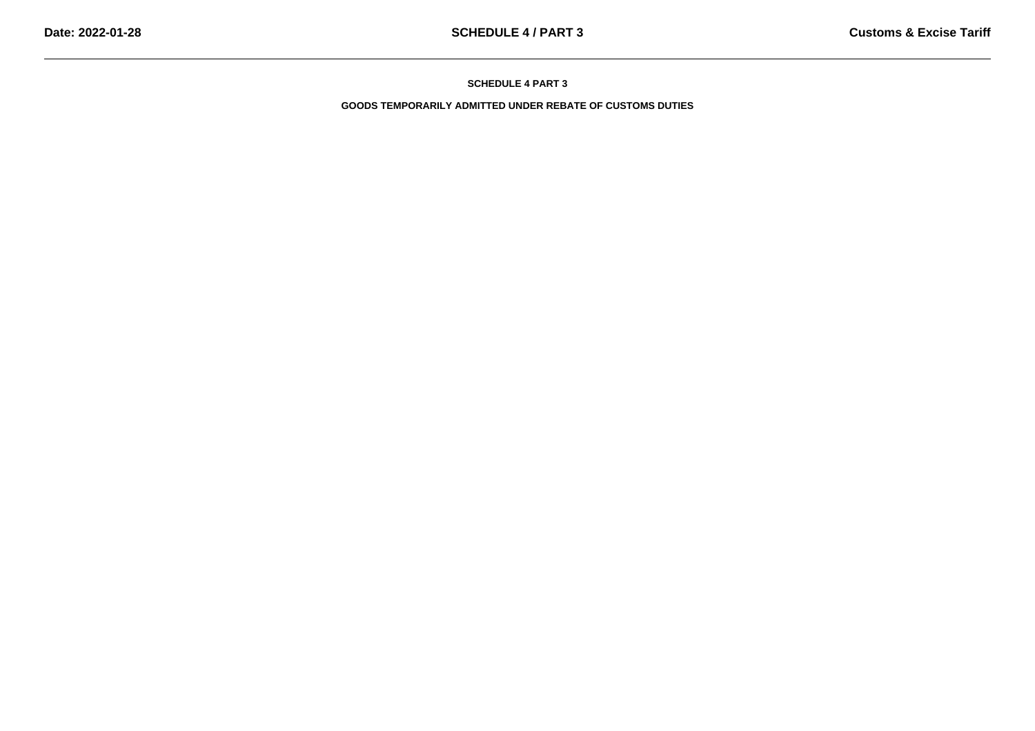# SCHEDULE 4 PART 3

## GOODS TEMPORARILY ADMITTED UNDER REBATE OF CUSTOMS DUTIES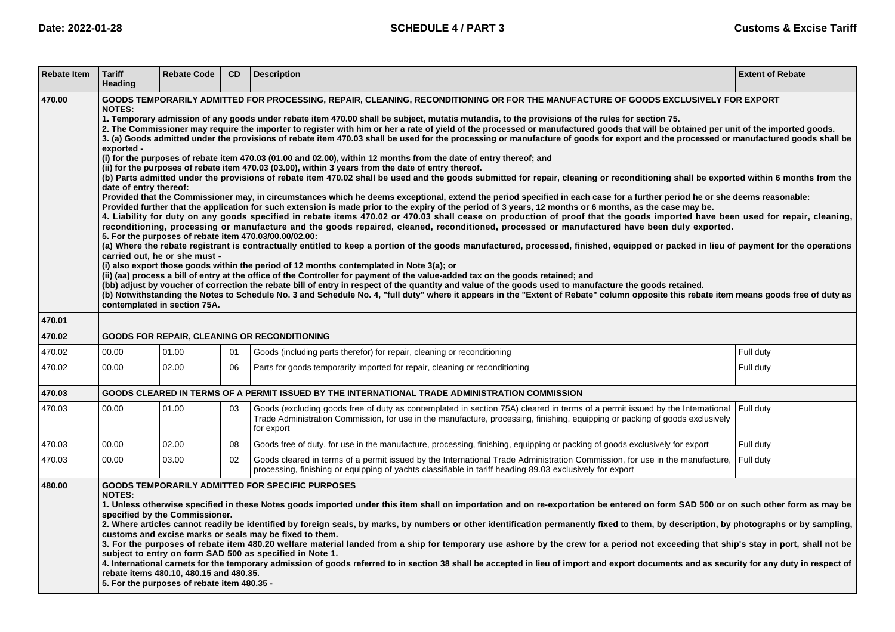| Rebate Item | Tariff Heading | Rebate Code | CD | Description | Extent of Rebate |
|---|---|---|---|---|---|
| **470.00** | **GOODS TEMPORARILY ADMITTED FOR PROCESSING, REPAIR, CLEANING, RECONDITIONING OR FOR THE MANUFACTURE OF GOODS EXCLUSIVELY FOR EXPORT**<br>**NOTES:**<br>**1. Temporary admission of any goods under rebate item 470.00 shall be subject, mutatis mutandis, to the provisions of the rules for section 75.**<br>**2. The Commissioner may require the importer to register with him or her a rate of yield of the processed or manufactured goods that will be obtained per unit of the imported goods.**<br>**3. (a) Goods admitted under the provisions of rebate item 470.03 shall be used for the processing or manufacture of goods for export and the processed or manufactured goods shall be exported -**<br>**(i) for the purposes of rebate item 470.03 (01.00 and 02.00), within 12 months from the date of entry thereof; and**<br>**(ii) for the purposes of rebate item 470.03 (03.00), within 3 years from the date of entry thereof.**<br>**(b) Parts admitted under the provisions of rebate item 470.02 shall be used and the goods submitted for repair, cleaning or reconditioning shall be exported within 6 months from the date of entry thereof:**<br>**Provided that the Commissioner may, in circumstances which he deems exceptional, extend the period specified in each case for a further period he or she deems reasonable:**<br>**Provided further that the application for such extension is made prior to the expiry of the period of 3 years, 12 months or 6 months, as the case may be.**<br>**4. Liability for duty on any goods specified in rebate items 470.02 or 470.03 shall cease on production of proof that the goods imported have been used for repair, cleaning, reconditioning, processing or manufacture and the goods repaired, cleaned, reconditioned, processed or manufactured have been duly exported.**<br>**5. For the purposes of rebate item 470.03/00.00/02.00:**<br>**(a) Where the rebate registrant is contractually entitled to keep a portion of the goods manufactured, processed, finished, equipped or packed in lieu of payment for the operations carried out, he or she must -**<br>**(i) also export those goods within the period of 12 months contemplated in Note 3(a); or**<br>**(ii) (aa) process a bill of entry at the office of the Controller for payment of the value-added tax on the goods retained; and**<br>**(bb) adjust by voucher of correction the rebate bill of entry in respect of the quantity and value of the goods used to manufacture the goods retained.**<br>**(b) Notwithstanding the Notes to Schedule No. 3 and Schedule No. 4, "full duty" where it appears in the "Extent of Rebate" column opposite this rebate item means goods free of duty as contemplated in section 75A.** | | | | |
| **470.01** | | | | | |
| **470.02** | **GOODS FOR REPAIR, CLEANING OR RECONDITIONING** | | | | |
| 470.02 | 00.00 | 01.00 | 01 | Goods (including parts therefor) for repair, cleaning or reconditioning | Full duty |
| 470.02 | 00.00 | 02.00 | 06 | Parts for goods temporarily imported for repair, cleaning or reconditioning | Full duty |
| **470.03** | **GOODS CLEARED IN TERMS OF A PERMIT ISSUED BY THE INTERNATIONAL TRADE ADMINISTRATION COMMISSION** | | | | |
| 470.03 | 00.00 | 01.00 | 03 | Goods (excluding goods free of duty as contemplated in section 75A) cleared in terms of a permit issued by the International Trade Administration Commission, for use in the manufacture, processing, finishing, equipping or packing of goods exclusively for export | Full duty |
| 470.03 | 00.00 | 02.00 | 08 | Goods free of duty, for use in the manufacture, processing, finishing, equipping or packing of goods exclusively for export | Full duty |
| 470.03 | 00.00 | 03.00 | 02 | Goods cleared in terms of a permit issued by the International Trade Administration Commission, for use in the manufacture, processing, finishing or equipping of yachts classifiable in tariff heading 89.03 exclusively for export | Full duty |
| **480.00** | **GOODS TEMPORARILY ADMITTED FOR SPECIFIC PURPOSES**<br>**NOTES:**<br>**1. Unless otherwise specified in these Notes goods imported under this item shall on importation and on re-exportation be entered on form SAD 500 or on such other form as may be specified by the Commissioner.**<br>**2. Where articles cannot readily be identified by foreign seals, by marks, by numbers or other identification permanently fixed to them, by description, by photographs or by sampling, customs and excise marks or seals may be fixed to them.**<br>**3. For the purposes of rebate item 480.20 welfare material landed from a ship for temporary use ashore by the crew for a period not exceeding that ship's stay in port, shall not be subject to entry on form SAD 500 as specified in Note 1.**<br>**4. International carnets for the temporary admission of goods referred to in section 38 shall be accepted in lieu of import and export documents and as security for any duty in respect of rebate items 480.10, 480.15 and 480.35.**<br>**5. For the purposes of rebate item 480.35 -** | | | | |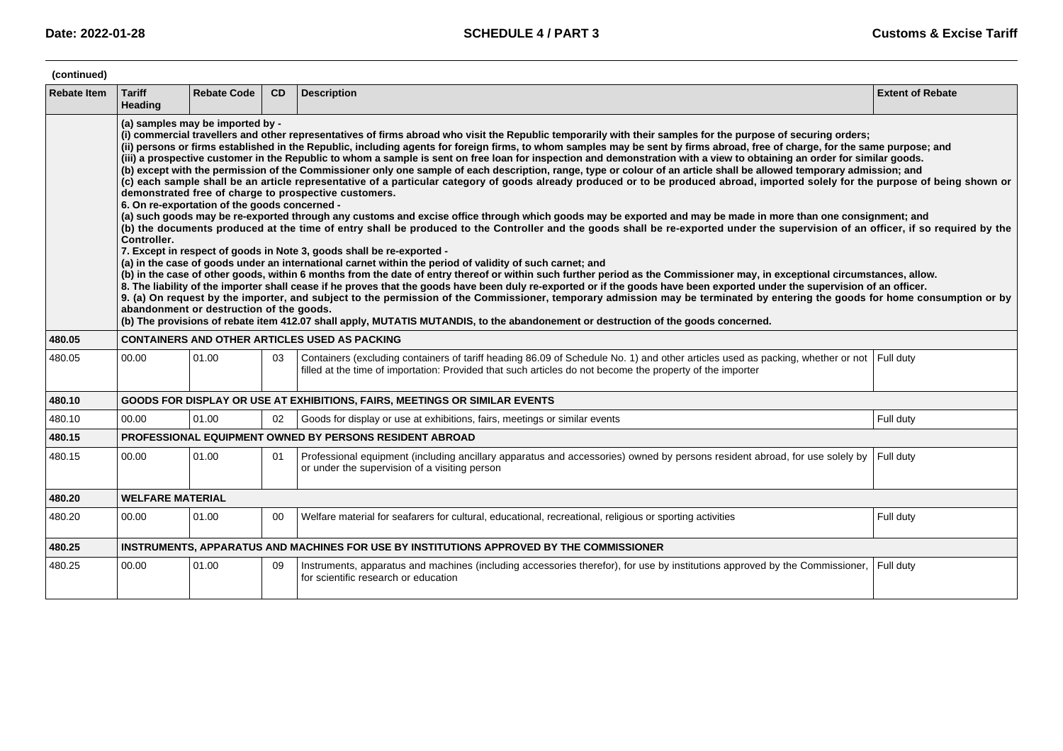(continued)

| Rebate Item | Tariff Heading | Rebate Code | CD | Description | Extent of Rebate |
|---|---|---|---|---|---|
| | **(a) samples may be imported by -<br>(i) commercial travellers and other representatives of firms abroad who visit the Republic temporarily with their samples for the purpose of securing orders;<br>(ii) persons or firms established in the Republic, including agents for foreign firms, to whom samples may be sent by firms abroad, free of charge, for the same purpose; and<br>(iii) a prospective customer in the Republic to whom a sample is sent on free loan for inspection and demonstration with a view to obtaining an order for similar goods.<br>(b) except with the permission of the Commissioner only one sample of each description, range, type or colour of an article shall be allowed temporary admission; and<br>(c) each sample shall be an article representative of a particular category of goods already produced or to be produced abroad, imported solely for the purpose of being shown or demonstrated free of charge to prospective customers.<br>6. On re-exportation of the goods concerned -<br>(a) such goods may be re-exported through any customs and excise office through which goods may be exported and may be made in more than one consignment; and<br>(b) the documents produced at the time of entry shall be produced to the Controller and the goods shall be re-exported under the supervision of an officer, if so required by the Controller.<br>7. Except in respect of goods in Note 3, goods shall be re-exported -<br>(a) in the case of goods under an international carnet within the period of validity of such carnet; and<br>(b) in the case of other goods, within 6 months from the date of entry thereof or within such further period as the Commissioner may, in exceptional circumstances, allow.<br>8. The liability of the importer shall cease if he proves that the goods have been duly re-exported or if the goods have been exported under the supervision of an officer.<br>9. (a) On request by the importer, and subject to the permission of the Commissioner, temporary admission may be terminated by entering the goods for home consumption or by abandonment or destruction of the goods.<br>(b) The provisions of rebate item 412.07 shall apply, MUTATIS MUTANDIS, to the abandonement or destruction of the goods concerned.** | | | | |
| **480.05** | **CONTAINERS AND OTHER ARTICLES USED AS PACKING** | | | | |
| 480.05 | 00.00 | 01.00 | 03 | Containers (excluding containers of tariff heading 86.09 of Schedule No. 1) and other articles used as packing, whether or not filled at the time of importation: Provided that such articles do not become the property of the importer | Full duty |
| **480.10** | **GOODS FOR DISPLAY OR USE AT EXHIBITIONS, FAIRS, MEETINGS OR SIMILAR EVENTS** | | | | |
| 480.10 | 00.00 | 01.00 | 02 | Goods for display or use at exhibitions, fairs, meetings or similar events | Full duty |
| **480.15** | **PROFESSIONAL EQUIPMENT OWNED BY PERSONS RESIDENT ABROAD** | | | | |
| 480.15 | 00.00 | 01.00 | 01 | Professional equipment (including ancillary apparatus and accessories) owned by persons resident abroad, for use solely by or under the supervision of a visiting person | Full duty |
| **480.20** | **WELFARE MATERIAL** | | | | |
| 480.20 | 00.00 | 01.00 | 00 | Welfare material for seafarers for cultural, educational, recreational, religious or sporting activities | Full duty |
| **480.25** | **INSTRUMENTS, APPARATUS AND MACHINES FOR USE BY INSTITUTIONS APPROVED BY THE COMMISSIONER** | | | | |
| 480.25 | 00.00 | 01.00 | 09 | Instruments, apparatus and machines (including accessories therefor), for use by institutions approved by the Commissioner, for scientific research or education | Full duty |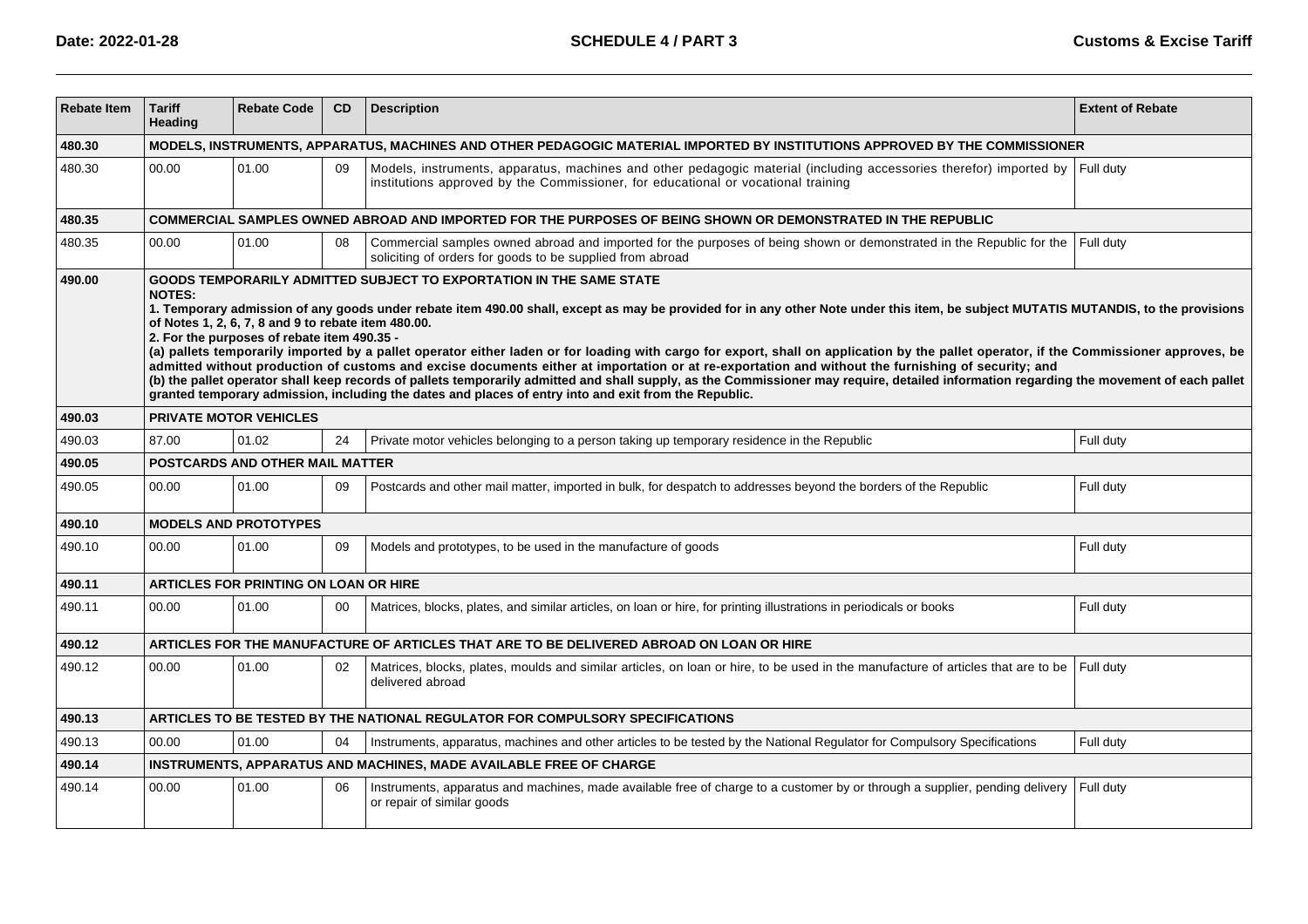| Rebate Item | Tariff Heading | Rebate Code | CD | Description | Extent of Rebate |
|---|---|---|---|---|---|
| **480.30** | **MODELS, INSTRUMENTS, APPARATUS, MACHINES AND OTHER PEDAGOGIC MATERIAL IMPORTED BY INSTITUTIONS APPROVED BY THE COMMISSIONER** | | | | |
| 480.30 | 00.00 | 01.00 | 09 | Models, instruments, apparatus, machines and other pedagogic material (including accessories therefor) imported by institutions approved by the Commissioner, for educational or vocational training | Full duty |
| **480.35** | **COMMERCIAL SAMPLES OWNED ABROAD AND IMPORTED FOR THE PURPOSES OF BEING SHOWN OR DEMONSTRATED IN THE REPUBLIC** | | | | |
| 480.35 | 00.00 | 01.00 | 08 | Commercial samples owned abroad and imported for the purposes of being shown or demonstrated in the Republic for the soliciting of orders for goods to be supplied from abroad | Full duty |
| **490.00** | **GOODS TEMPORARILY ADMITTED SUBJECT TO EXPORTATION IN THE SAME STATE**<br>**NOTES:**<br>**1. Temporary admission of any goods under rebate item 490.00 shall, except as may be provided for in any other Note under this item, be subject MUTATIS MUTANDIS, to the provisions of Notes 1, 2, 6, 7, 8 and 9 to rebate item 480.00.**<br>**2. For the purposes of rebate item 490.35 -**<br>**(a) pallets temporarily imported by a pallet operator either laden or for loading with cargo for export, shall on application by the pallet operator, if the Commissioner approves, be admitted without production of customs and excise documents either at importation or at re-exportation and without the furnishing of security; and**<br>**(b) the pallet operator shall keep records of pallets temporarily admitted and shall supply, as the Commissioner may require, detailed information regarding the movement of each pallet granted temporary admission, including the dates and places of entry into and exit from the Republic.** | | | | |
| **490.03** | **PRIVATE MOTOR VEHICLES** | | | | |
| 490.03 | 87.00 | 01.02 | 24 | Private motor vehicles belonging to a person taking up temporary residence in the Republic | Full duty |
| **490.05** | **POSTCARDS AND OTHER MAIL MATTER** | | | | |
| 490.05 | 00.00 | 01.00 | 09 | Postcards and other mail matter, imported in bulk, for despatch to addresses beyond the borders of the Republic | Full duty |
| **490.10** | **MODELS AND PROTOTYPES** | | | | |
| 490.10 | 00.00 | 01.00 | 09 | Models and prototypes, to be used in the manufacture of goods | Full duty |
| **490.11** | **ARTICLES FOR PRINTING ON LOAN OR HIRE** | | | | |
| 490.11 | 00.00 | 01.00 | 00 | Matrices, blocks, plates, and similar articles, on loan or hire, for printing illustrations in periodicals or books | Full duty |
| **490.12** | **ARTICLES FOR THE MANUFACTURE OF ARTICLES THAT ARE TO BE DELIVERED ABROAD ON LOAN OR HIRE** | | | | |
| 490.12 | 00.00 | 01.00 | 02 | Matrices, blocks, plates, moulds and similar articles, on loan or hire, to be used in the manufacture of articles that are to be delivered abroad | Full duty |
| **490.13** | **ARTICLES TO BE TESTED BY THE NATIONAL REGULATOR FOR COMPULSORY SPECIFICATIONS** | | | | |
| 490.13 | 00.00 | 01.00 | 04 | Instruments, apparatus, machines and other articles to be tested by the National Regulator for Compulsory Specifications | Full duty |
| **490.14** | **INSTRUMENTS, APPARATUS AND MACHINES, MADE AVAILABLE FREE OF CHARGE** | | | | |
| 490.14 | 00.00 | 01.00 | 06 | Instruments, apparatus and machines, made available free of charge to a customer by or through a supplier, pending delivery or repair of similar goods | Full duty |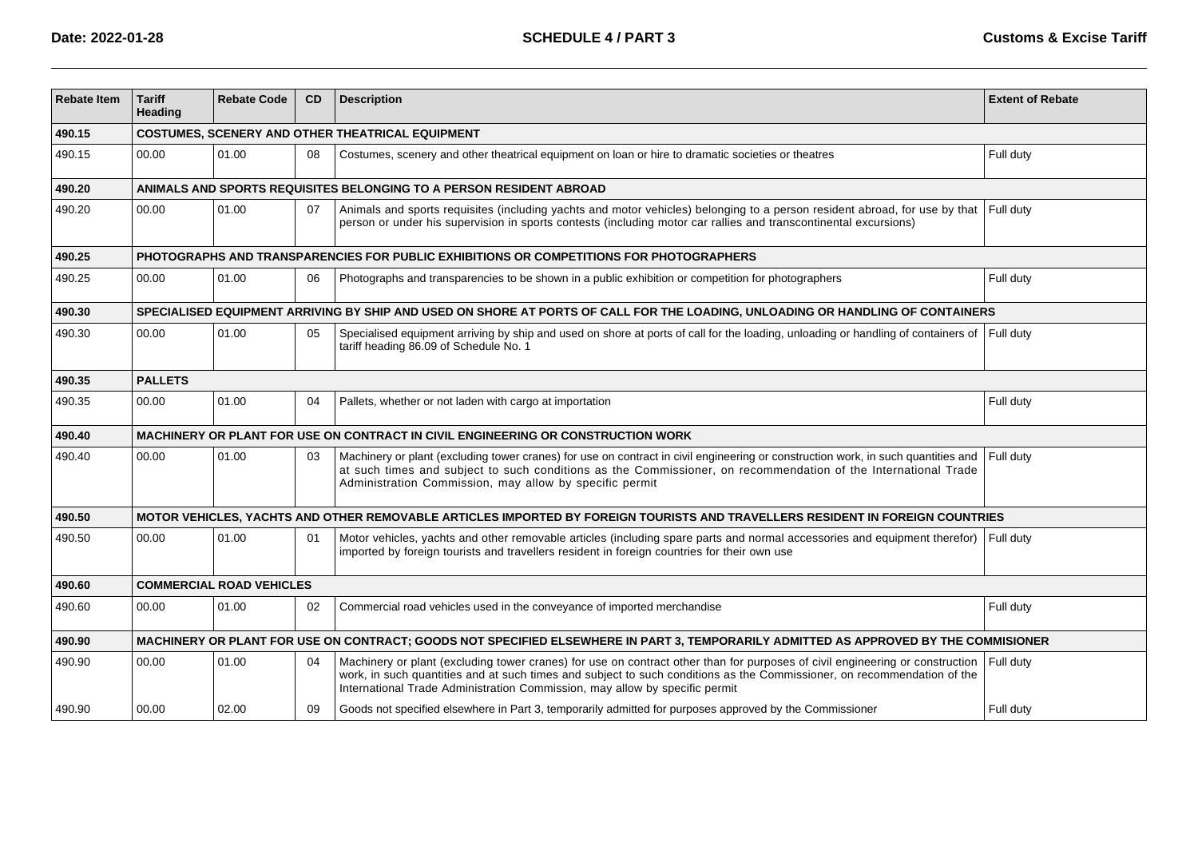| Rebate Item | Tariff Heading | Rebate Code | CD | Description | Extent of Rebate |
|---|---|---|---|---|---|
| **490.15** | **COSTUMES, SCENERY AND OTHER THEATRICAL EQUIPMENT** | | | | |
| 490.15 | 00.00 | 01.00 | 08 | Costumes, scenery and other theatrical equipment on loan or hire to dramatic societies or theatres | Full duty |
| **490.20** | **ANIMALS AND SPORTS REQUISITES BELONGING TO A PERSON RESIDENT ABROAD** | | | | |
| 490.20 | 00.00 | 01.00 | 07 | Animals and sports requisites (including yachts and motor vehicles) belonging to a person resident abroad, for use by that person or under his supervision in sports contests (including motor car rallies and transcontinental excursions) | Full duty |
| **490.25** | **PHOTOGRAPHS AND TRANSPARENCIES FOR PUBLIC EXHIBITIONS OR COMPETITIONS FOR PHOTOGRAPHERS** | | | | |
| 490.25 | 00.00 | 01.00 | 06 | Photographs and transparencies to be shown in a public exhibition or competition for photographers | Full duty |
| **490.30** | **SPECIALISED EQUIPMENT ARRIVING BY SHIP AND USED ON SHORE AT PORTS OF CALL FOR THE LOADING, UNLOADING OR HANDLING OF CONTAINERS** | | | | |
| 490.30 | 00.00 | 01.00 | 05 | Specialised equipment arriving by ship and used on shore at ports of call for the loading, unloading or handling of containers of tariff heading 86.09 of Schedule No. 1 | Full duty |
| **490.35** | **PALLETS** | | | | |
| 490.35 | 00.00 | 01.00 | 04 | Pallets, whether or not laden with cargo at importation | Full duty |
| **490.40** | **MACHINERY OR PLANT FOR USE ON CONTRACT IN CIVIL ENGINEERING OR CONSTRUCTION WORK** | | | | |
| 490.40 | 00.00 | 01.00 | 03 | Machinery or plant (excluding tower cranes) for use on contract in civil engineering or construction work, in such quantities and at such times and subject to such conditions as the Commissioner, on recommendation of the International Trade Administration Commission, may allow by specific permit | Full duty |
| **490.50** | **MOTOR VEHICLES, YACHTS AND OTHER REMOVABLE ARTICLES IMPORTED BY FOREIGN TOURISTS AND TRAVELLERS RESIDENT IN FOREIGN COUNTRIES** | | | | |
| 490.50 | 00.00 | 01.00 | 01 | Motor vehicles, yachts and other removable articles (including spare parts and normal accessories and equipment therefor) imported by foreign tourists and travellers resident in foreign countries for their own use | Full duty |
| **490.60** | **COMMERCIAL ROAD VEHICLES** | | | | |
| 490.60 | 00.00 | 01.00 | 02 | Commercial road vehicles used in the conveyance of imported merchandise | Full duty |
| **490.90** | **MACHINERY OR PLANT FOR USE ON CONTRACT; GOODS NOT SPECIFIED ELSEWHERE IN PART 3, TEMPORARILY ADMITTED AS APPROVED BY THE COMMISIONER** | | | | |
| 490.90 | 00.00 | 01.00 | 04 | Machinery or plant (excluding tower cranes) for use on contract other than for purposes of civil engineering or construction work, in such quantities and at such times and subject to such conditions as the Commissioner, on recommendation of the International Trade Administration Commission, may allow by specific permit | Full duty |
| 490.90 | 00.00 | 02.00 | 09 | Goods not specified elsewhere in Part 3, temporarily admitted for purposes approved by the Commissioner | Full duty |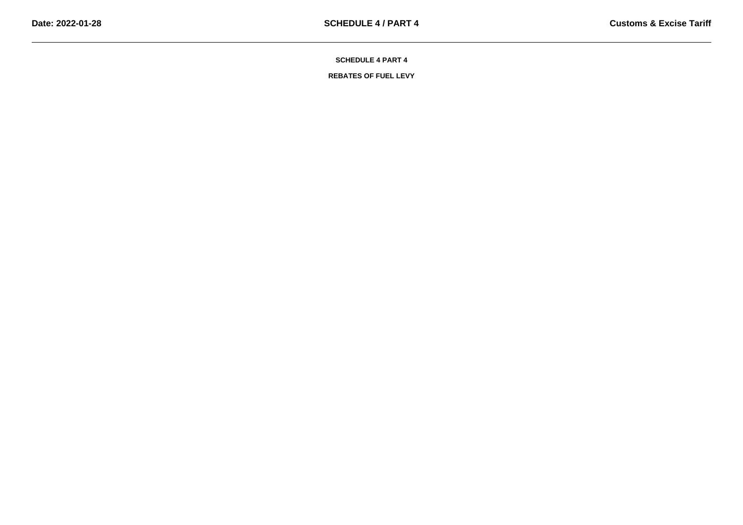## SCHEDULE 4 PART 4

### REBATES OF FUEL LEVY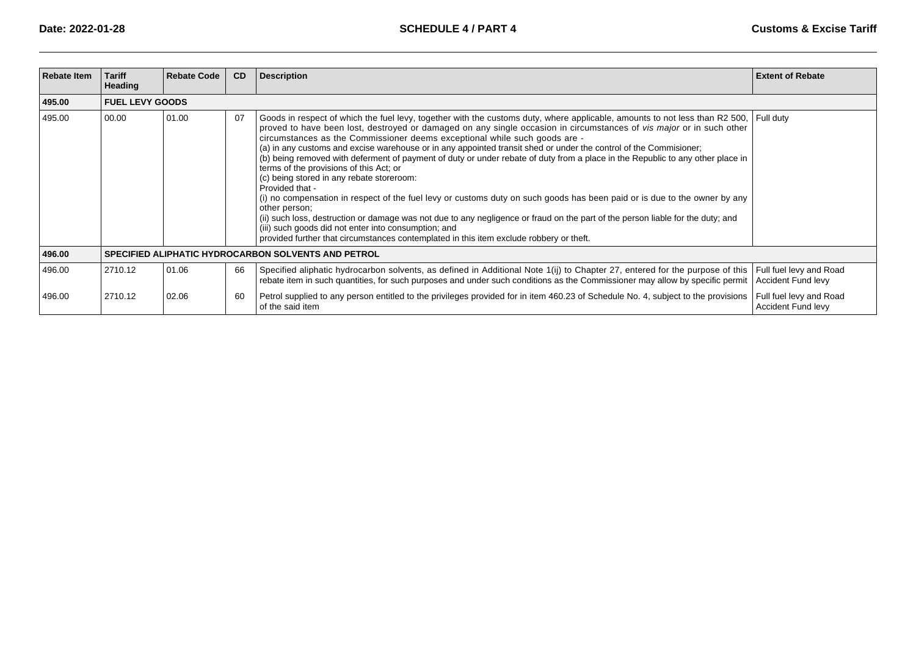| Rebate Item | Tariff Heading | Rebate Code | CD | Description | Extent of Rebate |
|---|---|---|---|---|---|
| **495.00** | **FUEL LEVY GOODS** | | | | |
| 495.00 | 00.00 | 01.00 | 07 | Goods in respect of which the fuel levy, together with the customs duty, where applicable, amounts to not less than R2 500, proved to have been lost, destroyed or damaged on any single occasion in circumstances of *vis major* or in such other circumstances as the Commissioner deems exceptional while such goods are -<br>(a) in any customs and excise warehouse or in any appointed transit shed or under the control of the Commisioner;<br>(b) being removed with deferment of payment of duty or under rebate of duty from a place in the Republic to any other place in terms of the provisions of this Act; or<br>(c) being stored in any rebate storeroom:<br>Provided that -<br>(i) no compensation in respect of the fuel levy or customs duty on such goods has been paid or is due to the owner by any other person;<br>(ii) such loss, destruction or damage was not due to any negligence or fraud on the part of the person liable for the duty; and<br>(iii) such goods did not enter into consumption; and<br>provided further that circumstances contemplated in this item exclude robbery or theft. | Full duty |
| **496.00** | **SPECIFIED ALIPHATIC HYDROCARBON SOLVENTS AND PETROL** | | | | |
| 496.00 | 2710.12 | 01.06 | 66 | Specified aliphatic hydrocarbon solvents, as defined in Additional Note 1(ij) to Chapter 27, entered for the purpose of this rebate item in such quantities, for such purposes and under such conditions as the Commissioner may allow by specific permit | Full fuel levy and Road Accident Fund levy |
| 496.00 | 2710.12 | 02.06 | 60 | Petrol supplied to any person entitled to the privileges provided for in item 460.23 of Schedule No. 4, subject to the provisions of the said item | Full fuel levy and Road Accident Fund levy |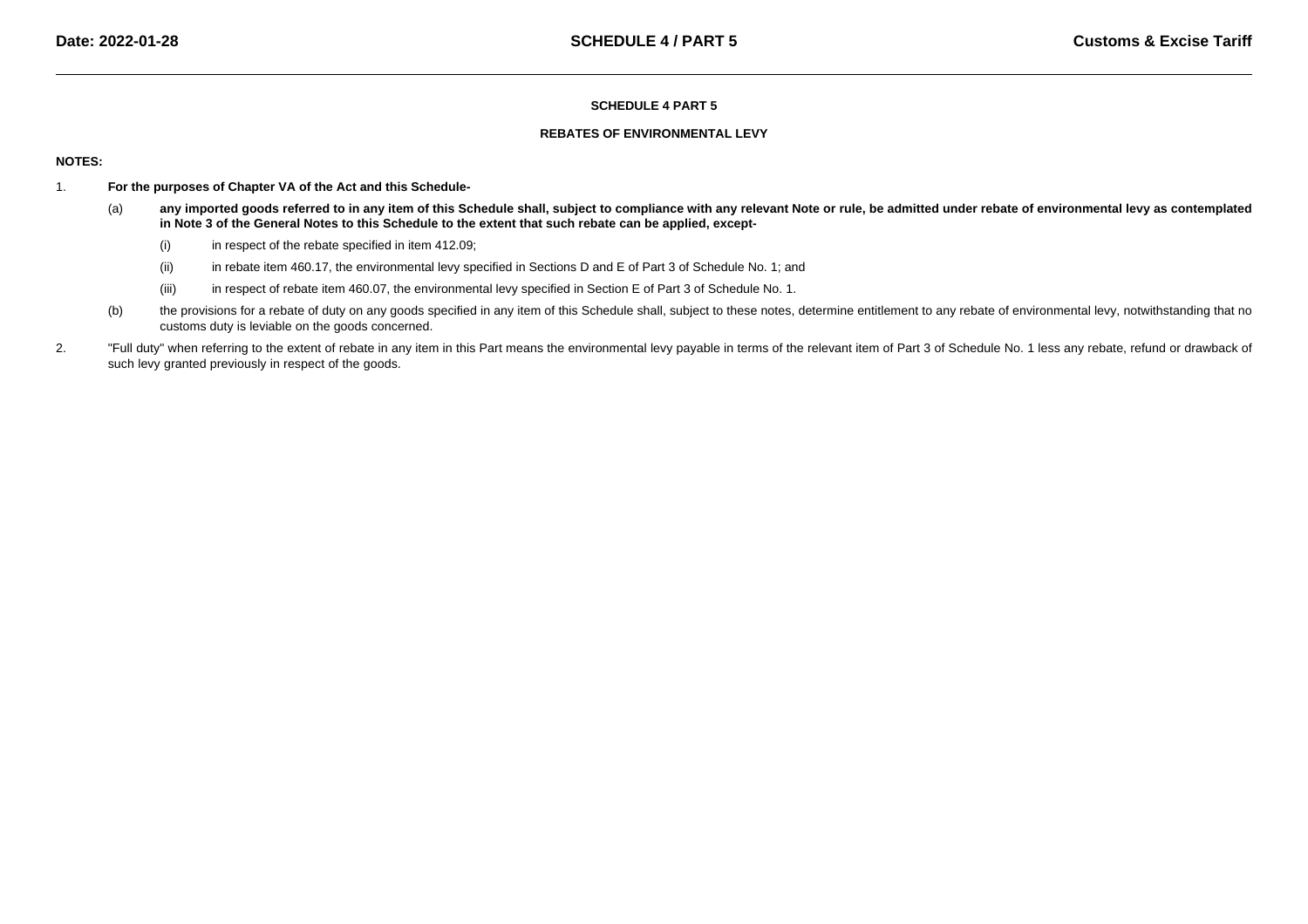## SCHEDULE 4 PART 5

### REBATES OF ENVIRONMENTAL LEVY

**NOTES:**

1. **For the purposes of Chapter VA of the Act and this Schedule-**

   (a) **any imported goods referred to in any item of this Schedule shall, subject to compliance with any relevant Note or rule, be admitted under rebate of environmental levy as contemplated in Note 3 of the General Notes to this Schedule to the extent that such rebate can be applied, except-**

      (i) in respect of the rebate specified in item 412.09;

      (ii) in rebate item 460.17, the environmental levy specified in Sections D and E of Part 3 of Schedule No. 1; and

      (iii) in respect of rebate item 460.07, the environmental levy specified in Section E of Part 3 of Schedule No. 1.

   (b) the provisions for a rebate of duty on any goods specified in any item of this Schedule shall, subject to these notes, determine entitlement to any rebate of environmental levy, notwithstanding that no customs duty is leviable on the goods concerned.

2. "Full duty" when referring to the extent of rebate in any item in this Part means the environmental levy payable in terms of the relevant item of Part 3 of Schedule No. 1 less any rebate, refund or drawback of such levy granted previously in respect of the goods.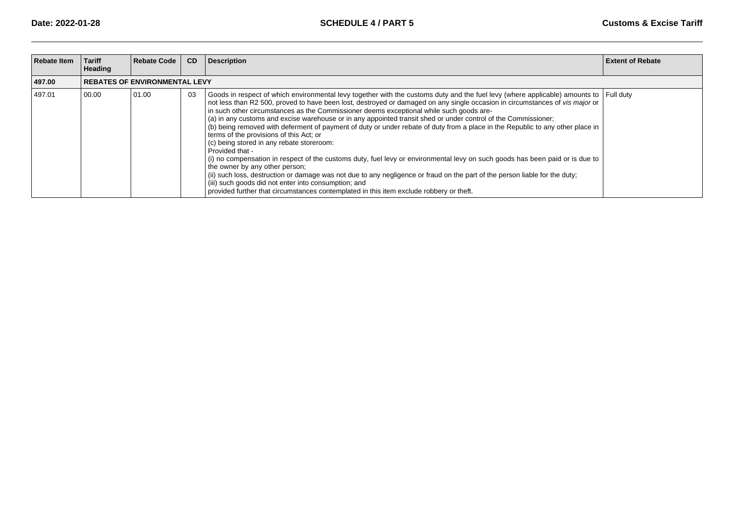| Rebate Item | Tariff Heading | Rebate Code | CD | Description | Extent of Rebate |
|---|---|---|---|---|---|
| **497.00** | **REBATES OF ENVIRONMENTAL LEVY** | | | | |
| 497.01 | 00.00 | 01.00 | 03 | Goods in respect of which environmental levy together with the customs duty and the fuel levy (where applicable) amounts to not less than R2 500, proved to have been lost, destroyed or damaged on any single occasion in circumstances of *vis major* or in such other circumstances as the Commissioner deems exceptional while such goods are-<br>(a) in any customs and excise warehouse or in any appointed transit shed or under control of the Commissioner;<br>(b) being removed with deferment of payment of duty or under rebate of duty from a place in the Republic to any other place in terms of the provisions of this Act; or<br>(c) being stored in any rebate storeroom:<br>Provided that -<br>(i) no compensation in respect of the customs duty, fuel levy or environmental levy on such goods has been paid or is due to the owner by any other person;<br>(ii) such loss, destruction or damage was not due to any negligence or fraud on the part of the person liable for the duty;<br>(iii) such goods did not enter into consumption; and<br>provided further that circumstances contemplated in this item exclude robbery or theft. | Full duty |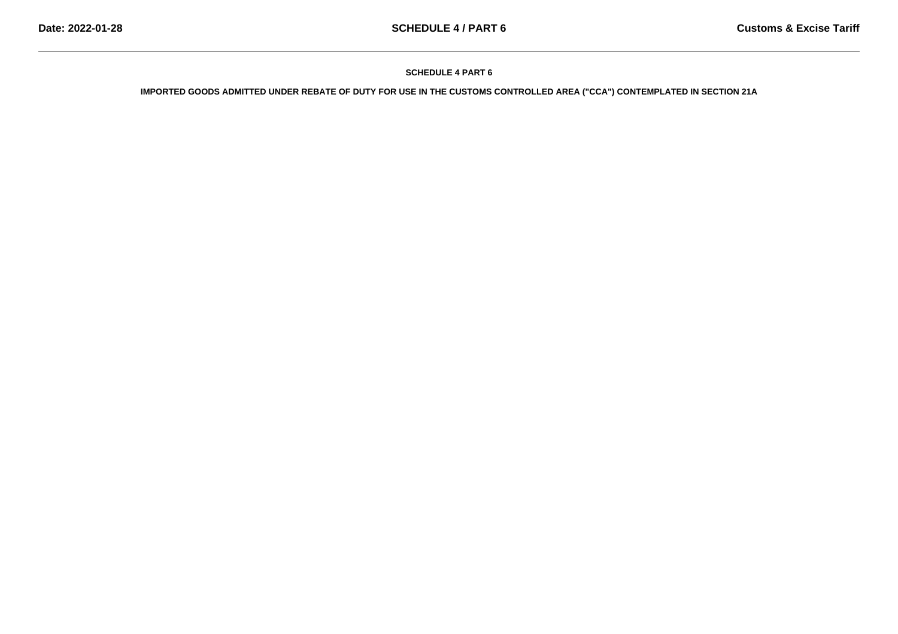# SCHEDULE 4 PART 6

## IMPORTED GOODS ADMITTED UNDER REBATE OF DUTY FOR USE IN THE CUSTOMS CONTROLLED AREA ("CCA") CONTEMPLATED IN SECTION 21A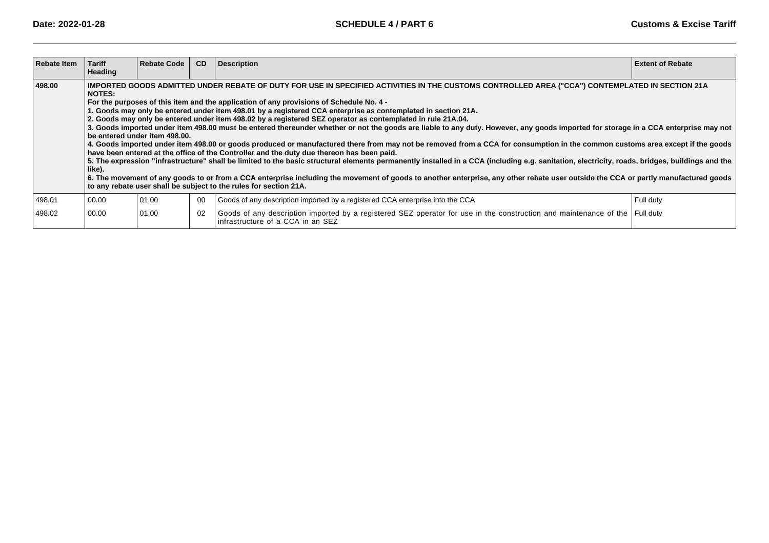| Rebate Item | Tariff Heading | Rebate Code | CD | Description | Extent of Rebate |
|---|---|---|---|---|---|
| **498.00** | **IMPORTED GOODS ADMITTED UNDER REBATE OF DUTY FOR USE IN SPECIFIED ACTIVITIES IN THE CUSTOMS CONTROLLED AREA ("CCA") CONTEMPLATED IN SECTION 21A** **NOTES:** **For the purposes of this item and the application of any provisions of Schedule No. 4 -** **1. Goods may only be entered under item 498.01 by a registered CCA enterprise as contemplated in section 21A.** **2. Goods may only be entered under item 498.02 by a registered SEZ operator as contemplated in rule 21A.04.** **3. Goods imported under item 498.00 must be entered thereunder whether or not the goods are liable to any duty. However, any goods imported for storage in a CCA enterprise may not be entered under item 498.00.** **4. Goods imported under item 498.00 or goods produced or manufactured there from may not be removed from a CCA for consumption in the common customs area except if the goods have been entered at the office of the Controller and the duty due thereon has been paid.** **5. The expression "infrastructure" shall be limited to the basic structural elements permanently installed in a CCA (including e.g. sanitation, electricity, roads, bridges, buildings and the like).** **6. The movement of any goods to or from a CCA enterprise including the movement of goods to another enterprise, any other rebate user outside the CCA or partly manufactured goods to any rebate user shall be subject to the rules for section 21A.** | | | | |
| 498.01 | 00.00 | 01.00 | 00 | Goods of any description imported by a registered CCA enterprise into the CCA | Full duty |
| 498.02 | 00.00 | 01.00 | 02 | Goods of any description imported by a registered SEZ operator for use in the construction and maintenance of the infrastructure of a CCA in an SEZ | Full duty |